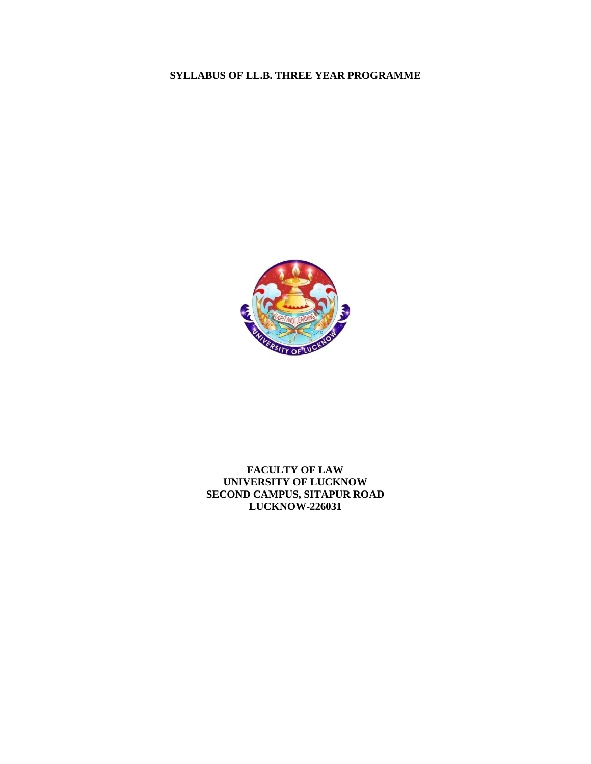# SYLLABUS OF LL.B. THREE YEAR PROGRAMME

**FACULTY OF LAW**
**UNIVERSITY OF LUCKNOW**
**SECOND CAMPUS, SITAPUR ROAD**
**LUCKNOW-226031**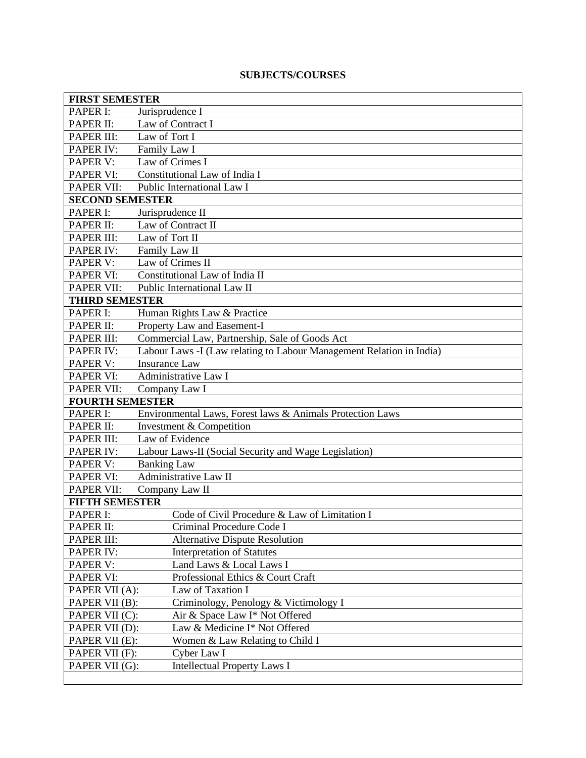## SUBJECTS/COURSES

| **FIRST SEMESTER** | |
|---|---|
| PAPER I: | Jurisprudence I |
| PAPER II: | Law of Contract I |
| PAPER III: | Law of Tort I |
| PAPER IV: | Family Law I |
| PAPER V: | Law of Crimes I |
| PAPER VI: | Constitutional Law of India I |
| PAPER VII: | Public International Law I |
| **SECOND SEMESTER** | |
| PAPER I: | Jurisprudence II |
| PAPER II: | Law of Contract II |
| PAPER III: | Law of Tort II |
| PAPER IV: | Family Law II |
| PAPER V: | Law of Crimes II |
| PAPER VI: | Constitutional Law of India II |
| PAPER VII: | Public International Law II |
| **THIRD SEMESTER** | |
| PAPER I: | Human Rights Law & Practice |
| PAPER II: | Property Law and Easement-I |
| PAPER III: | Commercial Law, Partnership, Sale of Goods Act |
| PAPER IV: | Labour Laws -I (Law relating to Labour Management Relation in India) |
| PAPER V: | Insurance Law |
| PAPER VI: | Administrative Law I |
| PAPER VII: | Company Law I |
| **FOURTH SEMESTER** | |
| PAPER I: | Environmental Laws, Forest laws & Animals Protection Laws |
| PAPER II: | Investment & Competition |
| PAPER III: | Law of Evidence |
| PAPER IV: | Labour Laws-II (Social Security and Wage Legislation) |
| PAPER V: | Banking Law |
| PAPER VI: | Administrative Law II |
| PAPER VII: | Company Law II |
| **FIFTH SEMESTER** | |
| PAPER I: | Code of Civil Procedure & Law of Limitation I |
| PAPER II: | Criminal Procedure Code I |
| PAPER III: | Alternative Dispute Resolution |
| PAPER IV: | Interpretation of Statutes |
| PAPER V: | Land Laws & Local Laws I |
| PAPER VI: | Professional Ethics & Court Craft |
| PAPER VII (A): | Law of Taxation I |
| PAPER VII (B): | Criminology, Penology & Victimology I |
| PAPER VII (C): | Air & Space Law I* Not Offered |
| PAPER VII (D): | Law & Medicine I* Not Offered |
| PAPER VII (E): | Women & Law Relating to Child I |
| PAPER VII (F): | Cyber Law I |
| PAPER VII (G): | Intellectual Property Laws I |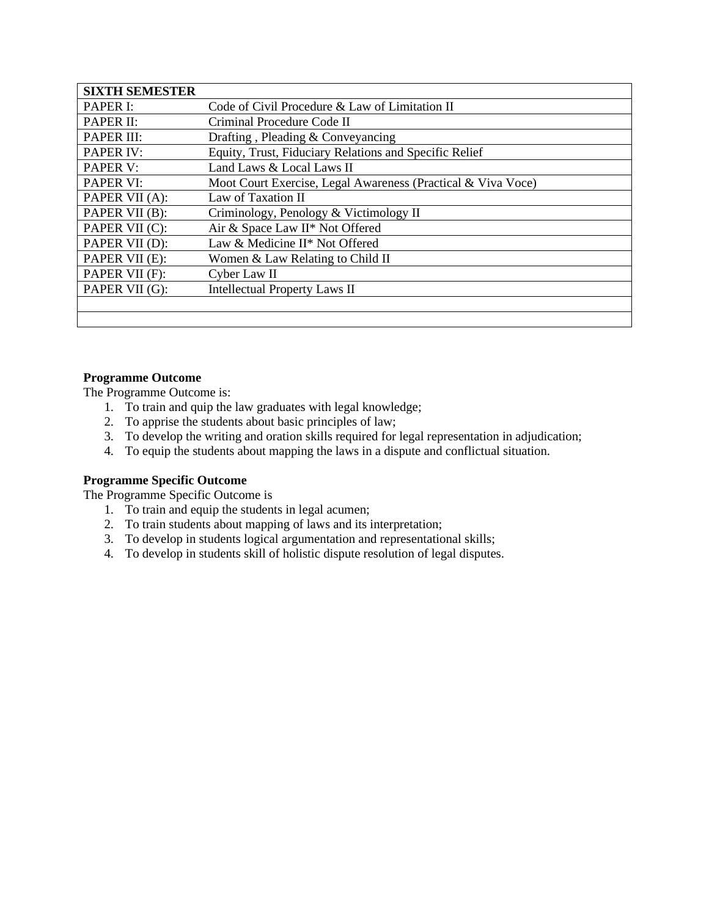| SIXTH SEMESTER | |
|---|---|
| PAPER I: | Code of Civil Procedure & Law of Limitation II |
| PAPER II: | Criminal Procedure Code II |
| PAPER III: | Drafting , Pleading & Conveyancing |
| PAPER IV: | Equity, Trust, Fiduciary Relations and Specific Relief |
| PAPER V: | Land Laws & Local Laws II |
| PAPER VI: | Moot Court Exercise, Legal Awareness (Practical & Viva Voce) |
| PAPER VII (A): | Law of Taxation II |
| PAPER VII (B): | Criminology, Penology & Victimology II |
| PAPER VII (C): | Air & Space Law II* Not Offered |
| PAPER VII (D): | Law & Medicine II* Not Offered |
| PAPER VII (E): | Women & Law Relating to Child II |
| PAPER VII (F): | Cyber Law II |
| PAPER VII (G): | Intellectual Property Laws II |
| | |
| | |

**Programme Outcome**

The Programme Outcome is:

1. To train and quip the law graduates with legal knowledge;
2. To apprise the students about basic principles of law;
3. To develop the writing and oration skills required for legal representation in adjudication;
4. To equip the students about mapping the laws in a dispute and conflictual situation.

**Programme Specific Outcome**

The Programme Specific Outcome is

1. To train and equip the students in legal acumen;
2. To train students about mapping of laws and its interpretation;
3. To develop in students logical argumentation and representational skills;
4. To develop in students skill of holistic dispute resolution of legal disputes.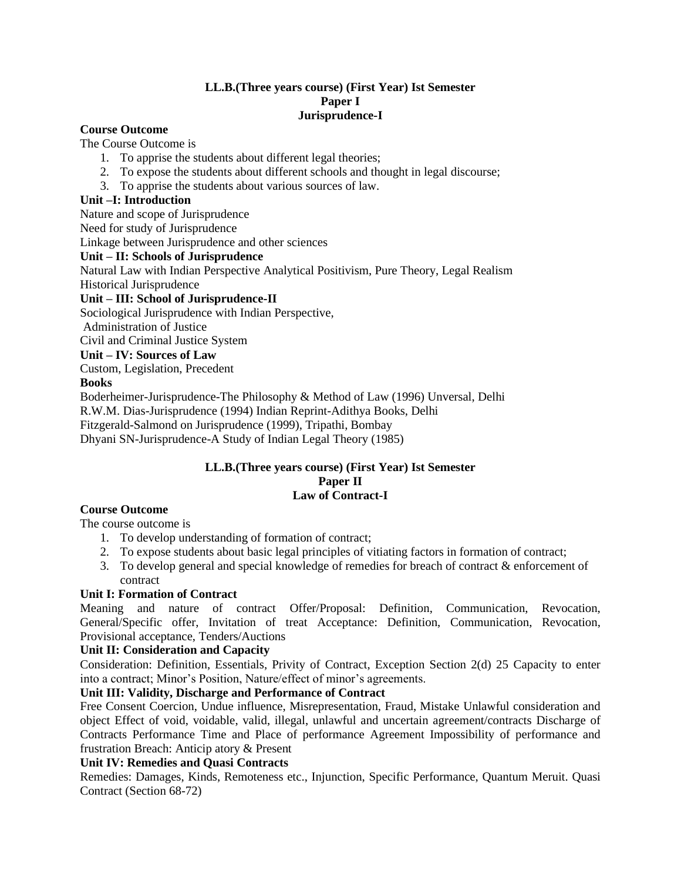## LL.B.(Three years course) (First Year) Ist Semester
## Paper I
## Jurisprudence-I

**Course Outcome**

The Course Outcome is

1. To apprise the students about different legal theories;
2. To expose the students about different schools and thought in legal discourse;
3. To apprise the students about various sources of law.

**Unit –I: Introduction**

Nature and scope of Jurisprudence

Need for study of Jurisprudence

Linkage between Jurisprudence and other sciences

**Unit – II: Schools of Jurisprudence**

Natural Law with Indian Perspective Analytical Positivism, Pure Theory, Legal Realism

Historical Jurisprudence

**Unit – III: School of Jurisprudence-II**

Sociological Jurisprudence with Indian Perspective,

Administration of Justice

Civil and Criminal Justice System

**Unit – IV: Sources of Law**

Custom, Legislation, Precedent

**Books**

Boderheimer-Jurisprudence-The Philosophy & Method of Law (1996) Unversal, Delhi

R.W.M. Dias-Jurisprudence (1994) Indian Reprint-Adithya Books, Delhi

Fitzgerald-Salmond on Jurisprudence (1999), Tripathi, Bombay

Dhyani SN-Jurisprudence-A Study of Indian Legal Theory (1985)

## LL.B.(Three years course) (First Year) Ist Semester
## Paper II
## Law of Contract-I

**Course Outcome**

The course outcome is

1. To develop understanding of formation of contract;
2. To expose students about basic legal principles of vitiating factors in formation of contract;
3. To develop general and special knowledge of remedies for breach of contract & enforcement of contract

**Unit I: Formation of Contract**

Meaning and nature of contract Offer/Proposal: Definition, Communication, Revocation, General/Specific offer, Invitation of treat Acceptance: Definition, Communication, Revocation, Provisional acceptance, Tenders/Auctions

**Unit II: Consideration and Capacity**

Consideration: Definition, Essentials, Privity of Contract, Exception Section 2(d) 25 Capacity to enter into a contract; Minor's Position, Nature/effect of minor's agreements.

**Unit III: Validity, Discharge and Performance of Contract**

Free Consent Coercion, Undue influence, Misrepresentation, Fraud, Mistake Unlawful consideration and object Effect of void, voidable, valid, illegal, unlawful and uncertain agreement/contracts Discharge of Contracts Performance Time and Place of performance Agreement Impossibility of performance and frustration Breach: Anticip atory & Present

**Unit IV: Remedies and Quasi Contracts**

Remedies: Damages, Kinds, Remoteness etc., Injunction, Specific Performance, Quantum Meruit. Quasi Contract (Section 68-72)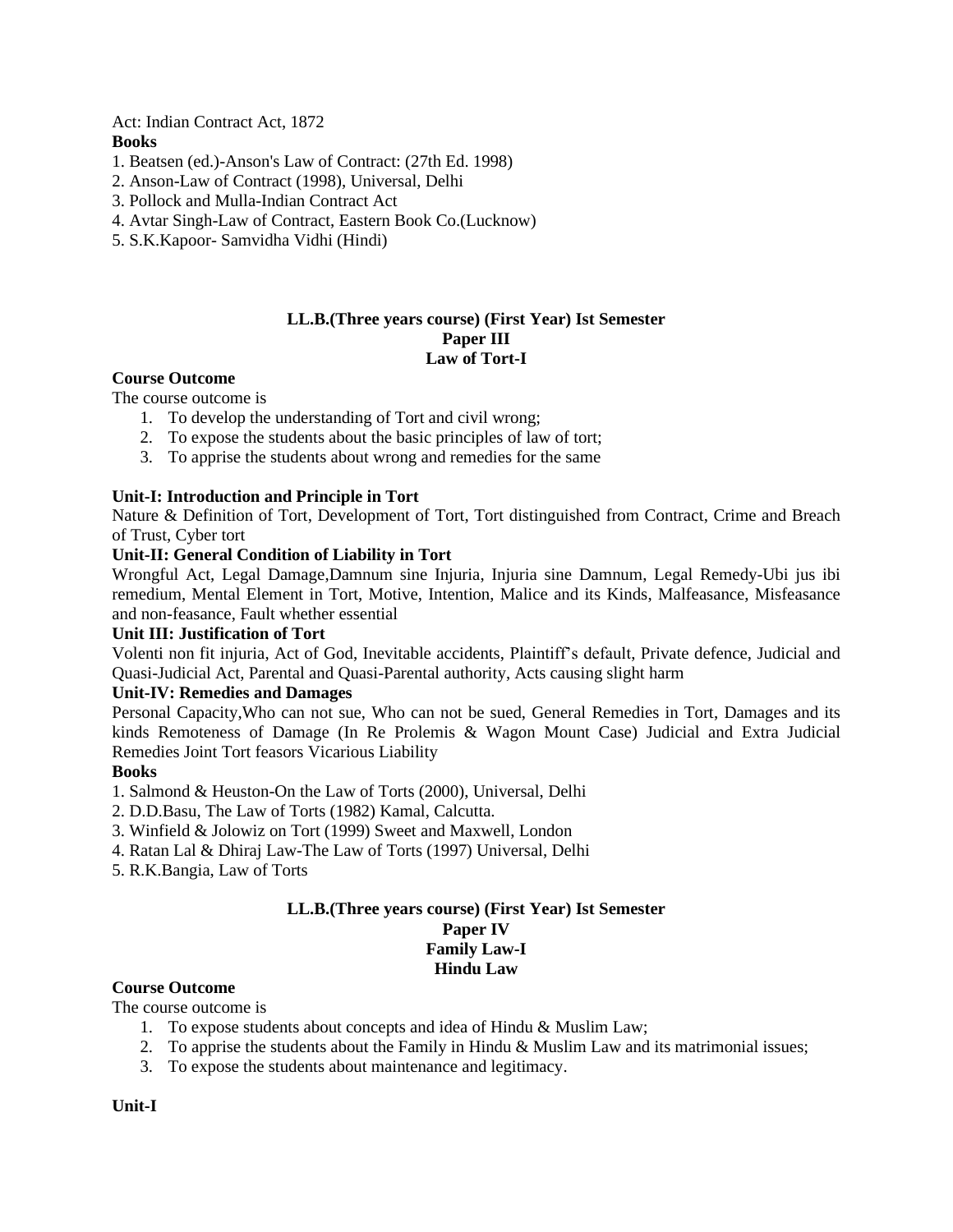Act: Indian Contract Act, 1872

**Books**

1. Beatsen (ed.)-Anson's Law of Contract: (27th Ed. 1998)
2. Anson-Law of Contract (1998), Universal, Delhi
3. Pollock and Mulla-Indian Contract Act
4. Avtar Singh-Law of Contract, Eastern Book Co.(Lucknow)
5. S.K.Kapoor- Samvidha Vidhi (Hindi)

## LL.B.(Three years course) (First Year) Ist Semester
## Paper III
## Law of Tort-I

**Course Outcome**

The course outcome is

1. To develop the understanding of Tort and civil wrong;
2. To expose the students about the basic principles of law of tort;
3. To apprise the students about wrong and remedies for the same

**Unit-I: Introduction and Principle in Tort**

Nature & Definition of Tort, Development of Tort, Tort distinguished from Contract, Crime and Breach of Trust, Cyber tort

**Unit-II: General Condition of Liability in Tort**

Wrongful Act, Legal Damage,Damnum sine Injuria, Injuria sine Damnum, Legal Remedy-Ubi jus ibi remedium, Mental Element in Tort, Motive, Intention, Malice and its Kinds, Malfeasance, Misfeasance and non-feasance, Fault whether essential

**Unit III: Justification of Tort**

Volenti non fit injuria, Act of God, Inevitable accidents, Plaintiff's default, Private defence, Judicial and Quasi-Judicial Act, Parental and Quasi-Parental authority, Acts causing slight harm

**Unit-IV: Remedies and Damages**

Personal Capacity,Who can not sue, Who can not be sued, General Remedies in Tort, Damages and its kinds Remoteness of Damage (In Re Prolemis & Wagon Mount Case) Judicial and Extra Judicial Remedies Joint Tort feasors Vicarious Liability

**Books**

1. Salmond & Heuston-On the Law of Torts (2000), Universal, Delhi
2. D.D.Basu, The Law of Torts (1982) Kamal, Calcutta.
3. Winfield & Jolowiz on Tort (1999) Sweet and Maxwell, London
4. Ratan Lal & Dhiraj Law-The Law of Torts (1997) Universal, Delhi
5. R.K.Bangia, Law of Torts

## LL.B.(Three years course) (First Year) Ist Semester
## Paper IV
## Family Law-I
## Hindu Law

**Course Outcome**

The course outcome is

1. To expose students about concepts and idea of Hindu & Muslim Law;
2. To apprise the students about the Family in Hindu & Muslim Law and its matrimonial issues;
3. To expose the students about maintenance and legitimacy.

**Unit-I**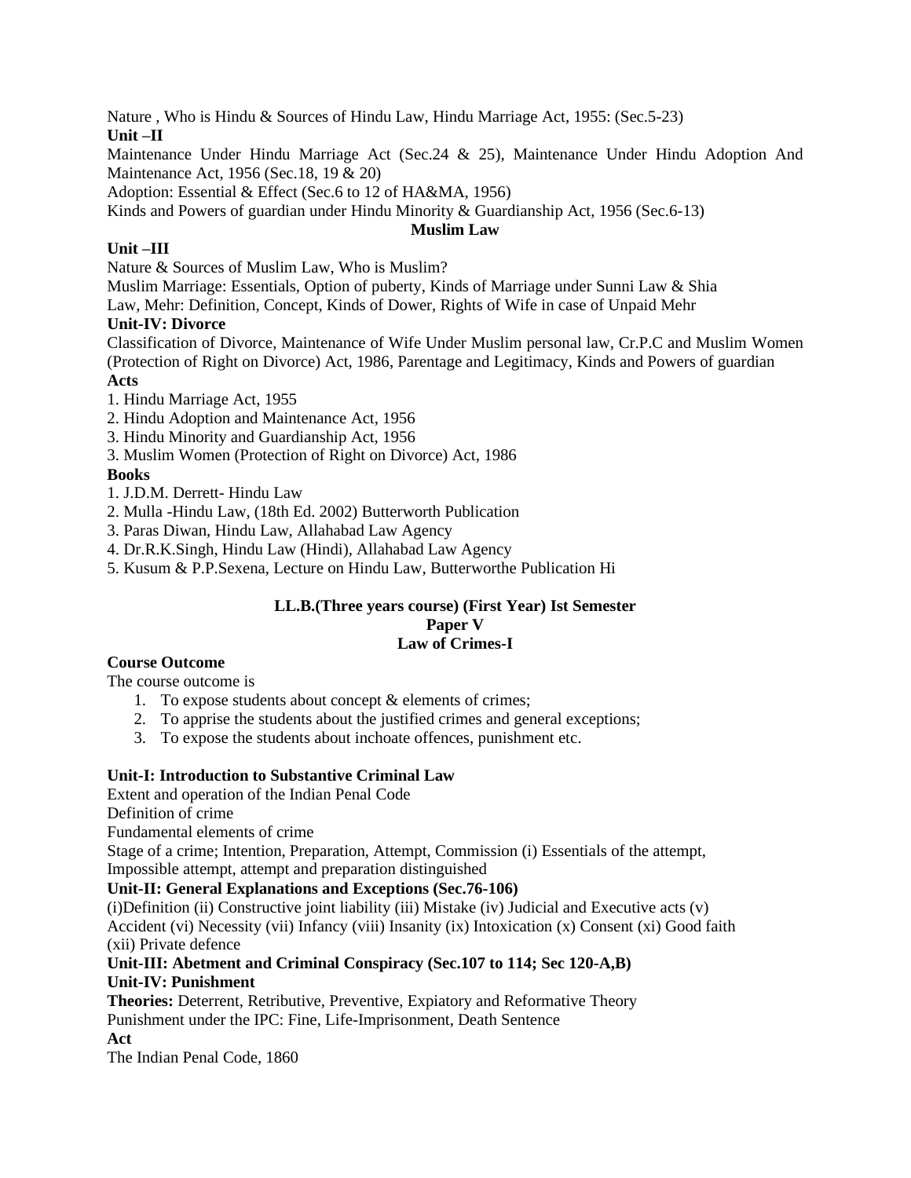Nature , Who is Hindu & Sources of Hindu Law, Hindu Marriage Act, 1955: (Sec.5-23)

**Unit –II**

Maintenance Under Hindu Marriage Act (Sec.24 & 25), Maintenance Under Hindu Adoption And Maintenance Act, 1956 (Sec.18, 19 & 20)

Adoption: Essential & Effect (Sec.6 to 12 of HA&MA, 1956)

Kinds and Powers of guardian under Hindu Minority & Guardianship Act, 1956 (Sec.6-13)

**Muslim Law**

**Unit –III**

Nature & Sources of Muslim Law, Who is Muslim?

Muslim Marriage: Essentials, Option of puberty, Kinds of Marriage under Sunni Law & Shia Law, Mehr: Definition, Concept, Kinds of Dower, Rights of Wife in case of Unpaid Mehr

**Unit-IV: Divorce**

Classification of Divorce, Maintenance of Wife Under Muslim personal law, Cr.P.C and Muslim Women (Protection of Right on Divorce) Act, 1986, Parentage and Legitimacy, Kinds and Powers of guardian

**Acts**

1. Hindu Marriage Act, 1955
2. Hindu Adoption and Maintenance Act, 1956
3. Hindu Minority and Guardianship Act, 1956
3. Muslim Women (Protection of Right on Divorce) Act, 1986

**Books**

1. J.D.M. Derrett- Hindu Law
2. Mulla -Hindu Law, (18th Ed. 2002) Butterworth Publication
3. Paras Diwan, Hindu Law, Allahabad Law Agency
4. Dr.R.K.Singh, Hindu Law (Hindi), Allahabad Law Agency
5. Kusum & P.P.Sexena, Lecture on Hindu Law, Butterworthe Publication Hi

## LL.B.(Three years course) (First Year) Ist Semester
## Paper V
## Law of Crimes-I

**Course Outcome**

The course outcome is

1. To expose students about concept & elements of crimes;
2. To apprise the students about the justified crimes and general exceptions;
3. To expose the students about inchoate offences, punishment etc.

**Unit-I: Introduction to Substantive Criminal Law**

Extent and operation of the Indian Penal Code

Definition of crime

Fundamental elements of crime

Stage of a crime; Intention, Preparation, Attempt, Commission (i) Essentials of the attempt, Impossible attempt, attempt and preparation distinguished

**Unit-II: General Explanations and Exceptions (Sec.76-106)**

(i)Definition (ii) Constructive joint liability (iii) Mistake (iv) Judicial and Executive acts (v) Accident (vi) Necessity (vii) Infancy (viii) Insanity (ix) Intoxication (x) Consent (xi) Good faith (xii) Private defence

**Unit-III: Abetment and Criminal Conspiracy (Sec.107 to 114; Sec 120-A,B)**

**Unit-IV: Punishment**

**Theories:** Deterrent, Retributive, Preventive, Expiatory and Reformative Theory

Punishment under the IPC: Fine, Life-Imprisonment, Death Sentence

**Act**

The Indian Penal Code, 1860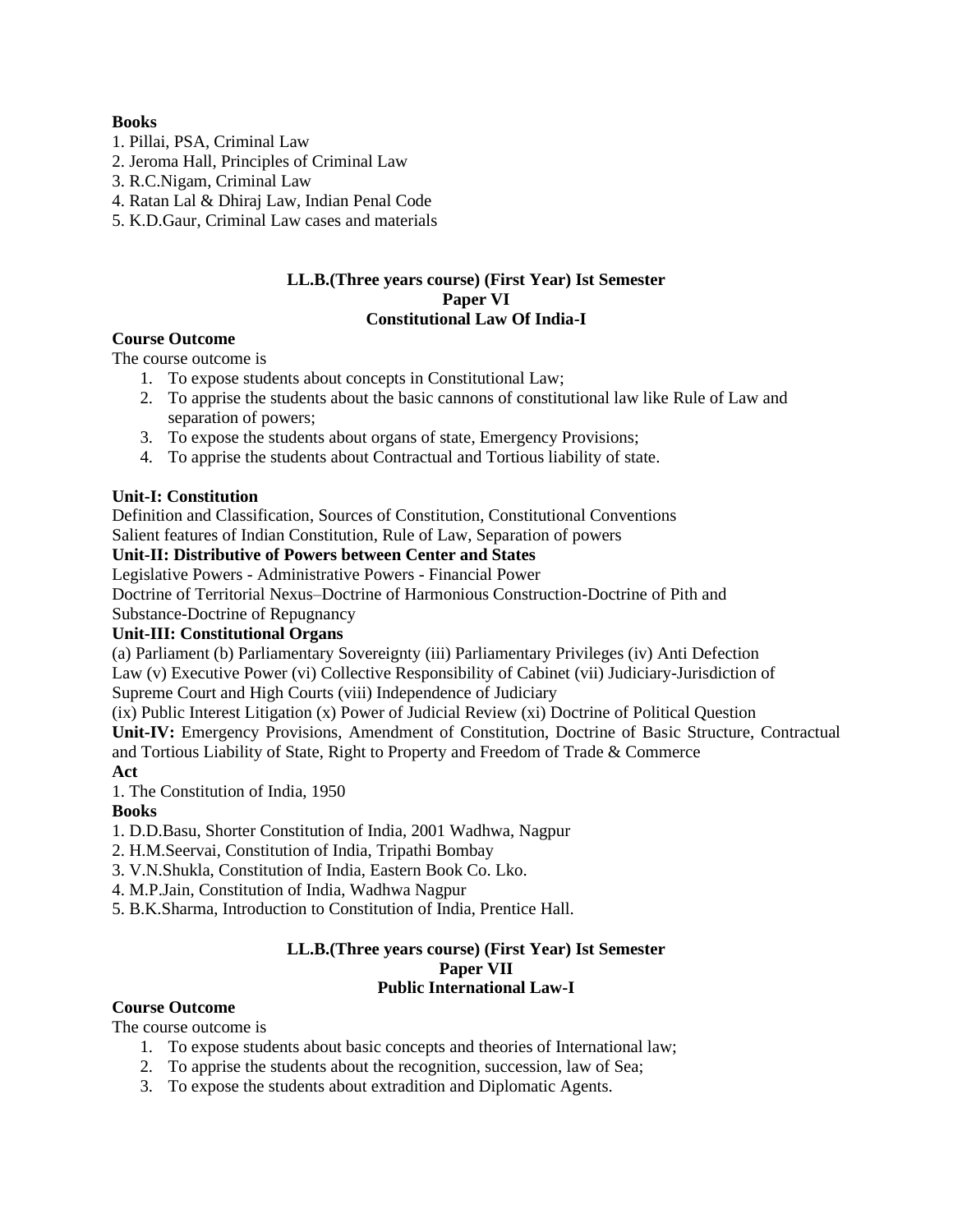**Books**

1. Pillai, PSA, Criminal Law
2. Jeroma Hall, Principles of Criminal Law
3. R.C.Nigam, Criminal Law
4. Ratan Lal & Dhiraj Law, Indian Penal Code
5. K.D.Gaur, Criminal Law cases and materials

### LL.B.(Three years course) (First Year) Ist Semester
### Paper VI
### Constitutional Law Of India-I

**Course Outcome**

The course outcome is

1. To expose students about concepts in Constitutional Law;
2. To apprise the students about the basic cannons of constitutional law like Rule of Law and separation of powers;
3. To expose the students about organs of state, Emergency Provisions;
4. To apprise the students about Contractual and Tortious liability of state.

**Unit-I: Constitution**

Definition and Classification, Sources of Constitution, Constitutional Conventions
Salient features of Indian Constitution, Rule of Law, Separation of powers

**Unit-II: Distributive of Powers between Center and States**

Legislative Powers - Administrative Powers - Financial Power
Doctrine of Territorial Nexus–Doctrine of Harmonious Construction-Doctrine of Pith and Substance-Doctrine of Repugnancy

**Unit-III: Constitutional Organs**

(a) Parliament (b) Parliamentary Sovereignty (iii) Parliamentary Privileges (iv) Anti Defection Law (v) Executive Power (vi) Collective Responsibility of Cabinet (vii) Judiciary-Jurisdiction of Supreme Court and High Courts (viii) Independence of Judiciary
(ix) Public Interest Litigation (x) Power of Judicial Review (xi) Doctrine of Political Question

**Unit-IV:** Emergency Provisions, Amendment of Constitution, Doctrine of Basic Structure, Contractual and Tortious Liability of State, Right to Property and Freedom of Trade & Commerce

**Act**

1. The Constitution of India, 1950

**Books**

1. D.D.Basu, Shorter Constitution of India, 2001 Wadhwa, Nagpur
2. H.M.Seervai, Constitution of India, Tripathi Bombay
3. V.N.Shukla, Constitution of India, Eastern Book Co. Lko.
4. M.P.Jain, Constitution of India, Wadhwa Nagpur
5. B.K.Sharma, Introduction to Constitution of India, Prentice Hall.

### LL.B.(Three years course) (First Year) Ist Semester
### Paper VII
### Public International Law-I

**Course Outcome**

The course outcome is

1. To expose students about basic concepts and theories of International law;
2. To apprise the students about the recognition, succession, law of Sea;
3. To expose the students about extradition and Diplomatic Agents.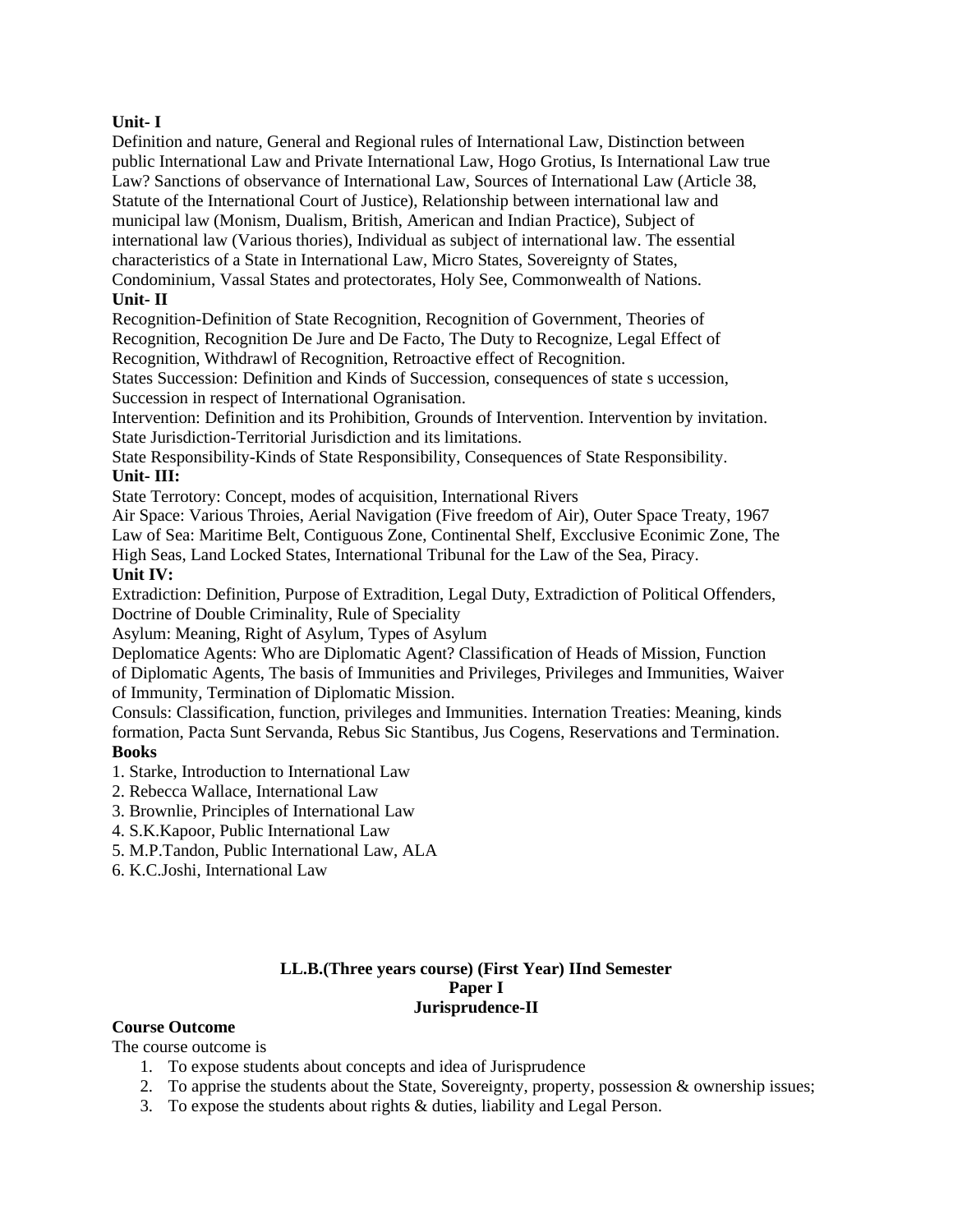**Unit- I**

Definition and nature, General and Regional rules of International Law, Distinction between public International Law and Private International Law, Hogo Grotius, Is International Law true Law? Sanctions of observance of International Law, Sources of International Law (Article 38, Statute of the International Court of Justice), Relationship between international law and municipal law (Monism, Dualism, British, American and Indian Practice), Subject of international law (Various thories), Individual as subject of international law. The essential characteristics of a State in International Law, Micro States, Sovereignty of States, Condominium, Vassal States and protectorates, Holy See, Commonwealth of Nations.

**Unit- II**

Recognition-Definition of State Recognition, Recognition of Government, Theories of Recognition, Recognition De Jure and De Facto, The Duty to Recognize, Legal Effect of Recognition, Withdrawl of Recognition, Retroactive effect of Recognition.

States Succession: Definition and Kinds of Succession, consequences of state s uccession, Succession in respect of International Ogranisation.

Intervention: Definition and its Prohibition, Grounds of Intervention. Intervention by invitation.

State Jurisdiction-Territorial Jurisdiction and its limitations.

State Responsibility-Kinds of State Responsibility, Consequences of State Responsibility.

**Unit- III:**

State Terrotory: Concept, modes of acquisition, International Rivers

Air Space: Various Throies, Aerial Navigation (Five freedom of Air), Outer Space Treaty, 1967

Law of Sea: Maritime Belt, Contiguous Zone, Continental Shelf, Excclusive Econimic Zone, The High Seas, Land Locked States, International Tribunal for the Law of the Sea, Piracy.

**Unit IV:**

Extradiction: Definition, Purpose of Extradition, Legal Duty, Extradiction of Political Offenders, Doctrine of Double Criminality, Rule of Speciality

Asylum: Meaning, Right of Asylum, Types of Asylum

Deplomatice Agents: Who are Diplomatic Agent? Classification of Heads of Mission, Function of Diplomatic Agents, The basis of Immunities and Privileges, Privileges and Immunities, Waiver of Immunity, Termination of Diplomatic Mission.

Consuls: Classification, function, privileges and Immunities. Internation Treaties: Meaning, kinds formation, Pacta Sunt Servanda, Rebus Sic Stantibus, Jus Cogens, Reservations and Termination.

**Books**

1. Starke, Introduction to International Law
2. Rebecca Wallace, International Law
3. Brownlie, Principles of Public International Law
4. S.K.Kapoor, Public International Law
5. M.P.Tandon, Public International Law, ALA
6. K.C.Joshi, International Law

## LL.B.(Three years course) (First Year) IInd Semester
## Paper I
## Jurisprudence-II

**Course Outcome**

The course outcome is

1. To expose students about concepts and idea of Jurisprudence
2. To apprise the students about the State, Sovereignty, property, possession & ownership issues;
3. To expose the students about rights & duties, liability and Legal Person.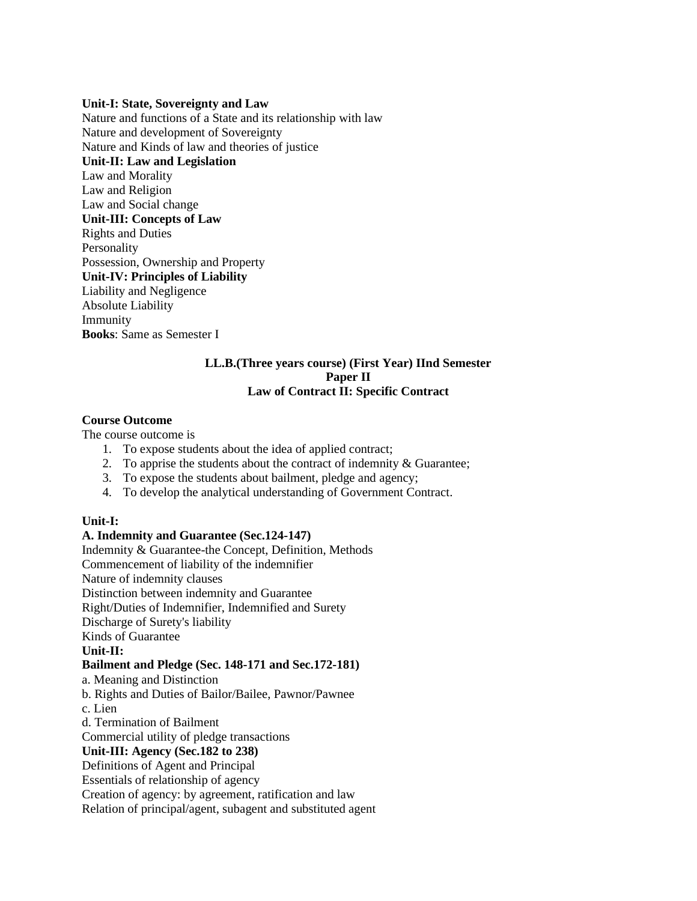**Unit-I: State, Sovereignty and Law**

Nature and functions of a State and its relationship with law
Nature and development of Sovereignty
Nature and Kinds of law and theories of justice

**Unit-II: Law and Legislation**

Law and Morality
Law and Religion
Law and Social change

**Unit-III: Concepts of Law**

Rights and Duties
Personality
Possession, Ownership and Property

**Unit-IV: Principles of Liability**

Liability and Negligence
Absolute Liability
Immunity

**Books**: Same as Semester I

## LL.B.(Three years course) (First Year) IInd Semester
## Paper II
## Law of Contract II: Specific Contract

**Course Outcome**

The course outcome is

1. To expose students about the idea of applied contract;
2. To apprise the students about the contract of indemnity & Guarantee;
3. To expose the students about bailment, pledge and agency;
4. To develop the analytical understanding of Government Contract.

**Unit-I:**

**A. Indemnity and Guarantee (Sec.124-147)**

Indemnity & Guarantee-the Concept, Definition, Methods
Commencement of liability of the indemnifier
Nature of indemnity clauses
Distinction between indemnity and Guarantee
Right/Duties of Indemnifier, Indemnified and Surety
Discharge of Surety's liability
Kinds of Guarantee

**Unit-II:**

**Bailment and Pledge (Sec. 148-171 and Sec.172-181)**

a. Meaning and Distinction
b. Rights and Duties of Bailor/Bailee, Pawnor/Pawnee
c. Lien
d. Termination of Bailment
Commercial utility of pledge transactions

**Unit-III: Agency (Sec.182 to 238)**

Definitions of Agent and Principal
Essentials of relationship of agency
Creation of agency: by agreement, ratification and law
Relation of principal/agent, subagent and substituted agent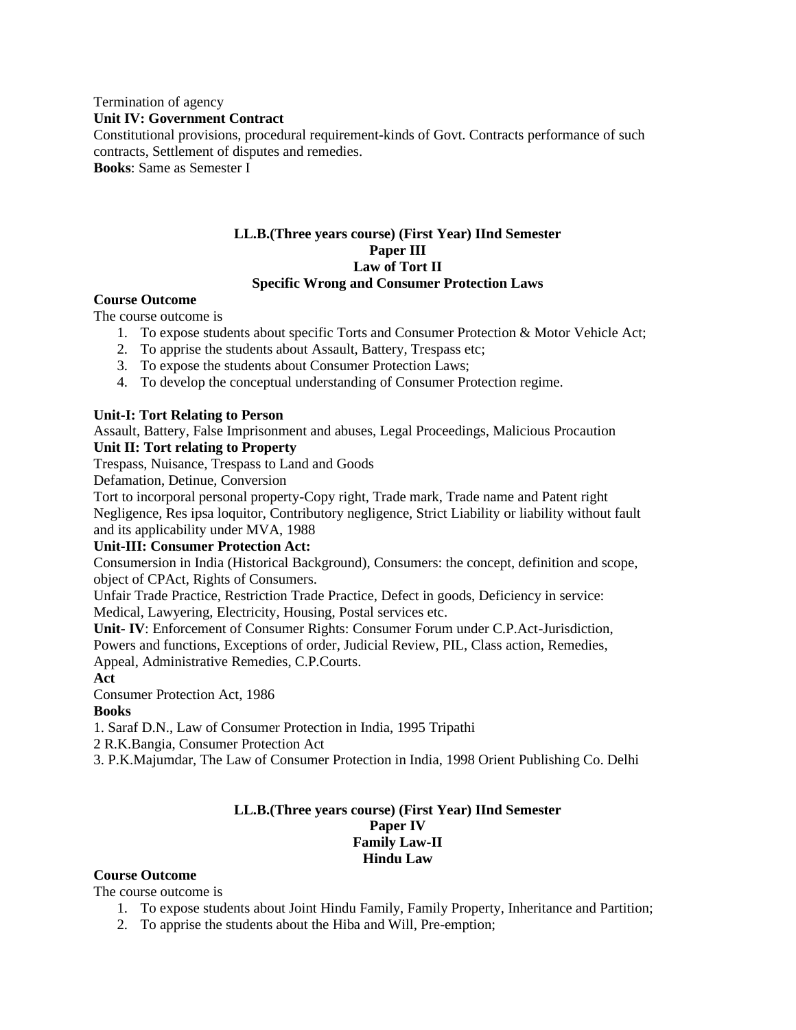Termination of agency

**Unit IV: Government Contract**

Constitutional provisions, procedural requirement-kinds of Govt. Contracts performance of such contracts, Settlement of disputes and remedies.

**Books**: Same as Semester I

## LL.B.(Three years course) (First Year) IInd Semester
## Paper III
## Law of Tort II
## Specific Wrong and Consumer Protection Laws

**Course Outcome**

The course outcome is

1. To expose students about specific Torts and Consumer Protection & Motor Vehicle Act;
2. To apprise the students about Assault, Battery, Trespass etc;
3. To expose the students about Consumer Protection Laws;
4. To develop the conceptual understanding of Consumer Protection regime.

**Unit-I: Tort Relating to Person**

Assault, Battery, False Imprisonment and abuses, Legal Proceedings, Malicious Procaution

**Unit II: Tort relating to Property**

Trespass, Nuisance, Trespass to Land and Goods

Defamation, Detinue, Conversion

Tort to incorporal personal property-Copy right, Trade mark, Trade name and Patent right

Negligence, Res ipsa loquitor, Contributory negligence, Strict Liability or liability without fault and its applicability under MVA, 1988

**Unit-III: Consumer Protection Act:**

Consumersion in India (Historical Background), Consumers: the concept, definition and scope, object of CPAct, Rights of Consumers.

Unfair Trade Practice, Restriction Trade Practice, Defect in goods, Deficiency in service: Medical, Lawyering, Electricity, Housing, Postal services etc.

**Unit- IV**: Enforcement of Consumer Rights: Consumer Forum under C.P.Act-Jurisdiction, Powers and functions, Exceptions of order, Judicial Review, PIL, Class action, Remedies, Appeal, Administrative Remedies, C.P.Courts.

**Act**

Consumer Protection Act, 1986

**Books**

1. Saraf D.N., Law of Consumer Protection in India, 1995 Tripathi
2 R.K.Bangia, Consumer Protection Act
3. P.K.Majumdar, The Law of Consumer Protection in India, 1998 Orient Publishing Co. Delhi

## LL.B.(Three years course) (First Year) IInd Semester
## Paper IV
## Family Law-II
## Hindu Law

**Course Outcome**

The course outcome is

1. To expose students about Joint Hindu Family, Family Property, Inheritance and Partition;
2. To apprise the students about the Hiba and Will, Pre-emption;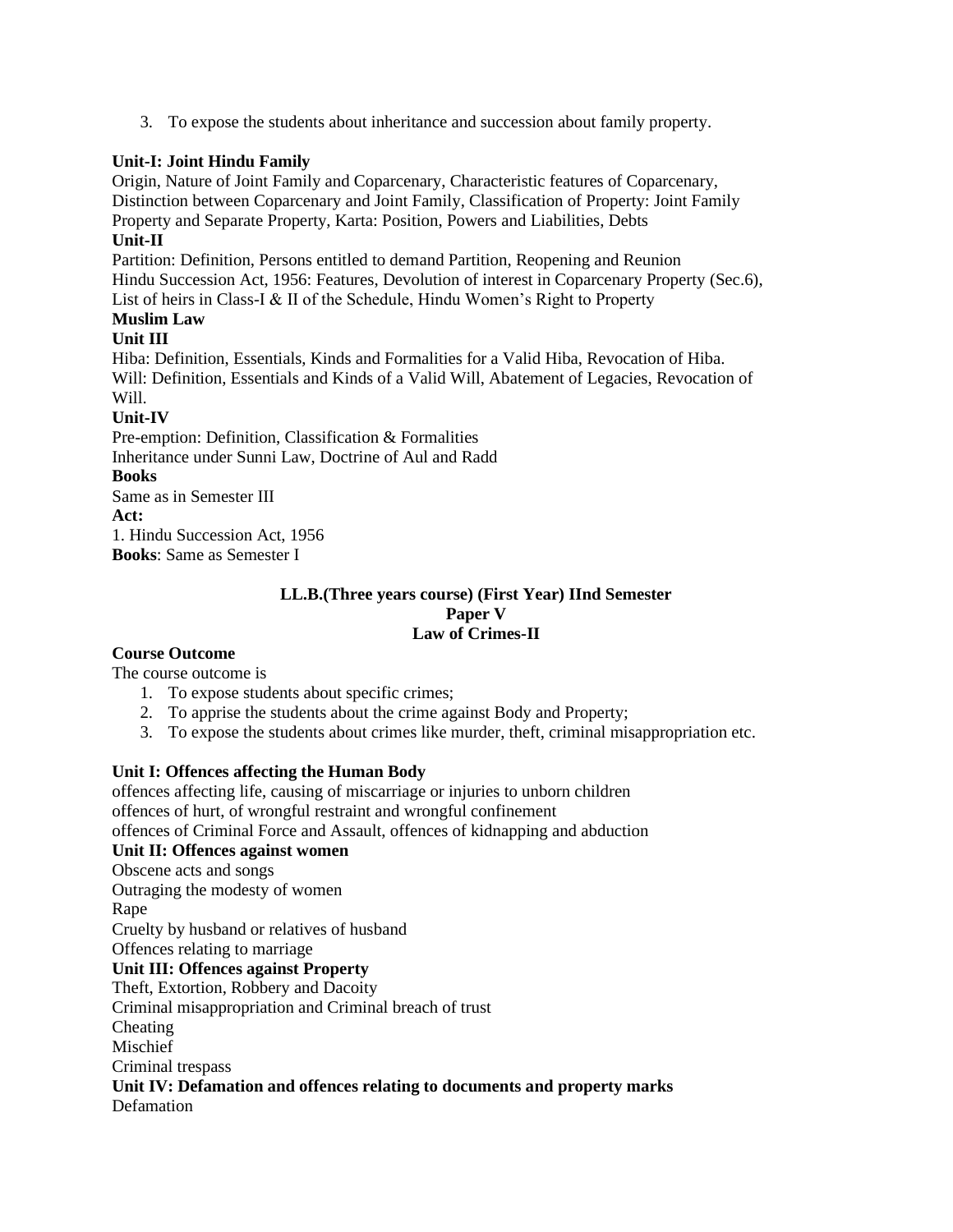3. To expose the students about inheritance and succession about family property.

**Unit-I: Joint Hindu Family**

Origin, Nature of Joint Family and Coparcenary, Characteristic features of Coparcenary, Distinction between Coparcenary and Joint Family, Classification of Property: Joint Family Property and Separate Property, Karta: Position, Powers and Liabilities, Debts

**Unit-II**

Partition: Definition, Persons entitled to demand Partition, Reopening and Reunion

Hindu Succession Act, 1956: Features, Devolution of interest in Coparcenary Property (Sec.6), List of heirs in Class-I & II of the Schedule, Hindu Women's Right to Property

**Muslim Law**

**Unit III**

Hiba: Definition, Essentials, Kinds and Formalities for a Valid Hiba, Revocation of Hiba.

Will: Definition, Essentials and Kinds of a Valid Will, Abatement of Legacies, Revocation of Will.

**Unit-IV**

Pre-emption: Definition, Classification & Formalities

Inheritance under Sunni Law, Doctrine of Aul and Radd

**Books**

Same as in Semester III

**Act:**

1. Hindu Succession Act, 1956

**Books**: Same as Semester I

## LL.B.(Three years course) (First Year) IInd Semester
## Paper V
## Law of Crimes-II

**Course Outcome**

The course outcome is

1. To expose students about specific crimes;
2. To apprise the students about the crime against Body and Property;
3. To expose the students about crimes like murder, theft, criminal misappropriation etc.

**Unit I: Offences affecting the Human Body**

offences affecting life, causing of miscarriage or injuries to unborn children

offences of hurt, of wrongful restraint and wrongful confinement

offences of Criminal Force and Assault, offences of kidnapping and abduction

**Unit II: Offences against women**

Obscene acts and songs

Outraging the modesty of women

Rape

Cruelty by husband or relatives of husband

Offences relating to marriage

**Unit III: Offences against Property**

Theft, Extortion, Robbery and Dacoity

Criminal misappropriation and Criminal breach of trust

Cheating

Mischief

Criminal trespass

**Unit IV: Defamation and offences relating to documents and property marks**

Defamation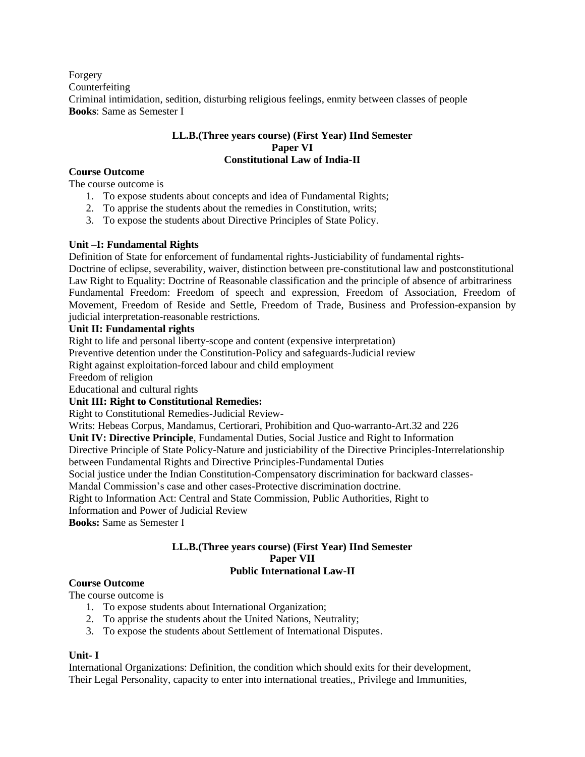Forgery
Counterfeiting
Criminal intimidation, sedition, disturbing religious feelings, enmity between classes of people
**Books**: Same as Semester I

### LL.B.(Three years course) (First Year) IInd Semester
### Paper VI
### Constitutional Law of India-II

**Course Outcome**
The course outcome is

1. To expose students about concepts and idea of Fundamental Rights;
2. To apprise the students about the remedies in Constitution, writs;
3. To expose the students about Directive Principles of State Policy.

**Unit –I: Fundamental Rights**
Definition of State for enforcement of fundamental rights-Justiciability of fundamental rights-
Doctrine of eclipse, severability, waiver, distinction between pre-constitutional law and postconstitutional Law Right to Equality: Doctrine of Reasonable classification and the principle of absence of arbitrariness
Fundamental Freedom: Freedom of speech and expression, Freedom of Association, Freedom of Movement, Freedom of Reside and Settle, Freedom of Trade, Business and Profession-expansion by judicial interpretation-reasonable restrictions.

**Unit II: Fundamental rights**
Right to life and personal liberty-scope and content (expensive interpretation)
Preventive detention under the Constitution-Policy and safeguards-Judicial review
Right against exploitation-forced labour and child employment
Freedom of religion
Educational and cultural rights

**Unit III: Right to Constitutional Remedies:**
Right to Constitutional Remedies-Judicial Review-
Writs: Hebeas Corpus, Mandamus, Certiorari, Prohibition and Quo-warranto-Art.32 and 226

**Unit IV: Directive Principle**, Fundamental Duties, Social Justice and Right to Information
Directive Principle of State Policy-Nature and justiciability of the Directive Principles-Interrelationship between Fundamental Rights and Directive Principles-Fundamental Duties
Social justice under the Indian Constitution-Compensatory discrimination for backward classes-
Mandal Commission's case and other cases-Protective discrimination doctrine.
Right to Information Act: Central and State Commission, Public Authorities, Right to Information and Power of Judicial Review
**Books:** Same as Semester I

### LL.B.(Three years course) (First Year) IInd Semester
### Paper VII
### Public International Law-II

**Course Outcome**
The course outcome is

1. To expose students about International Organization;
2. To apprise the students about the United Nations, Neutrality;
3. To expose the students about Settlement of International Disputes.

**Unit- I**
International Organizations: Definition, the condition which should exits for their development, Their Legal Personality, capacity to enter into international treaties,, Privilege and Immunities,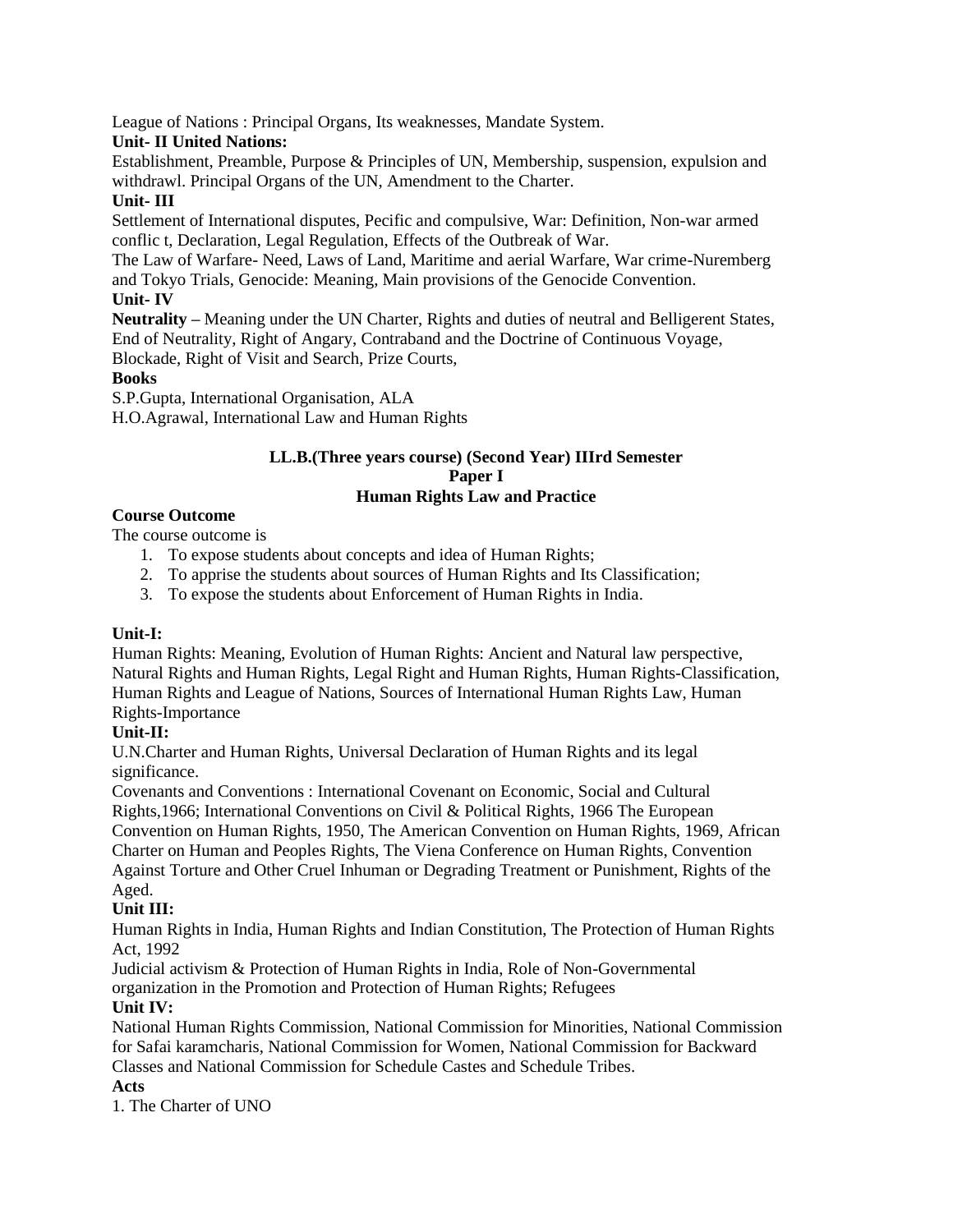League of Nations : Principal Organs, Its weaknesses, Mandate System.

**Unit- II United Nations:**

Establishment, Preamble, Purpose & Principles of UN, Membership, suspension, expulsion and withdrawl. Principal Organs of the UN, Amendment to the Charter.

**Unit- III**

Settlement of International disputes, Pecific and compulsive, War: Definition, Non-war armed conflic t, Declaration, Legal Regulation, Effects of the Outbreak of War.

The Law of Warfare- Need, Laws of Land, Maritime and aerial Warfare, War crime-Nuremberg and Tokyo Trials, Genocide: Meaning, Main provisions of the Genocide Convention.

**Unit- IV**

**Neutrality –** Meaning under the UN Charter, Rights and duties of neutral and Belligerent States, End of Neutrality, Right of Angary, Contraband and the Doctrine of Continuous Voyage, Blockade, Right of Visit and Search, Prize Courts,

**Books**

S.P.Gupta, International Organisation, ALA

H.O.Agrawal, International Law and Human Rights

## LL.B.(Three years course) (Second Year) IIIrd Semester
## Paper I
## Human Rights Law and Practice

**Course Outcome**

The course outcome is

1. To expose students about concepts and idea of Human Rights;
2. To apprise the students about sources of Human Rights and Its Classification;
3. To expose the students about Enforcement of Human Rights in India.

**Unit-I:**

Human Rights: Meaning, Evolution of Human Rights: Ancient and Natural law perspective, Natural Rights and Human Rights, Legal Right and Human Rights, Human Rights-Classification, Human Rights and League of Nations, Sources of International Human Rights Law, Human Rights-Importance

**Unit-II:**

U.N.Charter and Human Rights, Universal Declaration of Human Rights and its legal significance.

Covenants and Conventions : International Covenant on Economic, Social and Cultural Rights,1966; International Conventions on Civil & Political Rights, 1966 The European Convention on Human Rights, 1950, The American Convention on Human Rights, 1969, African Charter on Human and Peoples Rights, The Viena Conference on Human Rights, Convention Against Torture and Other Cruel Inhuman or Degrading Treatment or Punishment, Rights of the Aged.

**Unit III:**

Human Rights in India, Human Rights and Indian Constitution, The Protection of Human Rights Act, 1992

Judicial activism & Protection of Human Rights in India, Role of Non-Governmental organization in the Promotion and Protection of Human Rights; Refugees

**Unit IV:**

National Human Rights Commission, National Commission for Minorities, National Commission for Safai karamcharis, National Commission for Women, National Commission for Backward Classes and National Commission for Schedule Castes and Schedule Tribes.

**Acts**

1. The Charter of UNO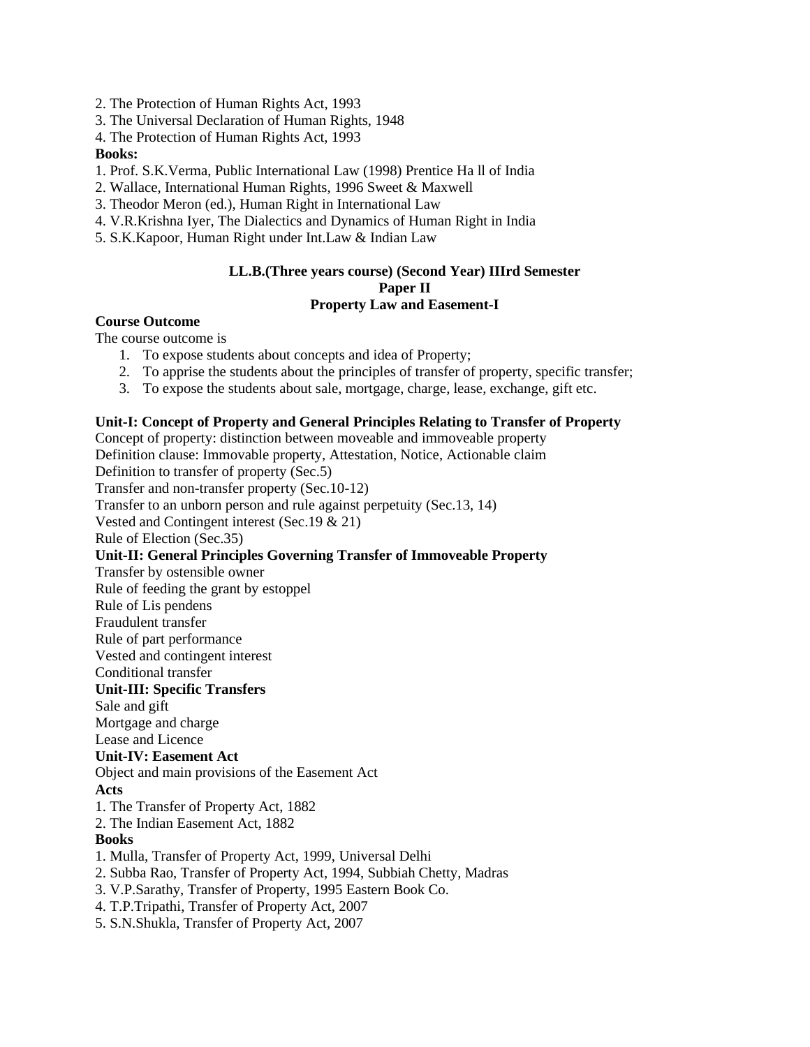2. The Protection of Human Rights Act, 1993
3. The Universal Declaration of Human Rights, 1948
4. The Protection of Human Rights Act, 1993

**Books:**

1. Prof. S.K.Verma, Public International Law (1998) Prentice Ha ll of India
2. Wallace, International Human Rights, 1996 Sweet & Maxwell
3. Theodor Meron (ed.), Human Right in International Law
4. V.R.Krishna Iyer, The Dialectics and Dynamics of Human Right in India
5. S.K.Kapoor, Human Right under Int.Law & Indian Law

## LL.B.(Three years course) (Second Year) IIIrd Semester
## Paper II
## Property Law and Easement-I

**Course Outcome**

The course outcome is

1. To expose students about concepts and idea of Property;
2. To apprise the students about the principles of transfer of property, specific transfer;
3. To expose the students about sale, mortgage, charge, lease, exchange, gift etc.

**Unit-I: Concept of Property and General Principles Relating to Transfer of Property**

Concept of property: distinction between moveable and immoveable property
Definition clause: Immovable property, Attestation, Notice, Actionable claim
Definition to transfer of property (Sec.5)
Transfer and non-transfer property (Sec.10-12)
Transfer to an unborn person and rule against perpetuity (Sec.13, 14)
Vested and Contingent interest (Sec.19 & 21)
Rule of Election (Sec.35)

**Unit-II: General Principles Governing Transfer of Immoveable Property**

Transfer by ostensible owner
Rule of feeding the grant by estoppel
Rule of Lis pendens
Fraudulent transfer
Rule of part performance
Vested and contingent interest
Conditional transfer

**Unit-III: Specific Transfers**

Sale and gift
Mortgage and charge
Lease and Licence

**Unit-IV: Easement Act**

Object and main provisions of the Easement Act

**Acts**

1. The Transfer of Property Act, 1882
2. The Indian Easement Act, 1882

**Books**

1. Mulla, Transfer of Property Act, 1999, Universal Delhi
2. Subba Rao, Transfer of Property Act, 1994, Subbiah Chetty, Madras
3. V.P.Sarathy, Transfer of Property, 1995 Eastern Book Co.
4. T.P.Tripathi, Transfer of Property Act, 2007
5. S.N.Shukla, Transfer of Property Act, 2007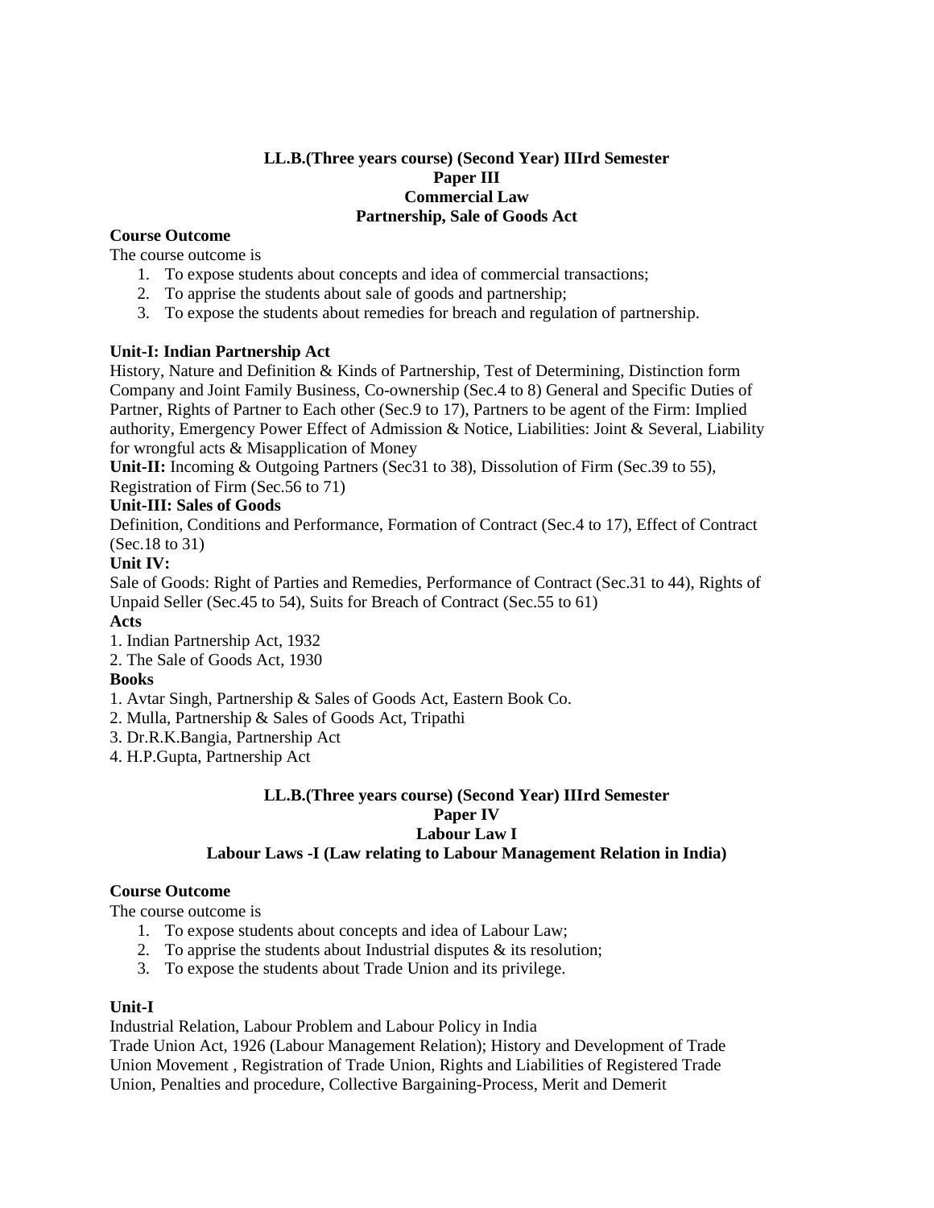**LL.B.(Three years course) (Second Year) IIIrd Semester**
**Paper III**
**Commercial Law**
**Partnership, Sale of Goods Act**

**Course Outcome**

The course outcome is

1. To expose students about concepts and idea of commercial transactions;
2. To apprise the students about sale of goods and partnership;
3. To expose the students about remedies for breach and regulation of partnership.

**Unit-I: Indian Partnership Act**

History, Nature and Definition & Kinds of Partnership, Test of Determining, Distinction form Company and Joint Family Business, Co-ownership (Sec.4 to 8) General and Specific Duties of Partner, Rights of Partner to Each other (Sec.9 to 17), Partners to be agent of the Firm: Implied authority, Emergency Power Effect of Admission & Notice, Liabilities: Joint & Several, Liability for wrongful acts & Misapplication of Money

**Unit-II:** Incoming & Outgoing Partners (Sec31 to 38), Dissolution of Firm (Sec.39 to 55), Registration of Firm (Sec.56 to 71)

**Unit-III: Sales of Goods**

Definition, Conditions and Performance, Formation of Contract (Sec.4 to 17), Effect of Contract (Sec.18 to 31)

**Unit IV:**

Sale of Goods: Right of Parties and Remedies, Performance of Contract (Sec.31 to 44), Rights of Unpaid Seller (Sec.45 to 54), Suits for Breach of Contract (Sec.55 to 61)

**Acts**

1. Indian Partnership Act, 1932
2. The Sale of Goods Act, 1930

**Books**

1. Avtar Singh, Partnership & Sales of Goods Act, Eastern Book Co.
2. Mulla, Partnership & Sales of Goods Act, Tripathi
3. Dr.R.K.Bangia, Partnership Act
4. H.P.Gupta, Partnership Act

**LL.B.(Three years course) (Second Year) IIIrd Semester**
**Paper IV**
**Labour Law I**
**Labour Laws -I (Law relating to Labour Management Relation in India)**

**Course Outcome**

The course outcome is

1. To expose students about concepts and idea of Labour Law;
2. To apprise the students about Industrial disputes & its resolution;
3. To expose the students about Trade Union and its privilege.

**Unit-I**

Industrial Relation, Labour Problem and Labour Policy in India

Trade Union Act, 1926 (Labour Management Relation); History and Development of Trade Union Movement , Registration of Trade Union, Rights and Liabilities of Registered Trade Union, Penalties and procedure, Collective Bargaining-Process, Merit and Demerit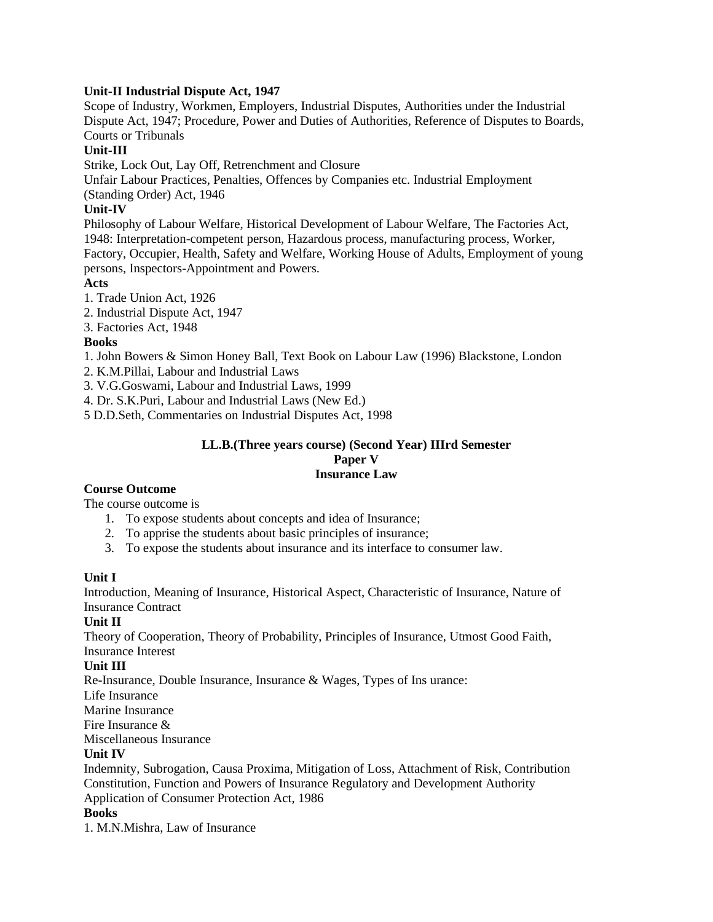**Unit-II Industrial Dispute Act, 1947**

Scope of Industry, Workmen, Employers, Industrial Disputes, Authorities under the Industrial Dispute Act, 1947; Procedure, Power and Duties of Authorities, Reference of Disputes to Boards, Courts or Tribunals

**Unit-III**

Strike, Lock Out, Lay Off, Retrenchment and Closure

Unfair Labour Practices, Penalties, Offences by Companies etc. Industrial Employment (Standing Order) Act, 1946

**Unit-IV**

Philosophy of Labour Welfare, Historical Development of Labour Welfare, The Factories Act, 1948: Interpretation-competent person, Hazardous process, manufacturing process, Worker, Factory, Occupier, Health, Safety and Welfare, Working House of Adults, Employment of young persons, Inspectors-Appointment and Powers.

**Acts**

1. Trade Union Act, 1926
2. Industrial Dispute Act, 1947
3. Factories Act, 1948

**Books**

1. John Bowers & Simon Honey Ball, Text Book on Labour Law (1996) Blackstone, London
2. K.M.Pillai, Labour and Industrial Laws
3. V.G.Goswami, Labour and Industrial Laws, 1999
4. Dr. S.K.Puri, Labour and Industrial Laws (New Ed.)
5. D.D.Seth, Commentaries on Industrial Disputes Act, 1998

## LL.B.(Three years course) (Second Year) IIIrd Semester
## Paper V
## Insurance Law

**Course Outcome**

The course outcome is

1. To expose students about concepts and idea of Insurance;
2. To apprise the students about basic principles of insurance;
3. To expose the students about insurance and its interface to consumer law.

**Unit I**

Introduction, Meaning of Insurance, Historical Aspect, Characteristic of Insurance, Nature of Insurance Contract

**Unit II**

Theory of Cooperation, Theory of Probability, Principles of Insurance, Utmost Good Faith, Insurance Interest

**Unit III**

Re-Insurance, Double Insurance, Insurance & Wages, Types of Ins urance:

Life Insurance

Marine Insurance

Fire Insurance &

Miscellaneous Insurance

**Unit IV**

Indemnity, Subrogation, Causa Proxima, Mitigation of Loss, Attachment of Risk, Contribution Constitution, Function and Powers of Insurance Regulatory and Development Authority Application of Consumer Protection Act, 1986

**Books**

1. M.N.Mishra, Law of Insurance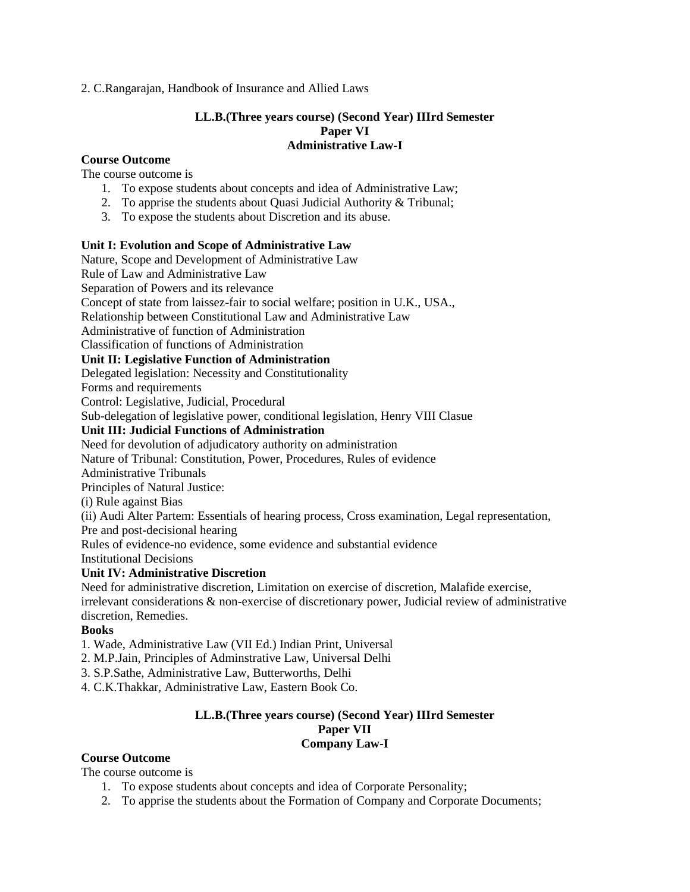2. C.Rangarajan, Handbook of Insurance and Allied Laws

### LL.B.(Three years course) (Second Year) IIIrd Semester
### Paper VI
### Administrative Law-I

**Course Outcome**

The course outcome is

1. To expose students about concepts and idea of Administrative Law;
2. To apprise the students about Quasi Judicial Authority & Tribunal;
3. To expose the students about Discretion and its abuse.

**Unit I: Evolution and Scope of Administrative Law**

Nature, Scope and Development of Administrative Law

Rule of Law and Administrative Law

Separation of Powers and its relevance

Concept of state from laissez-fair to social welfare; position in U.K., USA.,

Relationship between Constitutional Law and Administrative Law

Administrative of function of Administration

Classification of functions of Administration

**Unit II: Legislative Function of Administration**

Delegated legislation: Necessity and Constitutionality

Forms and requirements

Control: Legislative, Judicial, Procedural

Sub-delegation of legislative power, conditional legislation, Henry VIII Clasue

**Unit III: Judicial Functions of Administration**

Need for devolution of adjudicatory authority on administration

Nature of Tribunal: Constitution, Power, Procedures, Rules of evidence

Administrative Tribunals

Principles of Natural Justice:

(i) Rule against Bias

(ii) Audi Alter Partem: Essentials of hearing process, Cross examination, Legal representation, Pre and post-decisional hearing

Rules of evidence-no evidence, some evidence and substantial evidence

Institutional Decisions

**Unit IV: Administrative Discretion**

Need for administrative discretion, Limitation on exercise of discretion, Malafide exercise, irrelevant considerations & non-exercise of discretionary power, Judicial review of administrative discretion, Remedies.

**Books**

1. Wade, Administrative Law (VII Ed.) Indian Print, Universal
2. M.P.Jain, Principles of Adminstrative Law, Universal Delhi
3. S.P.Sathe, Administrative Law, Butterworths, Delhi
4. C.K.Thakkar, Administrative Law, Eastern Book Co.

### LL.B.(Three years course) (Second Year) IIIrd Semester
### Paper VII
### Company Law-I

**Course Outcome**

The course outcome is

1. To expose students about concepts and idea of Corporate Personality;
2. To apprise the students about the Formation of Company and Corporate Documents;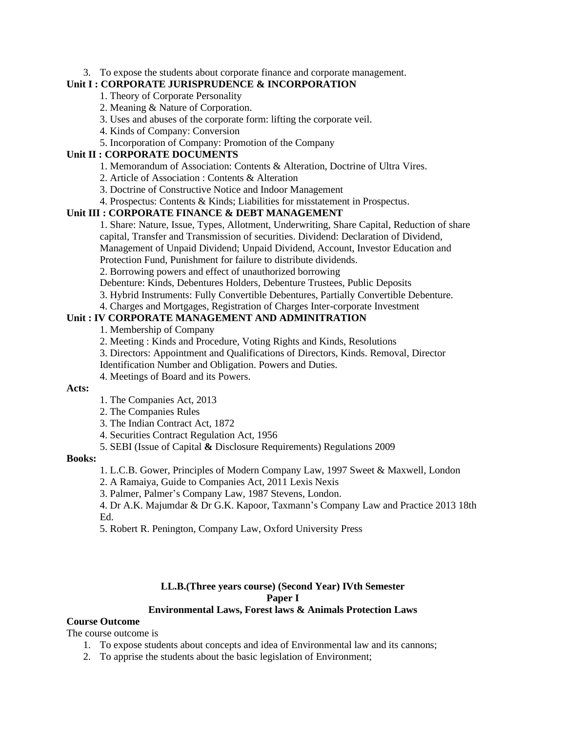3. To expose the students about corporate finance and corporate management.

**Unit I : CORPORATE JURISPRUDENCE & INCORPORATION**

1. Theory of Corporate Personality
2. Meaning & Nature of Corporation.
3. Uses and abuses of the corporate form: lifting the corporate veil.
4. Kinds of Company: Conversion
5. Incorporation of Company: Promotion of the Company

**Unit II : CORPORATE DOCUMENTS**

1. Memorandum of Association: Contents & Alteration, Doctrine of Ultra Vires.
2. Article of Association : Contents & Alteration
3. Doctrine of Constructive Notice and Indoor Management
4. Prospectus: Contents & Kinds; Liabilities for misstatement in Prospectus.

**Unit III : CORPORATE FINANCE & DEBT MANAGEMENT**

1. Share: Nature, Issue, Types, Allotment, Underwriting, Share Capital, Reduction of share capital, Transfer and Transmission of securities. Dividend: Declaration of Dividend, Management of Unpaid Dividend; Unpaid Dividend, Account, Investor Education and Protection Fund, Punishment for failure to distribute dividends.
2. Borrowing powers and effect of unauthorized borrowing
   Debenture: Kinds, Debentures Holders, Debenture Trustees, Public Deposits
3. Hybrid Instruments: Fully Convertible Debentures, Partially Convertible Debenture.
4. Charges and Mortgages, Registration of Charges Inter-corporate Investment

**Unit : IV CORPORATE MANAGEMENT AND ADMINITRATION**

1. Membership of Company
2. Meeting : Kinds and Procedure, Voting Rights and Kinds, Resolutions
3. Directors: Appointment and Qualifications of Directors, Kinds. Removal, Director Identification Number and Obligation. Powers and Duties.
4. Meetings of Board and its Powers.

**Acts:**

1. The Companies Act, 2013
2. The Companies Rules
3. The Indian Contract Act, 1872
4. Securities Contract Regulation Act, 1956
5. SEBI (Issue of Capital **&** Disclosure Requirements) Regulations 2009

**Books:**

1. L.C.B. Gower, Principles of Modern Company Law, 1997 Sweet & Maxwell, London
2. A Ramaiya, Guide to Companies Act, 2011 Lexis Nexis
3. Palmer, Palmer's Company Law, 1987 Stevens, London.
4. Dr A.K. Majumdar & Dr G.K. Kapoor, Taxmann's Company Law and Practice 2013 18th Ed.
5. Robert R. Penington, Company Law, Oxford University Press

**LL.B.(Three years course) (Second Year) IVth Semester**

**Paper I**

**Environmental Laws, Forest laws & Animals Protection Laws**

**Course Outcome**

The course outcome is

1. To expose students about concepts and idea of Environmental law and its cannons;
2. To apprise the students about the basic legislation of Environment;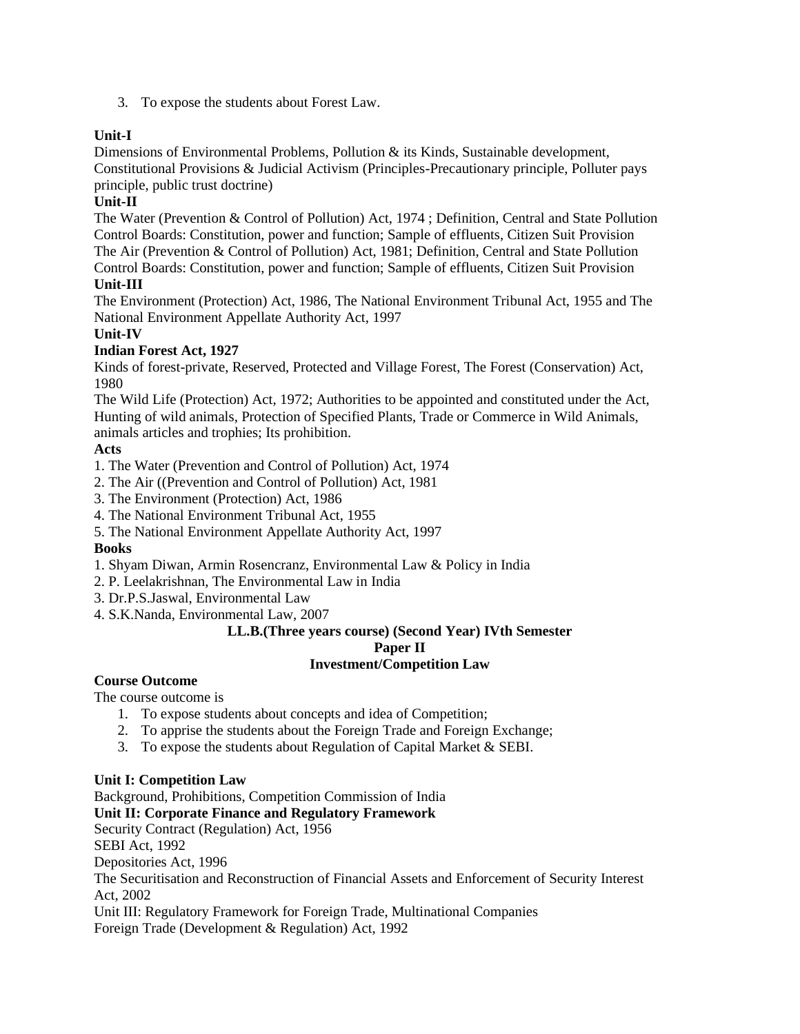3. To expose the students about Forest Law.

**Unit-I**

Dimensions of Environmental Problems, Pollution & its Kinds, Sustainable development, Constitutional Provisions & Judicial Activism (Principles-Precautionary principle, Polluter pays principle, public trust doctrine)

**Unit-II**

The Water (Prevention & Control of Pollution) Act, 1974 ; Definition, Central and State Pollution Control Boards: Constitution, power and function; Sample of effluents, Citizen Suit Provision
The Air (Prevention & Control of Pollution) Act, 1981; Definition, Central and State Pollution Control Boards: Constitution, power and function; Sample of effluents, Citizen Suit Provision

**Unit-III**

The Environment (Protection) Act, 1986, The National Environment Tribunal Act, 1955 and The National Environment Appellate Authority Act, 1997

**Unit-IV**

**Indian Forest Act, 1927**

Kinds of forest-private, Reserved, Protected and Village Forest, The Forest (Conservation) Act, 1980

The Wild Life (Protection) Act, 1972; Authorities to be appointed and constituted under the Act, Hunting of wild animals, Protection of Specified Plants, Trade or Commerce in Wild Animals, animals articles and trophies; Its prohibition.

**Acts**

1. The Water (Prevention and Control of Pollution) Act, 1974
2. The Air ((Prevention and Control of Pollution) Act, 1981
3. The Environment (Protection) Act, 1986
4. The National Environment Tribunal Act, 1955
5. The National Environment Appellate Authority Act, 1997

**Books**

1. Shyam Diwan, Armin Rosencranz, Environmental Law & Policy in India
2. P. Leelakrishnan, The Environmental Law in India
3. Dr.P.S.Jaswal, Environmental Law
4. S.K.Nanda, Environmental Law, 2007

**LL.B.(Three years course) (Second Year) IVth Semester**

**Paper II**

**Investment/Competition Law**

**Course Outcome**

The course outcome is

1. To expose students about concepts and idea of Competition;
2. To apprise the students about the Foreign Trade and Foreign Exchange;
3. To expose the students about Regulation of Capital Market & SEBI.

**Unit I: Competition Law**

Background, Prohibitions, Competition Commission of India

**Unit II: Corporate Finance and Regulatory Framework**

Security Contract (Regulation) Act, 1956

SEBI Act, 1992

Depositories Act, 1996

The Securitisation and Reconstruction of Financial Assets and Enforcement of Security Interest Act, 2002

Unit III: Regulatory Framework for Foreign Trade, Multinational Companies

Foreign Trade (Development & Regulation) Act, 1992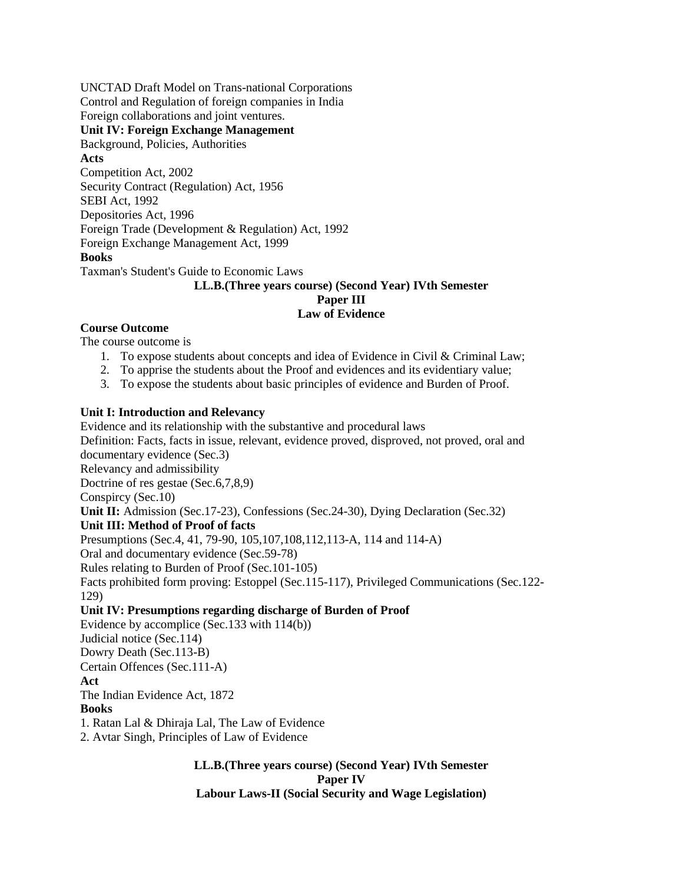UNCTAD Draft Model on Trans-national Corporations
Control and Regulation of foreign companies in India
Foreign collaborations and joint ventures.

**Unit IV: Foreign Exchange Management**

Background, Policies, Authorities

**Acts**

Competition Act, 2002
Security Contract (Regulation) Act, 1956
SEBI Act, 1992
Depositories Act, 1996
Foreign Trade (Development & Regulation) Act, 1992
Foreign Exchange Management Act, 1999

**Books**

Taxman's Student's Guide to Economic Laws

## LL.B.(Three years course) (Second Year) IVth Semester
## Paper III
## Law of Evidence

**Course Outcome**

The course outcome is

1. To expose students about concepts and idea of Evidence in Civil & Criminal Law;
2. To apprise the students about the Proof and evidences and its evidentiary value;
3. To expose the students about basic principles of evidence and Burden of Proof.

**Unit I: Introduction and Relevancy**

Evidence and its relationship with the substantive and procedural laws
Definition: Facts, facts in issue, relevant, evidence proved, disproved, not proved, oral and documentary evidence (Sec.3)
Relevancy and admissibility
Doctrine of res gestae (Sec.6,7,8,9)
Conspircy (Sec.10)

**Unit II:** Admission (Sec.17-23), Confessions (Sec.24-30), Dying Declaration (Sec.32)

**Unit III: Method of Proof of facts**

Presumptions (Sec.4, 41, 79-90, 105,107,108,112,113-A, 114 and 114-A)
Oral and documentary evidence (Sec.59-78)
Rules relating to Burden of Proof (Sec.101-105)
Facts prohibited form proving: Estoppel (Sec.115-117), Privileged Communications (Sec.122-129)

**Unit IV: Presumptions regarding discharge of Burden of Proof**

Evidence by accomplice (Sec.133 with 114(b))
Judicial notice (Sec.114)
Dowry Death (Sec.113-B)
Certain Offences (Sec.111-A)

**Act**

The Indian Evidence Act, 1872

**Books**

1. Ratan Lal & Dhiraja Lal, The Law of Evidence
2. Avtar Singh, Principles of Law of Evidence

## LL.B.(Three years course) (Second Year) IVth Semester
## Paper IV
## Labour Laws-II (Social Security and Wage Legislation)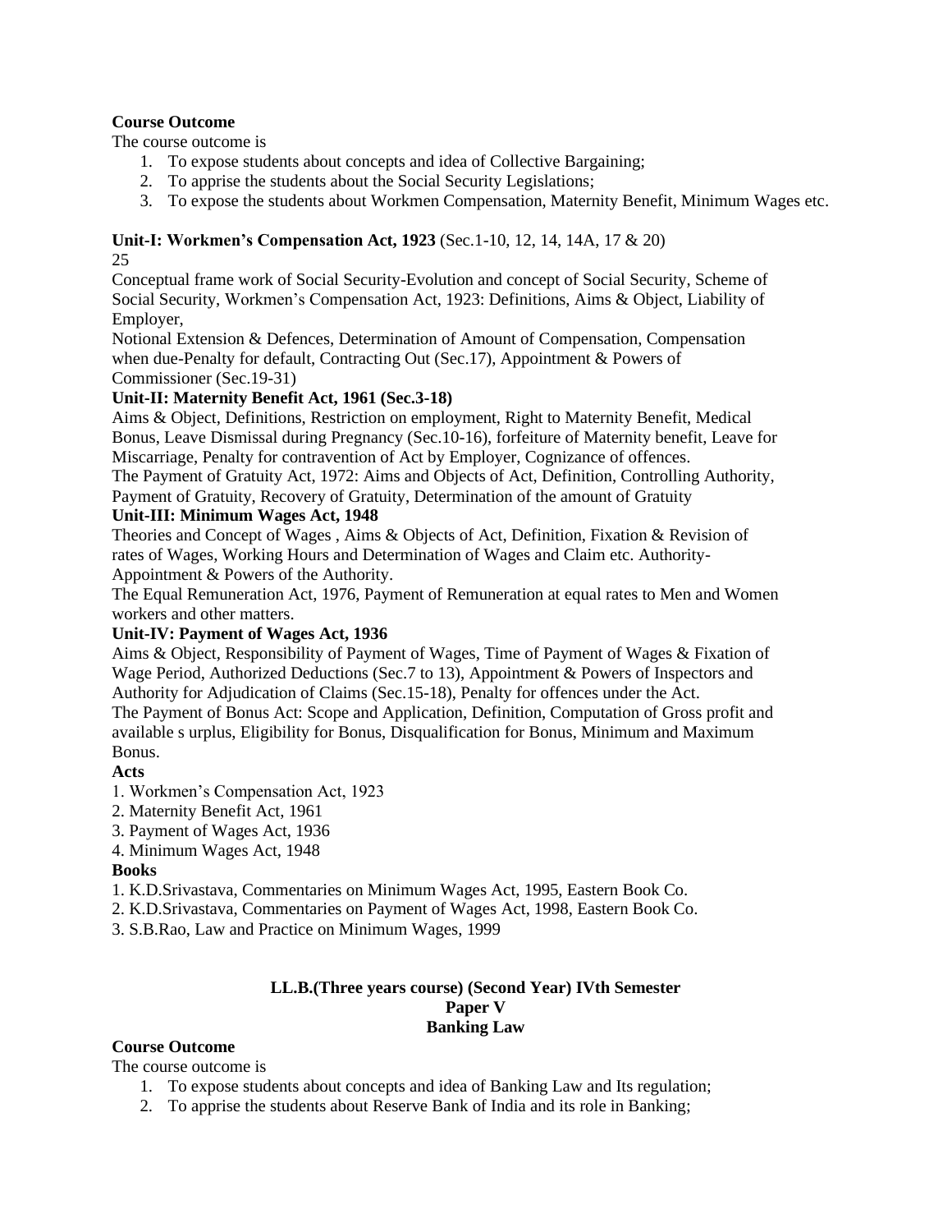**Course Outcome**

The course outcome is

1. To expose students about concepts and idea of Collective Bargaining;
2. To apprise the students about the Social Security Legislations;
3. To expose the students about Workmen Compensation, Maternity Benefit, Minimum Wages etc.

**Unit-I: Workmen's Compensation Act, 1923** (Sec.1-10, 12, 14, 14A, 17 & 20)

25

Conceptual frame work of Social Security-Evolution and concept of Social Security, Scheme of Social Security, Workmen's Compensation Act, 1923: Definitions, Aims & Object, Liability of Employer,

Notional Extension & Defences, Determination of Amount of Compensation, Compensation when due-Penalty for default, Contracting Out (Sec.17), Appointment & Powers of Commissioner (Sec.19-31)

**Unit-II: Maternity Benefit Act, 1961 (Sec.3-18)**

Aims & Object, Definitions, Restriction on employment, Right to Maternity Benefit, Medical Bonus, Leave Dismissal during Pregnancy (Sec.10-16), forfeiture of Maternity benefit, Leave for Miscarriage, Penalty for contravention of Act by Employer, Cognizance of offences.

The Payment of Gratuity Act, 1972: Aims and Objects of Act, Definition, Controlling Authority, Payment of Gratuity, Recovery of Gratuity, Determination of the amount of Gratuity

**Unit-III: Minimum Wages Act, 1948**

Theories and Concept of Wages , Aims & Objects of Act, Definition, Fixation & Revision of rates of Wages, Working Hours and Determination of Wages and Claim etc. Authority-Appointment & Powers of the Authority.

The Equal Remuneration Act, 1976, Payment of Remuneration at equal rates to Men and Women workers and other matters.

**Unit-IV: Payment of Wages Act, 1936**

Aims & Object, Responsibility of Payment of Wages, Time of Payment of Wages & Fixation of Wage Period, Authorized Deductions (Sec.7 to 13), Appointment & Powers of Inspectors and Authority for Adjudication of Claims (Sec.15-18), Penalty for offences under the Act.

The Payment of Bonus Act: Scope and Application, Definition, Computation of Gross profit and available s urplus, Eligibility for Bonus, Disqualification for Bonus, Minimum and Maximum Bonus.

**Acts**

1. Workmen's Compensation Act, 1923
2. Maternity Benefit Act, 1961
3. Payment of Wages Act, 1936
4. Minimum Wages Act, 1948

**Books**

1. K.D.Srivastava, Commentaries on Minimum Wages Act, 1995, Eastern Book Co.
2. K.D.Srivastava, Commentaries on Payment of Wages Act, 1998, Eastern Book Co.
3. S.B.Rao, Law and Practice on Minimum Wages, 1999

**LL.B.(Three years course) (Second Year) IVth Semester**
**Paper V**
**Banking Law**

**Course Outcome**

The course outcome is

1. To expose students about concepts and idea of Banking Law and Its regulation;
2. To apprise the students about Reserve Bank of India and its role in Banking;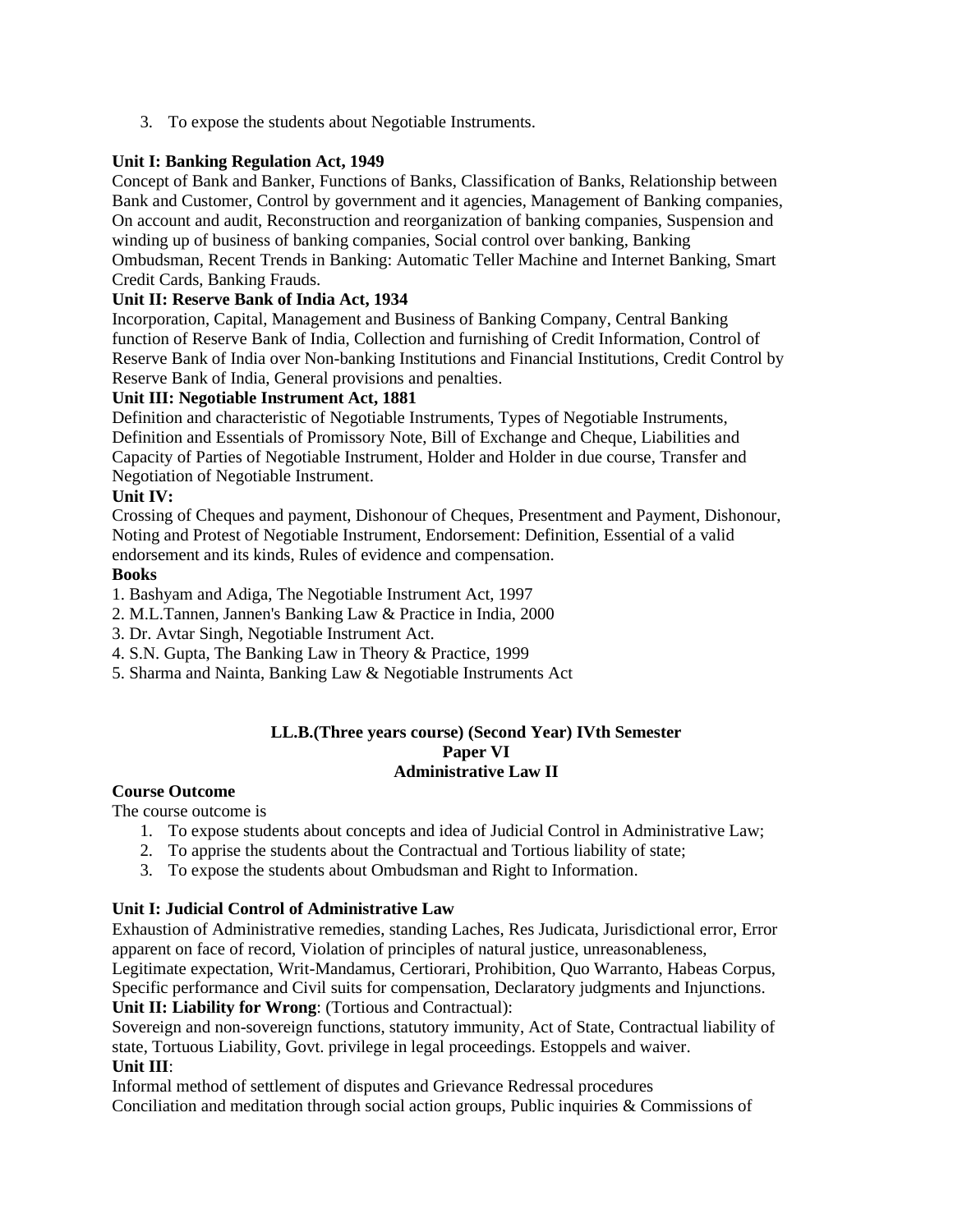3. To expose the students about Negotiable Instruments.

**Unit I: Banking Regulation Act, 1949**

Concept of Bank and Banker, Functions of Banks, Classification of Banks, Relationship between Bank and Customer, Control by government and it agencies, Management of Banking companies, On account and audit, Reconstruction and reorganization of banking companies, Suspension and winding up of business of banking companies, Social control over banking, Banking Ombudsman, Recent Trends in Banking: Automatic Teller Machine and Internet Banking, Smart Credit Cards, Banking Frauds.

**Unit II: Reserve Bank of India Act, 1934**

Incorporation, Capital, Management and Business of Banking Company, Central Banking function of Reserve Bank of India, Collection and furnishing of Credit Information, Control of Reserve Bank of India over Non-banking Institutions and Financial Institutions, Credit Control by Reserve Bank of India, General provisions and penalties.

**Unit III: Negotiable Instrument Act, 1881**

Definition and characteristic of Negotiable Instruments, Types of Negotiable Instruments, Definition and Essentials of Promissory Note, Bill of Exchange and Cheque, Liabilities and Capacity of Parties of Negotiable Instrument, Holder and Holder in due course, Transfer and Negotiation of Negotiable Instrument.

**Unit IV:**

Crossing of Cheques and payment, Dishonour of Cheques, Presentment and Payment, Dishonour, Noting and Protest of Negotiable Instrument, Endorsement: Definition, Essential of a valid endorsement and its kinds, Rules of evidence and compensation.

**Books**

1. Bashyam and Adiga, The Negotiable Instrument Act, 1997
2. M.L.Tannen, Jannen's Banking Law & Practice in India, 2000
3. Dr. Avtar Singh, Negotiable Instrument Act.
4. S.N. Gupta, The Banking Law in Theory & Practice, 1999
5. Sharma and Nainta, Banking Law & Negotiable Instruments Act

## LL.B.(Three years course) (Second Year) IVth Semester
## Paper VI
## Administrative Law II

**Course Outcome**

The course outcome is

1. To expose students about concepts and idea of Judicial Control in Administrative Law;
2. To apprise the students about the Contractual and Tortious liability of state;
3. To expose the students about Ombudsman and Right to Information.

**Unit I: Judicial Control of Administrative Law**

Exhaustion of Administrative remedies, standing Laches, Res Judicata, Jurisdictional error, Error apparent on face of record, Violation of principles of natural justice, unreasonableness, Legitimate expectation, Writ-Mandamus, Certiorari, Prohibition, Quo Warranto, Habeas Corpus, Specific performance and Civil suits for compensation, Declaratory judgments and Injunctions.

**Unit II: Liability for Wrong**: (Tortious and Contractual):

Sovereign and non-sovereign functions, statutory immunity, Act of State, Contractual liability of state, Tortuous Liability, Govt. privilege in legal proceedings. Estoppels and waiver.

**Unit III**:

Informal method of settlement of disputes and Grievance Redressal procedures

Conciliation and meditation through social action groups, Public inquiries & Commissions of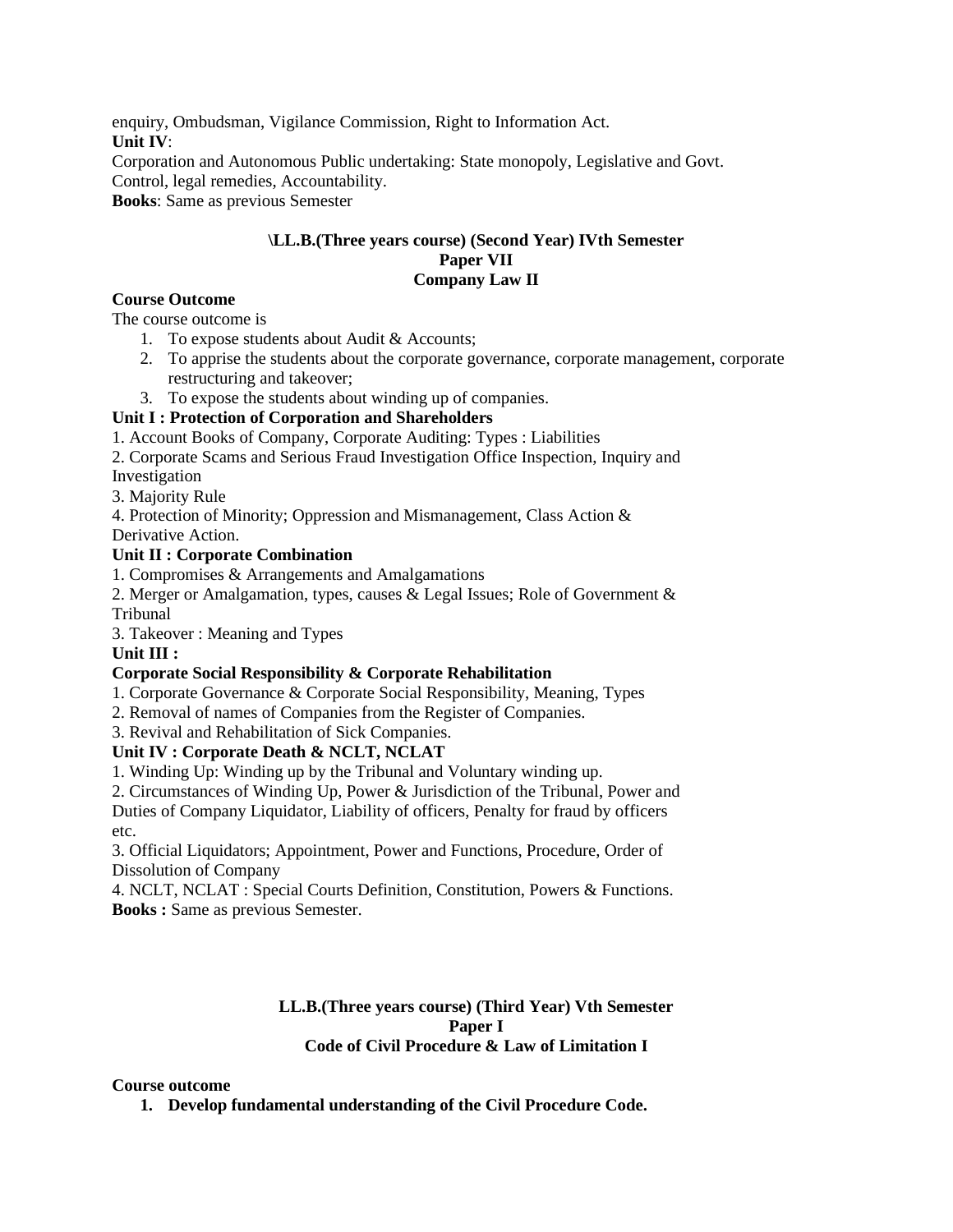enquiry, Ombudsman, Vigilance Commission, Right to Information Act.

**Unit IV**:

Corporation and Autonomous Public undertaking: State monopoly, Legislative and Govt. Control, legal remedies, Accountability.

**Books**: Same as previous Semester

## \LL.B.(Three years course) (Second Year) IVth Semester
## Paper VII
## Company Law II

**Course Outcome**

The course outcome is

1. To expose students about Audit & Accounts;
2. To apprise the students about the corporate governance, corporate management, corporate restructuring and takeover;
3. To expose the students about winding up of companies.

**Unit I : Protection of Corporation and Shareholders**

1. Account Books of Company, Corporate Auditing: Types : Liabilities
2. Corporate Scams and Serious Fraud Investigation Office Inspection, Inquiry and Investigation
3. Majority Rule
4. Protection of Minority; Oppression and Mismanagement, Class Action & Derivative Action.

**Unit II : Corporate Combination**

1. Compromises & Arrangements and Amalgamations
2. Merger or Amalgamation, types, causes & Legal Issues; Role of Government & Tribunal
3. Takeover : Meaning and Types

**Unit III :**

**Corporate Social Responsibility & Corporate Rehabilitation**

1. Corporate Governance & Corporate Social Responsibility, Meaning, Types
2. Removal of names of Companies from the Register of Companies.
3. Revival and Rehabilitation of Sick Companies.

**Unit IV : Corporate Death & NCLT, NCLAT**

1. Winding Up: Winding up by the Tribunal and Voluntary winding up.
2. Circumstances of Winding Up, Power & Jurisdiction of the Tribunal, Power and Duties of Company Liquidator, Liability of officers, Penalty for fraud by officers etc.
3. Official Liquidators; Appointment, Power and Functions, Procedure, Order of Dissolution of Company
4. NCLT, NCLAT : Special Courts Definition, Constitution, Powers & Functions.

**Books :** Same as previous Semester.

## LL.B.(Three years course) (Third Year) Vth Semester
## Paper I
## Code of Civil Procedure & Law of Limitation I

**Course outcome**

1. **Develop fundamental understanding of the Civil Procedure Code.**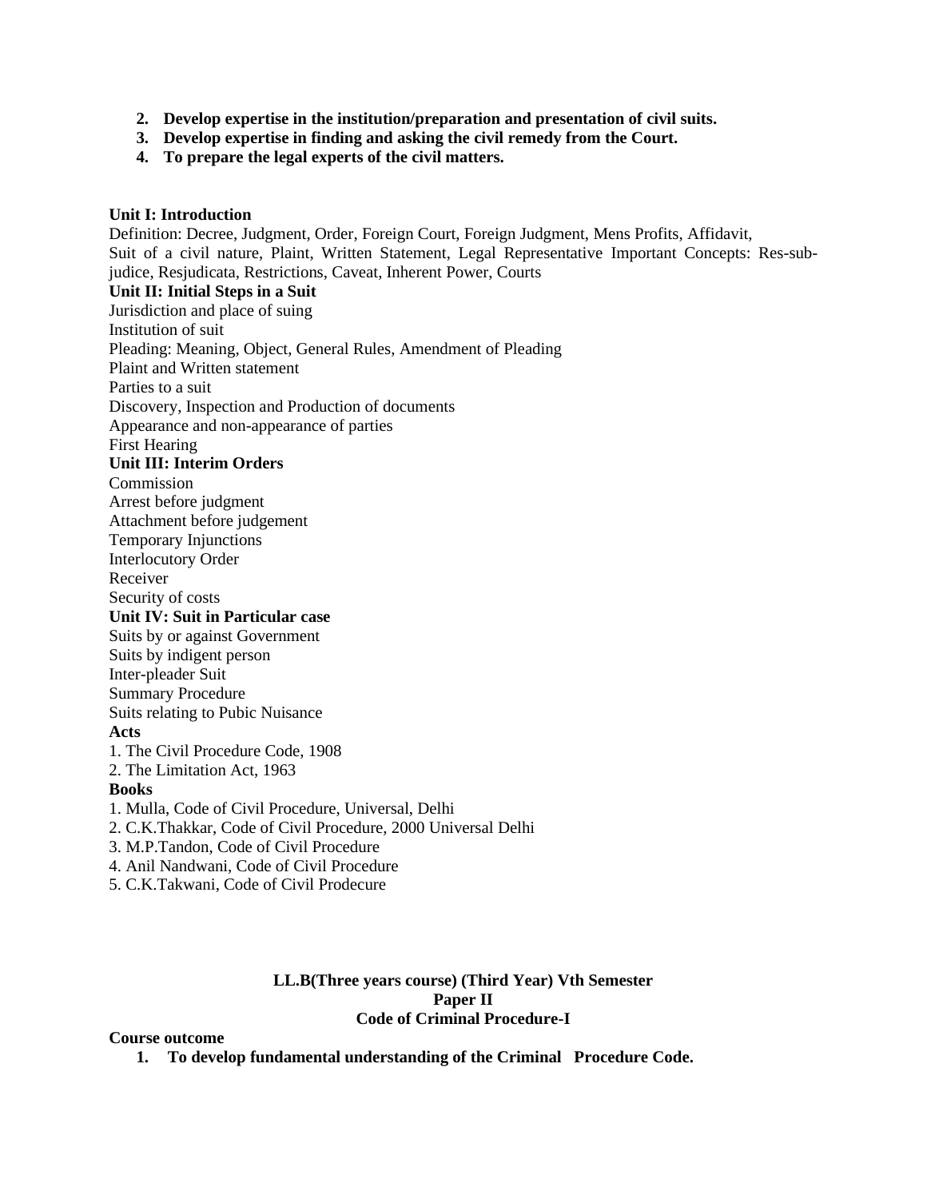2. **Develop expertise in the institution/preparation and presentation of civil suits.**
3. **Develop expertise in finding and asking the civil remedy from the Court.**
4. **To prepare the legal experts of the civil matters.**

**Unit I: Introduction**

Definition: Decree, Judgment, Order, Foreign Court, Foreign Judgment, Mens Profits, Affidavit, Suit of a civil nature, Plaint, Written Statement, Legal Representative Important Concepts: Res-sub-judice, Resjudicata, Restrictions, Caveat, Inherent Power, Courts

**Unit II: Initial Steps in a Suit**

Jurisdiction and place of suing
Institution of suit
Pleading: Meaning, Object, General Rules, Amendment of Pleading
Plaint and Written statement
Parties to a suit
Discovery, Inspection and Production of documents
Appearance and non-appearance of parties
First Hearing

**Unit III: Interim Orders**

Commission
Arrest before judgment
Attachment before judgement
Temporary Injunctions
Interlocutory Order
Receiver
Security of costs

**Unit IV: Suit in Particular case**

Suits by or against Government
Suits by indigent person
Inter-pleader Suit
Summary Procedure
Suits relating to Pubic Nuisance

**Acts**

1. The Civil Procedure Code, 1908
2. The Limitation Act, 1963

**Books**

1. Mulla, Code of Civil Procedure, Universal, Delhi
2. C.K.Thakkar, Code of Civil Procedure, 2000 Universal Delhi
3. M.P.Tandon, Code of Civil Procedure
4. Anil Nandwani, Code of Civil Procedure
5. C.K.Takwani, Code of Civil Prodecure

## LL.B(Three years course) (Third Year) Vth Semester
## Paper II
## Code of Criminal Procedure-I

**Course outcome**

1. **To develop fundamental understanding of the Criminal Procedure Code.**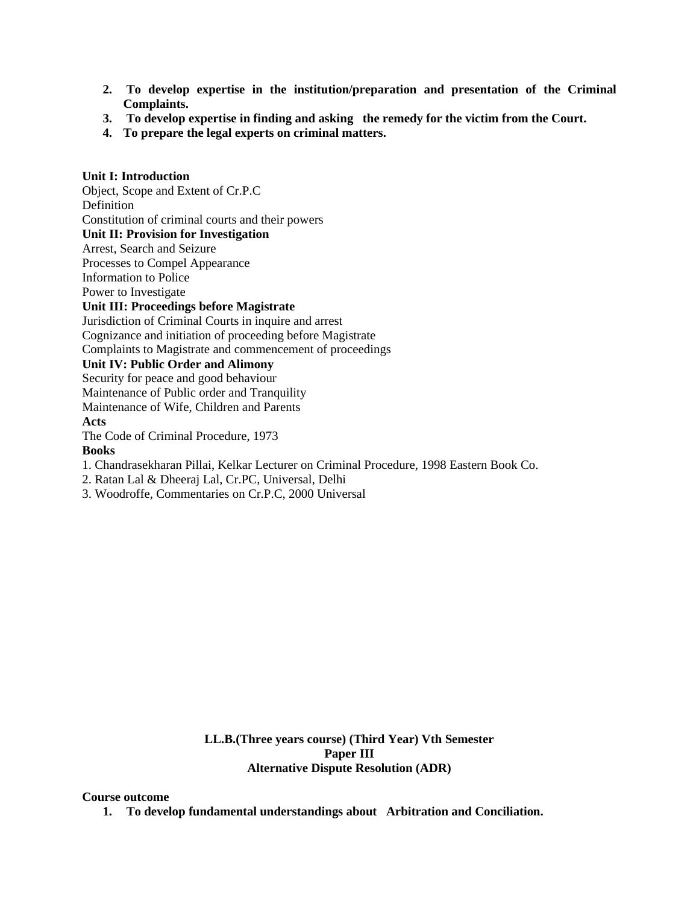2. **To develop expertise in the institution/preparation and presentation of the Criminal Complaints.**
3. **To develop expertise in finding and asking the remedy for the victim from the Court.**
4. **To prepare the legal experts on criminal matters.**

**Unit I: Introduction**

Object, Scope and Extent of Cr.P.C
Definition
Constitution of criminal courts and their powers

**Unit II: Provision for Investigation**

Arrest, Search and Seizure
Processes to Compel Appearance
Information to Police
Power to Investigate

**Unit III: Proceedings before Magistrate**

Jurisdiction of Criminal Courts in inquire and arrest
Cognizance and initiation of proceeding before Magistrate
Complaints to Magistrate and commencement of proceedings

**Unit IV: Public Order and Alimony**

Security for peace and good behaviour
Maintenance of Public order and Tranquility
Maintenance of Wife, Children and Parents

**Acts**

The Code of Criminal Procedure, 1973

**Books**

1. Chandrasekharan Pillai, Kelkar Lecturer on Criminal Procedure, 1998 Eastern Book Co.
2. Ratan Lal & Dheeraj Lal, Cr.PC, Universal, Delhi
3. Woodroffe, Commentaries on Cr.P.C, 2000 Universal

**LL.B.(Three years course) (Third Year) Vth Semester**
**Paper III**
**Alternative Dispute Resolution (ADR)**

**Course outcome**

1. **To develop fundamental understandings about Arbitration and Conciliation.**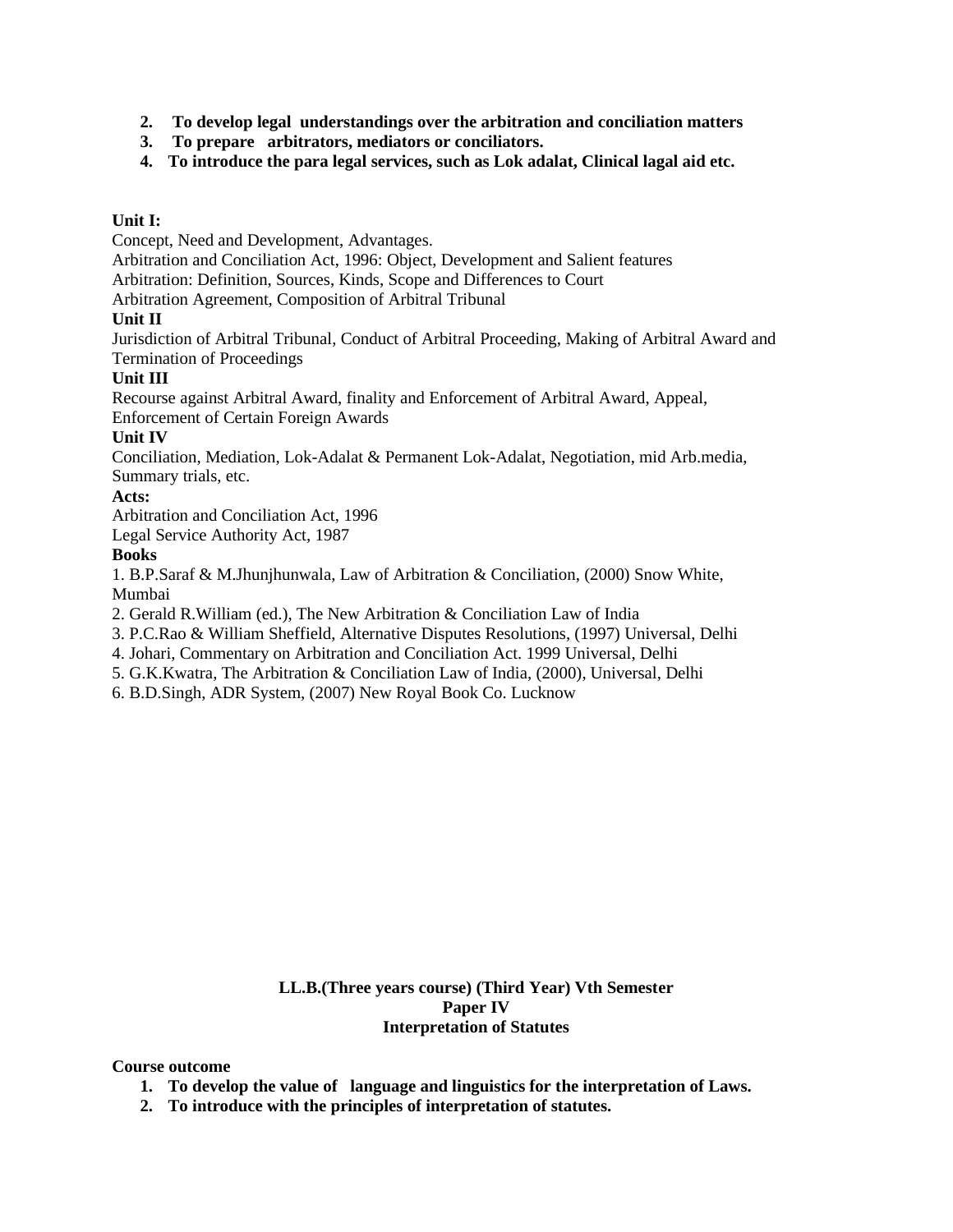2. **To develop legal understandings over the arbitration and conciliation matters**
3. **To prepare arbitrators, mediators or conciliators.**
4. **To introduce the para legal services, such as Lok adalat, Clinical lagal aid etc.**

**Unit I:**

Concept, Need and Development, Advantages.
Arbitration and Conciliation Act, 1996: Object, Development and Salient features
Arbitration: Definition, Sources, Kinds, Scope and Differences to Court
Arbitration Agreement, Composition of Arbitral Tribunal

**Unit II**

Jurisdiction of Arbitral Tribunal, Conduct of Arbitral Proceeding, Making of Arbitral Award and Termination of Proceedings

**Unit III**

Recourse against Arbitral Award, finality and Enforcement of Arbitral Award, Appeal, Enforcement of Certain Foreign Awards

**Unit IV**

Conciliation, Mediation, Lok-Adalat & Permanent Lok-Adalat, Negotiation, mid Arb.media, Summary trials, etc.

**Acts:**

Arbitration and Conciliation Act, 1996
Legal Service Authority Act, 1987

**Books**

1. B.P.Saraf & M.Jhunjhunwala, Law of Arbitration & Conciliation, (2000) Snow White, Mumbai
2. Gerald R.William (ed.), The New Arbitration & Conciliation Law of India
3. P.C.Rao & William Sheffield, Alternative Disputes Resolutions, (1997) Universal, Delhi
4. Johari, Commentary on Arbitration and Conciliation Act. 1999 Universal, Delhi
5. G.K.Kwatra, The Arbitration & Conciliation Law of India, (2000), Universal, Delhi
6. B.D.Singh, ADR System, (2007) New Royal Book Co. Lucknow

## LL.B.(Three years course) (Third Year) Vth Semester
## Paper IV
## Interpretation of Statutes

**Course outcome**

1. **To develop the value of language and linguistics for the interpretation of Laws.**
2. **To introduce with the principles of interpretation of statutes.**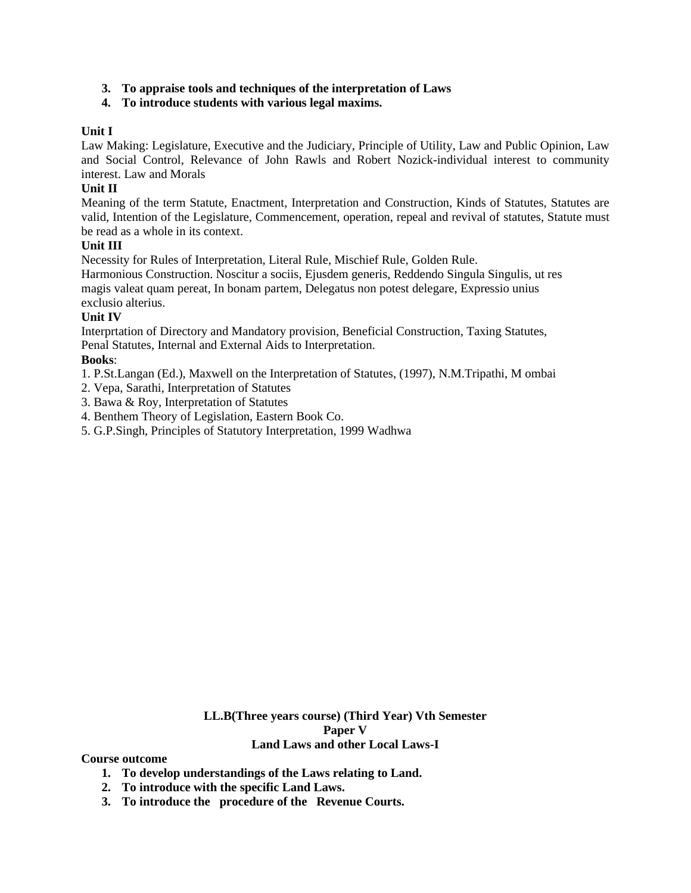3. **To appraise tools and techniques of the interpretation of Laws**
4. **To introduce students with various legal maxims.**

**Unit I**

Law Making: Legislature, Executive and the Judiciary, Principle of Utility, Law and Public Opinion, Law and Social Control, Relevance of John Rawls and Robert Nozick-individual interest to community interest. Law and Morals

**Unit II**

Meaning of the term Statute, Enactment, Interpretation and Construction, Kinds of Statutes, Statutes are valid, Intention of the Legislature, Commencement, operation, repeal and revival of statutes, Statute must be read as a whole in its context.

**Unit III**

Necessity for Rules of Interpretation, Literal Rule, Mischief Rule, Golden Rule.
Harmonious Construction. Noscitur a sociis, Ejusdem generis, Reddendo Singula Singulis, ut res magis valeat quam pereat, In bonam partem, Delegatus non potest delegare, Expressio unius exclusio alterius.

**Unit IV**

Interprtation of Directory and Mandatory provision, Beneficial Construction, Taxing Statutes, Penal Statutes, Internal and External Aids to Interpretation.

**Books**:

1. P.St.Langan (Ed.), Maxwell on the Interpretation of Statutes, (1997), N.M.Tripathi, M ombai
2. Vepa, Sarathi, Interpretation of Statutes
3. Bawa & Roy, Interpretation of Statutes
4. Benthem Theory of Legislation, Eastern Book Co.
5. G.P.Singh, Principles of Statutory Interpretation, 1999 Wadhwa

**LL.B(Three years course) (Third Year) Vth Semester**
**Paper V**
**Land Laws and other Local Laws-I**

**Course outcome**

1. **To develop understandings of the Laws relating to Land.**
2. **To introduce with the specific Land Laws.**
3. **To introduce the procedure of the Revenue Courts.**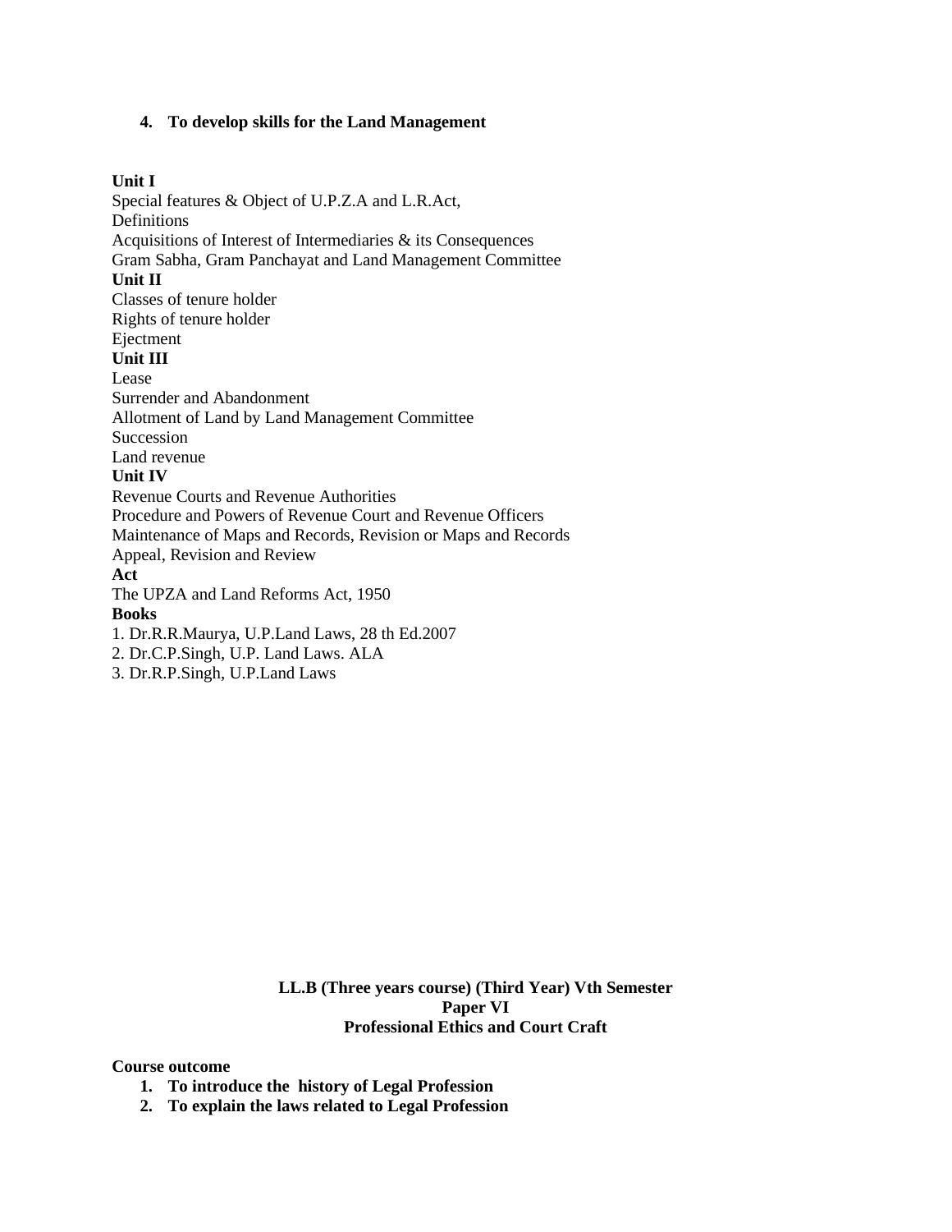4. **To develop skills for the Land Management**

**Unit I**

Special features & Object of U.P.Z.A and L.R.Act,
Definitions
Acquisitions of Interest of Intermediaries & its Consequences
Gram Sabha, Gram Panchayat and Land Management Committee

**Unit II**

Classes of tenure holder
Rights of tenure holder
Ejectment

**Unit III**

Lease
Surrender and Abandonment
Allotment of Land by Land Management Committee
Succession
Land revenue

**Unit IV**

Revenue Courts and Revenue Authorities
Procedure and Powers of Revenue Court and Revenue Officers
Maintenance of Maps and Records, Revision or Maps and Records
Appeal, Revision and Review

**Act**

The UPZA and Land Reforms Act, 1950

**Books**

1. Dr.R.R.Maurya, U.P.Land Laws, 28 th Ed.2007
2. Dr.C.P.Singh, U.P. Land Laws. ALA
3. Dr.R.P.Singh, U.P.Land Laws

**LL.B (Three years course) (Third Year) Vth Semester**
**Paper VI**
**Professional Ethics and Court Craft**

**Course outcome**

1. **To introduce the history of Legal Profession**
2. **To explain the laws related to Legal Profession**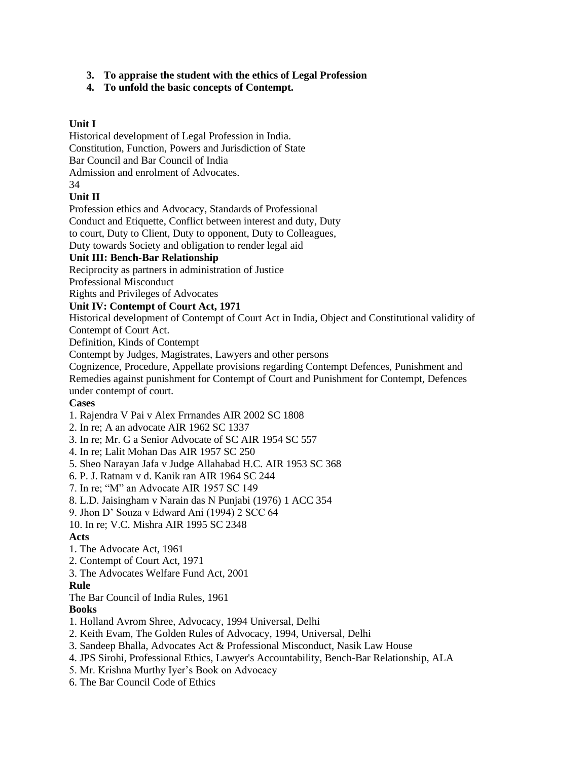3. **To appraise the student with the ethics of Legal Profession**
4. **To unfold the basic concepts of Contempt.**

**Unit I**

Historical development of Legal Profession in India.
Constitution, Function, Powers and Jurisdiction of State
Bar Council and Bar Council of India
Admission and enrolment of Advocates.
34

**Unit II**

Profession ethics and Advocacy, Standards of Professional
Conduct and Etiquette, Conflict between interest and duty, Duty
to court, Duty to Client, Duty to opponent, Duty to Colleagues,
Duty towards Society and obligation to render legal aid

**Unit III: Bench-Bar Relationship**

Reciprocity as partners in administration of Justice
Professional Misconduct
Rights and Privileges of Advocates

**Unit IV: Contempt of Court Act, 1971**

Historical development of Contempt of Court Act in India, Object and Constitutional validity of Contempt of Court Act.
Definition, Kinds of Contempt
Contempt by Judges, Magistrates, Lawyers and other persons
Cognizence, Procedure, Appellate provisions regarding Contempt Defences, Punishment and Remedies against punishment for Contempt of Court and Punishment for Contempt, Defences under contempt of court.

**Cases**

1. Rajendra V Pai v Alex Frrnandes AIR 2002 SC 1808
2. In re; A an advocate AIR 1962 SC 1337
3. In re; Mr. G a Senior Advocate of SC AIR 1954 SC 557
4. In re; Lalit Mohan Das AIR 1957 SC 250
5. Sheo Narayan Jafa v Judge Allahabad H.C. AIR 1953 SC 368
6. P. J. Ratnam v d. Kanik ran AIR 1964 SC 244
7. In re; "M" an Advocate AIR 1957 SC 149
8. L.D. Jaisingham v Narain das N Punjabi (1976) 1 ACC 354
9. Jhon D' Souza v Edward Ani (1994) 2 SCC 64
10. In re; V.C. Mishra AIR 1995 SC 2348

**Acts**

1. The Advocate Act, 1961
2. Contempt of Court Act, 1971
3. The Advocates Welfare Fund Act, 2001

**Rule**

The Bar Council of India Rules, 1961

**Books**

1. Holland Avrom Shree, Advocacy, 1994 Universal, Delhi
2. Keith Evam, The Golden Rules of Advocacy, 1994, Universal, Delhi
3. Sandeep Bhalla, Advocates Act & Professional Misconduct, Nasik Law House
4. JPS Sirohi, Professional Ethics, Lawyer's Accountability, Bench-Bar Relationship, ALA
5. Mr. Krishna Murthy Iyer's Book on Advocacy
6. The Bar Council Code of Ethics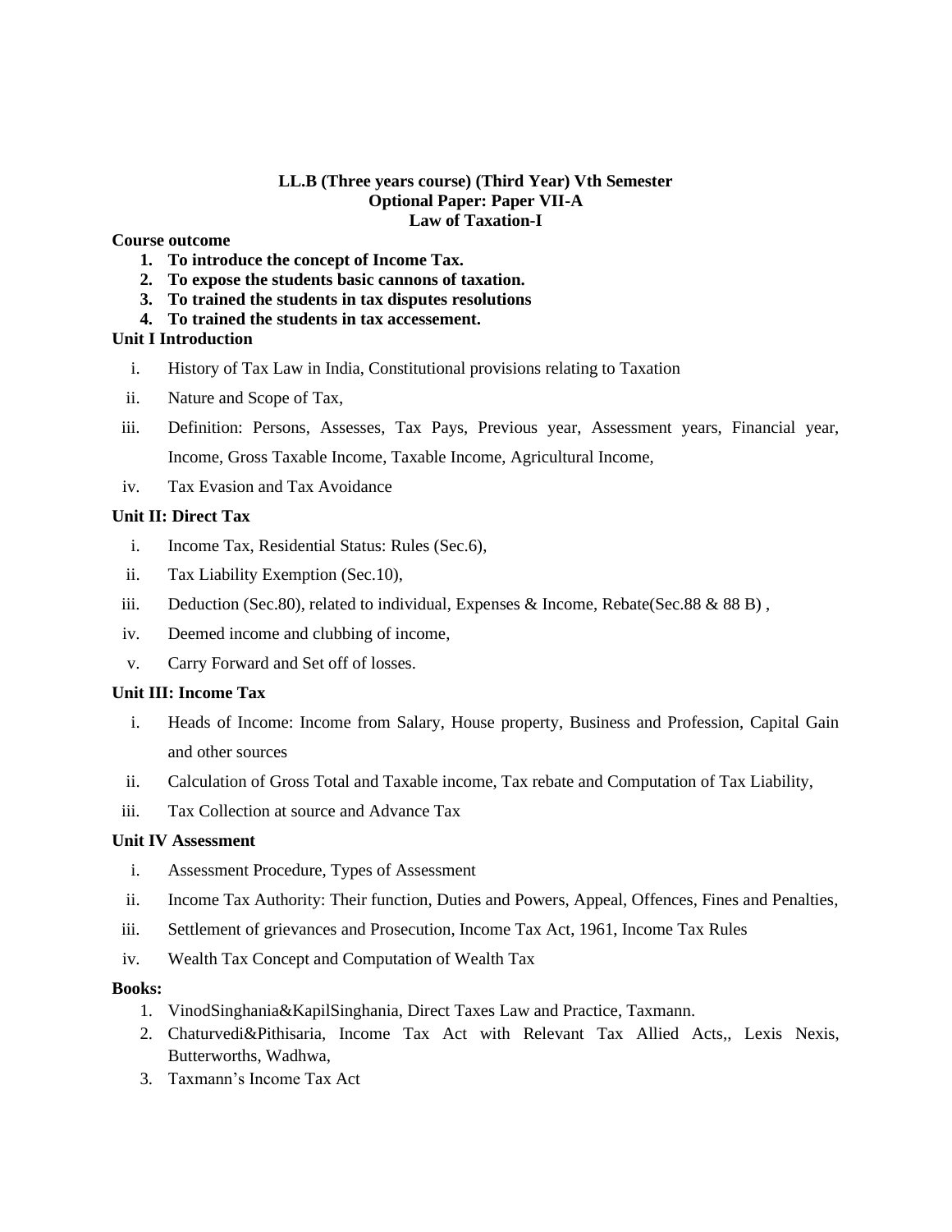**LL.B (Three years course) (Third Year) Vth Semester**
**Optional Paper: Paper VII-A**
**Law of Taxation-I**

**Course outcome**

1. **To introduce the concept of Income Tax.**
2. **To expose the students basic cannons of taxation.**
3. **To trained the students in tax disputes resolutions**
4. **To trained the students in tax accessement.**

**Unit I Introduction**

i. History of Tax Law in India, Constitutional provisions relating to Taxation
ii. Nature and Scope of Tax,
iii. Definition: Persons, Assesses, Tax Pays, Previous year, Assessment years, Financial year, Income, Gross Taxable Income, Taxable Income, Agricultural Income,
iv. Tax Evasion and Tax Avoidance

**Unit II: Direct Tax**

i. Income Tax, Residential Status: Rules (Sec.6),
ii. Tax Liability Exemption (Sec.10),
iii. Deduction (Sec.80), related to individual, Expenses & Income, Rebate(Sec.88 & 88 B) ,
iv. Deemed income and clubbing of income,
v. Carry Forward and Set off of losses.

**Unit III: Income Tax**

i. Heads of Income: Income from Salary, House property, Business and Profession, Capital Gain and other sources
ii. Calculation of Gross Total and Taxable income, Tax rebate and Computation of Tax Liability,
iii. Tax Collection at source and Advance Tax

**Unit IV Assessment**

i. Assessment Procedure, Types of Assessment
ii. Income Tax Authority: Their function, Duties and Powers, Appeal, Offences, Fines and Penalties,
iii. Settlement of grievances and Prosecution, Income Tax Act, 1961, Income Tax Rules
iv. Wealth Tax Concept and Computation of Wealth Tax

**Books:**

1. VinodSinghania&KapilSinghania, Direct Taxes Law and Practice, Taxmann.
2. Chaturvedi&Pithisaria, Income Tax Act with Relevant Tax Allied Acts,, Lexis Nexis, Butterworths, Wadhwa,
3. Taxmann's Income Tax Act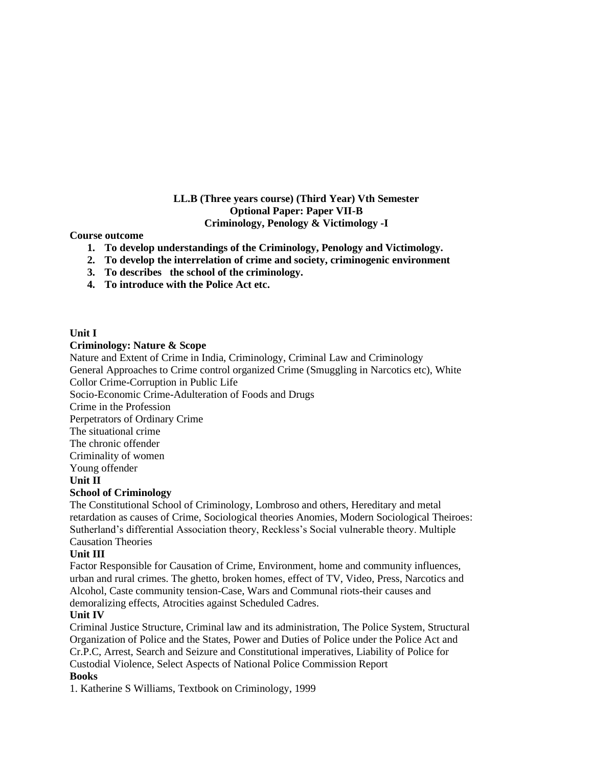**LL.B (Three years course) (Third Year) Vth Semester**
**Optional Paper: Paper VII-B**
**Criminology, Penology & Victimology -I**

**Course outcome**

1. **To develop understandings of the Criminology, Penology and Victimology.**
2. **To develop the interrelation of crime and society, criminogenic environment**
3. **To describes the school of the criminology.**
4. **To introduce with the Police Act etc.**

**Unit I**

**Criminology: Nature & Scope**

Nature and Extent of Crime in India, Criminology, Criminal Law and Criminology
General Approaches to Crime control organized Crime (Smuggling in Narcotics etc), White Collor Crime-Corruption in Public Life
Socio-Economic Crime-Adulteration of Foods and Drugs
Crime in the Profession
Perpetrators of Ordinary Crime
The situational crime
The chronic offender
Criminality of women
Young offender

**Unit II**

**School of Criminology**

The Constitutional School of Criminology, Lombroso and others, Hereditary and metal retardation as causes of Crime, Sociological theories Anomies, Modern Sociological Theiroes: Sutherland's differential Association theory, Reckless's Social vulnerable theory. Multiple Causation Theories

**Unit III**

Factor Responsible for Causation of Crime, Environment, home and community influences, urban and rural crimes. The ghetto, broken homes, effect of TV, Video, Press, Narcotics and Alcohol, Caste community tension-Case, Wars and Communal riots-their causes and demoralizing effects, Atrocities against Scheduled Cadres.

**Unit IV**

Criminal Justice Structure, Criminal law and its administration, The Police System, Structural Organization of Police and the States, Power and Duties of Police under the Police Act and Cr.P.C, Arrest, Search and Seizure and Constitutional imperatives, Liability of Police for Custodial Violence, Select Aspects of National Police Commission Report

**Books**

1. Katherine S Williams, Textbook on Criminology, 1999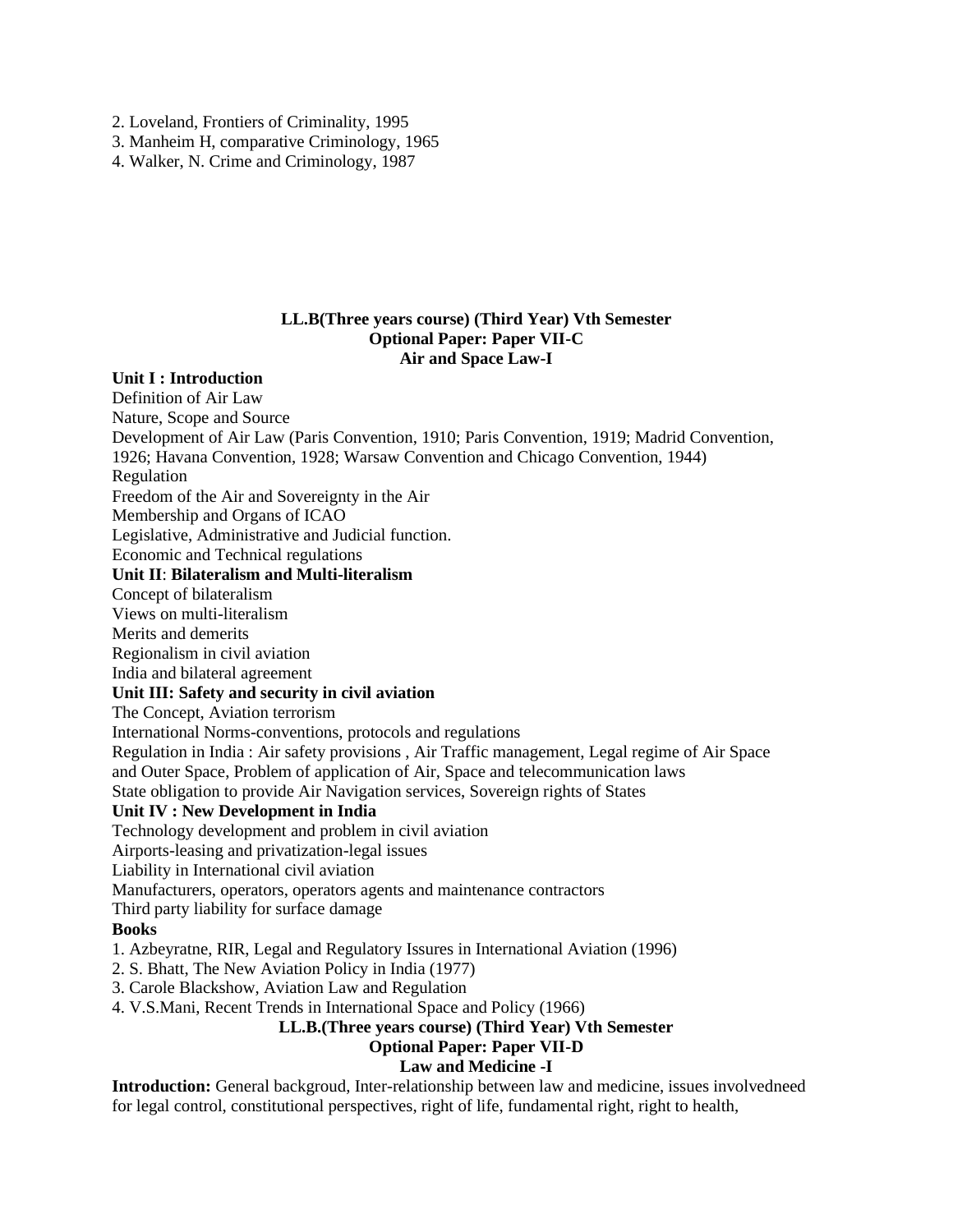2. Loveland, Frontiers of Criminality, 1995
3. Manheim H, comparative Criminology, 1965
4. Walker, N. Crime and Criminology, 1987

**LL.B(Three years course) (Third Year) Vth Semester**
**Optional Paper: Paper VII-C**
**Air and Space Law-I**

**Unit I : Introduction**

Definition of Air Law
Nature, Scope and Source
Development of Air Law (Paris Convention, 1910; Paris Convention, 1919; Madrid Convention, 1926; Havana Convention, 1928; Warsaw Convention and Chicago Convention, 1944)
Regulation
Freedom of the Air and Sovereignty in the Air
Membership and Organs of ICAO
Legislative, Administrative and Judicial function.
Economic and Technical regulations

**Unit II**: **Bilateralism and Multi-literalism**

Concept of bilateralism
Views on multi-literalism
Merits and demerits
Regionalism in civil aviation
India and bilateral agreement

**Unit III: Safety and security in civil aviation**

The Concept, Aviation terrorism
International Norms-conventions, protocols and regulations
Regulation in India : Air safety provisions , Air Traffic management, Legal regime of Air Space and Outer Space, Problem of application of Air, Space and telecommunication laws
State obligation to provide Air Navigation services, Sovereign rights of States

**Unit IV : New Development in India**

Technology development and problem in civil aviation
Airports-leasing and privatization-legal issues
Liability in International civil aviation
Manufacturers, operators, operators agents and maintenance contractors
Third party liability for surface damage

**Books**

1. Azbeyratne, RIR, Legal and Regulatory Issures in International Aviation (1996)
2. S. Bhatt, The New Aviation Policy in India (1977)
3. Carole Blackshow, Aviation Law and Regulation
4. V.S.Mani, Recent Trends in International Space and Policy (1966)

**LL.B.(Three years course) (Third Year) Vth Semester**
**Optional Paper: Paper VII-D**
**Law and Medicine -I**

**Introduction:** General backgroud, Inter-relationship between law and medicine, issues involvedneed for legal control, constitutional perspectives, right of life, fundamental right, right to health,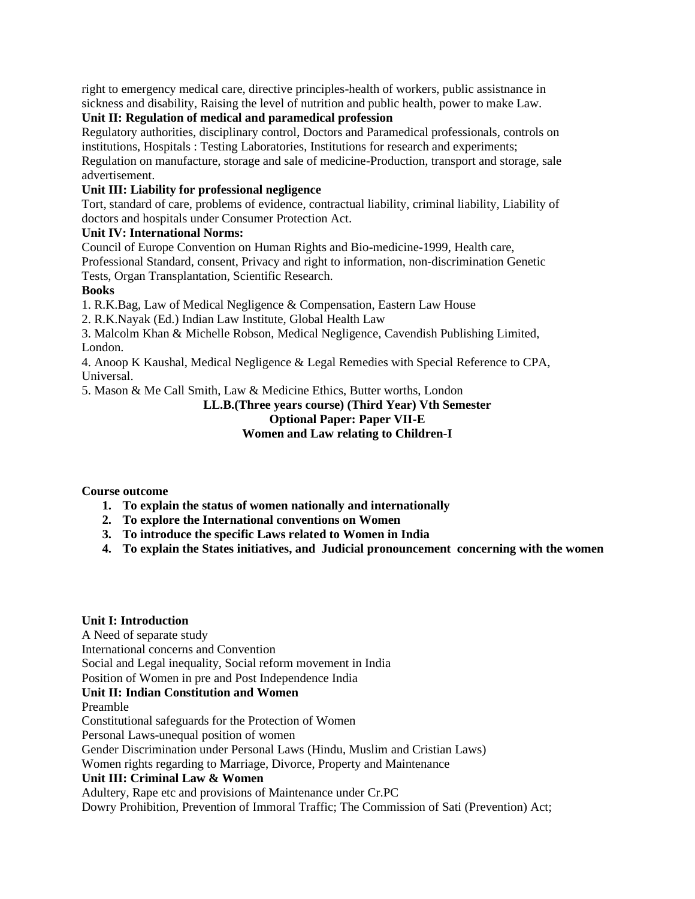right to emergency medical care, directive principles-health of workers, public assistnance in sickness and disability, Raising the level of nutrition and public health, power to make Law.

**Unit II: Regulation of medical and paramedical profession**

Regulatory authorities, disciplinary control, Doctors and Paramedical professionals, controls on institutions, Hospitals : Testing Laboratories, Institutions for research and experiments; Regulation on manufacture, storage and sale of medicine-Production, transport and storage, sale advertisement.

**Unit III: Liability for professional negligence**

Tort, standard of care, problems of evidence, contractual liability, criminal liability, Liability of doctors and hospitals under Consumer Protection Act.

**Unit IV: International Norms:**

Council of Europe Convention on Human Rights and Bio-medicine-1999, Health care, Professional Standard, consent, Privacy and right to information, non-discrimination Genetic Tests, Organ Transplantation, Scientific Research.

**Books**

1. R.K.Bag, Law of Medical Negligence & Compensation, Eastern Law House
2. R.K.Nayak (Ed.) Indian Law Institute, Global Health Law
3. Malcolm Khan & Michelle Robson, Medical Negligence, Cavendish Publishing Limited, London.
4. Anoop K Kaushal, Medical Negligence & Legal Remedies with Special Reference to CPA, Universal.
5. Mason & Me Call Smith, Law & Medicine Ethics, Butter worths, London

**LL.B.(Three years course) (Third Year) Vth Semester**

**Optional Paper: Paper VII-E**

**Women and Law relating to Children-I**

**Course outcome**

1. **To explain the status of women nationally and internationally**
2. **To explore the International conventions on Women**
3. **To introduce the specific Laws related to Women in India**
4. **To explain the States initiatives, and Judicial pronouncement concerning with the women**

**Unit I: Introduction**

A Need of separate study
International concerns and Convention
Social and Legal inequality, Social reform movement in India
Position of Women in pre and Post Independence India

**Unit II: Indian Constitution and Women**

Preamble
Constitutional safeguards for the Protection of Women
Personal Laws-unequal position of women
Gender Discrimination under Personal Laws (Hindu, Muslim and Cristian Laws)
Women rights regarding to Marriage, Divorce, Property and Maintenance

**Unit III: Criminal Law & Women**

Adultery, Rape etc and provisions of Maintenance under Cr.PC
Dowry Prohibition, Prevention of Immoral Traffic; The Commission of Sati (Prevention) Act;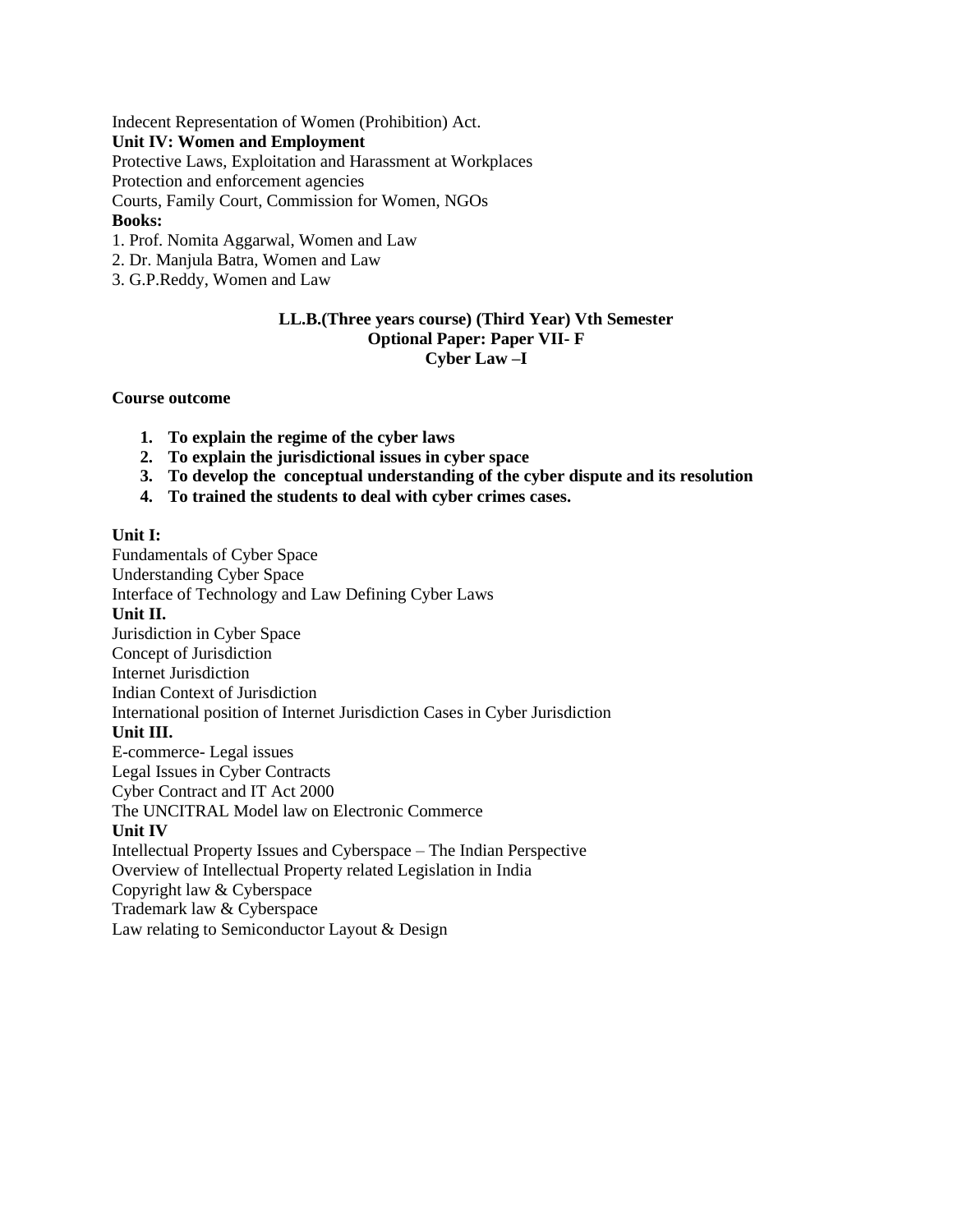Indecent Representation of Women (Prohibition) Act.

**Unit IV: Women and Employment**

Protective Laws, Exploitation and Harassment at Workplaces

Protection and enforcement agencies

Courts, Family Court, Commission for Women, NGOs

**Books:**

1. Prof. Nomita Aggarwal, Women and Law
2. Dr. Manjula Batra, Women and Law
3. G.P.Reddy, Women and Law

**LL.B.(Three years course) (Third Year) Vth Semester**
**Optional Paper: Paper VII- F**
**Cyber Law –I**

**Course outcome**

1. **To explain the regime of the cyber laws**
2. **To explain the jurisdictional issues in cyber space**
3. **To develop the conceptual understanding of the cyber dispute and its resolution**
4. **To trained the students to deal with cyber crimes cases.**

**Unit I:**

Fundamentals of Cyber Space

Understanding Cyber Space

Interface of Technology and Law Defining Cyber Laws

**Unit II.**

Jurisdiction in Cyber Space

Concept of Jurisdiction

Internet Jurisdiction

Indian Context of Jurisdiction

International position of Internet Jurisdiction Cases in Cyber Jurisdiction

**Unit III.**

E-commerce- Legal issues

Legal Issues in Cyber Contracts

Cyber Contract and IT Act 2000

The UNCITRAL Model law on Electronic Commerce

**Unit IV**

Intellectual Property Issues and Cyberspace – The Indian Perspective

Overview of Intellectual Property related Legislation in India

Copyright law & Cyberspace

Trademark law & Cyberspace

Law relating to Semiconductor Layout & Design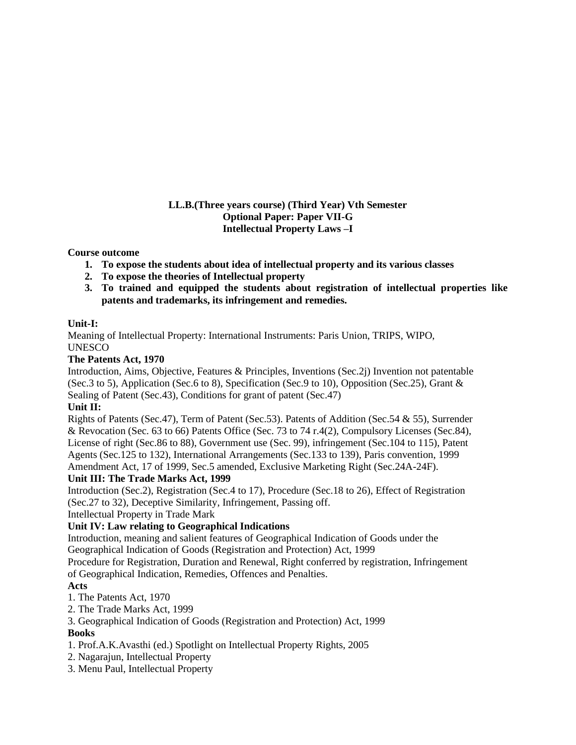**LL.B.(Three years course) (Third Year) Vth Semester**
**Optional Paper: Paper VII-G**
**Intellectual Property Laws –I**

**Course outcome**

1. **To expose the students about idea of intellectual property and its various classes**
2. **To expose the theories of Intellectual property**
3. **To trained and equipped the students about registration of intellectual properties like patents and trademarks, its infringement and remedies.**

**Unit-I:**

Meaning of Intellectual Property: International Instruments: Paris Union, TRIPS, WIPO, UNESCO

**The Patents Act, 1970**

Introduction, Aims, Objective, Features & Principles, Inventions (Sec.2j) Invention not patentable (Sec.3 to 5), Application (Sec.6 to 8), Specification (Sec.9 to 10), Opposition (Sec.25), Grant & Sealing of Patent (Sec.43), Conditions for grant of patent (Sec.47)

**Unit II:**

Rights of Patents (Sec.47), Term of Patent (Sec.53). Patents of Addition (Sec.54 & 55), Surrender & Revocation (Sec. 63 to 66) Patents Office (Sec. 73 to 74 r.4(2), Compulsory Licenses (Sec.84), License of right (Sec.86 to 88), Government use (Sec. 99), infringement (Sec.104 to 115), Patent Agents (Sec.125 to 132), International Arrangements (Sec.133 to 139), Paris convention, 1999 Amendment Act, 17 of 1999, Sec.5 amended, Exclusive Marketing Right (Sec.24A-24F).

**Unit III: The Trade Marks Act, 1999**

Introduction (Sec.2), Registration (Sec.4 to 17), Procedure (Sec.18 to 26), Effect of Registration (Sec.27 to 32), Deceptive Similarity, Infringement, Passing off.

Intellectual Property in Trade Mark

**Unit IV: Law relating to Geographical Indications**

Introduction, meaning and salient features of Geographical Indication of Goods under the Geographical Indication of Goods (Registration and Protection) Act, 1999

Procedure for Registration, Duration and Renewal, Right conferred by registration, Infringement of Geographical Indication, Remedies, Offences and Penalties.

**Acts**

1. The Patents Act, 1970
2. The Trade Marks Act, 1999
3. Geographical Indication of Goods (Registration and Protection) Act, 1999

**Books**

1. Prof.A.K.Avasthi (ed.) Spotlight on Intellectual Property Rights, 2005
2. Nagarajun, Intellectual Property
3. Menu Paul, Intellectual Property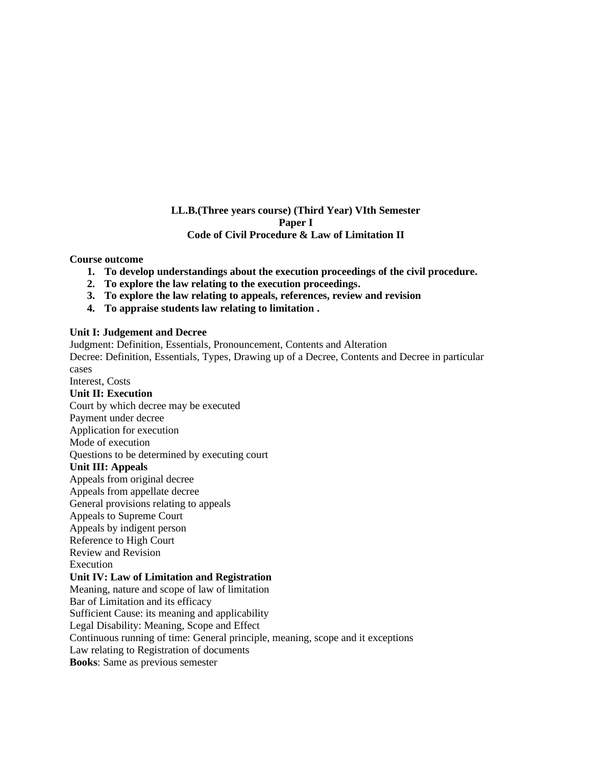**LL.B.(Three years course) (Third Year) VIth Semester**
**Paper I**
**Code of Civil Procedure & Law of Limitation II**

**Course outcome**

1. **To develop understandings about the execution proceedings of the civil procedure.**
2. **To explore the law relating to the execution proceedings.**
3. **To explore the law relating to appeals, references, review and revision**
4. **To appraise students law relating to limitation .**

**Unit I: Judgement and Decree**

Judgment: Definition, Essentials, Pronouncement, Contents and Alteration
Decree: Definition, Essentials, Types, Drawing up of a Decree, Contents and Decree in particular cases
Interest, Costs

**Unit II: Execution**

Court by which decree may be executed
Payment under decree
Application for execution
Mode of execution
Questions to be determined by executing court

**Unit III: Appeals**

Appeals from original decree
Appeals from appellate decree
General provisions relating to appeals
Appeals to Supreme Court
Appeals by indigent person
Reference to High Court
Review and Revision
Execution

**Unit IV: Law of Limitation and Registration**

Meaning, nature and scope of law of limitation
Bar of Limitation and its efficacy
Sufficient Cause: its meaning and applicability
Legal Disability: Meaning, Scope and Effect
Continuous running of time: General principle, meaning, scope and it exceptions
Law relating to Registration of documents

**Books**: Same as previous semester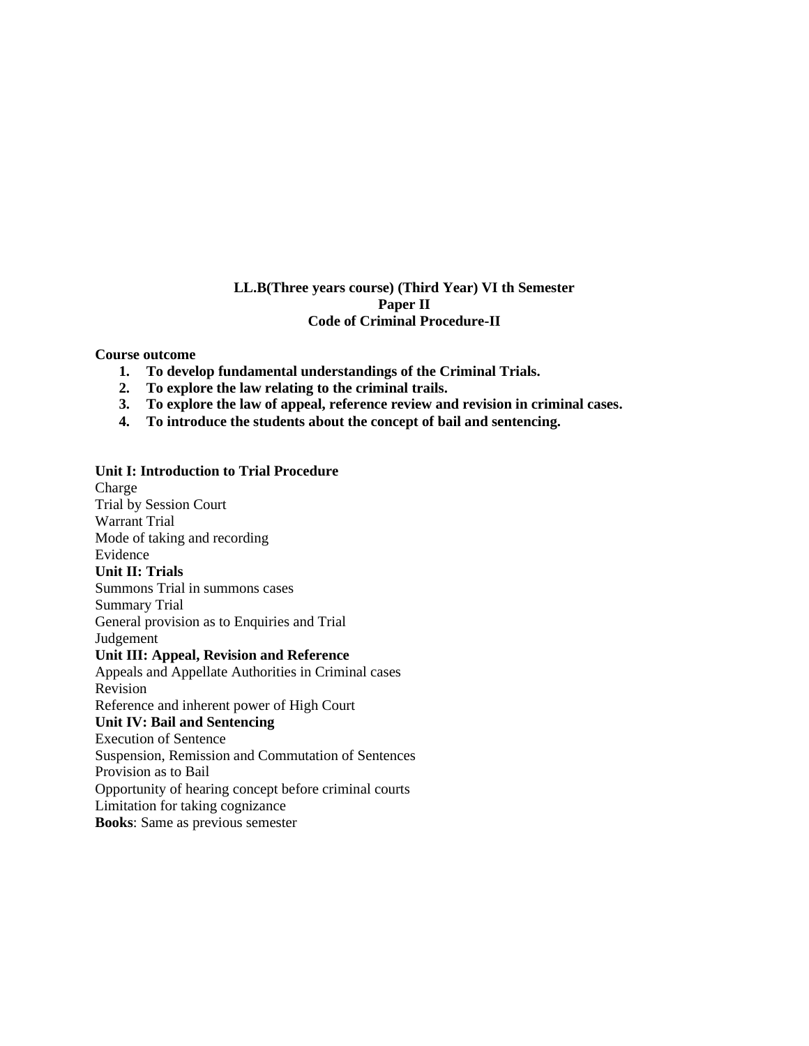**LL.B(Three years course) (Third Year) VI th Semester**
**Paper II**
**Code of Criminal Procedure-II**

**Course outcome**

1. **To develop fundamental understandings of the Criminal Trials.**
2. **To explore the law relating to the criminal trails.**
3. **To explore the law of appeal, reference review and revision in criminal cases.**
4. **To introduce the students about the concept of bail and sentencing.**

**Unit I: Introduction to Trial Procedure**

Charge
Trial by Session Court
Warrant Trial
Mode of taking and recording
Evidence

**Unit II: Trials**

Summons Trial in summons cases
Summary Trial
General provision as to Enquiries and Trial
Judgement

**Unit III: Appeal, Revision and Reference**

Appeals and Appellate Authorities in Criminal cases
Revision
Reference and inherent power of High Court

**Unit IV: Bail and Sentencing**

Execution of Sentence
Suspension, Remission and Commutation of Sentences
Provision as to Bail
Opportunity of hearing concept before criminal courts
Limitation for taking cognizance

**Books**: Same as previous semester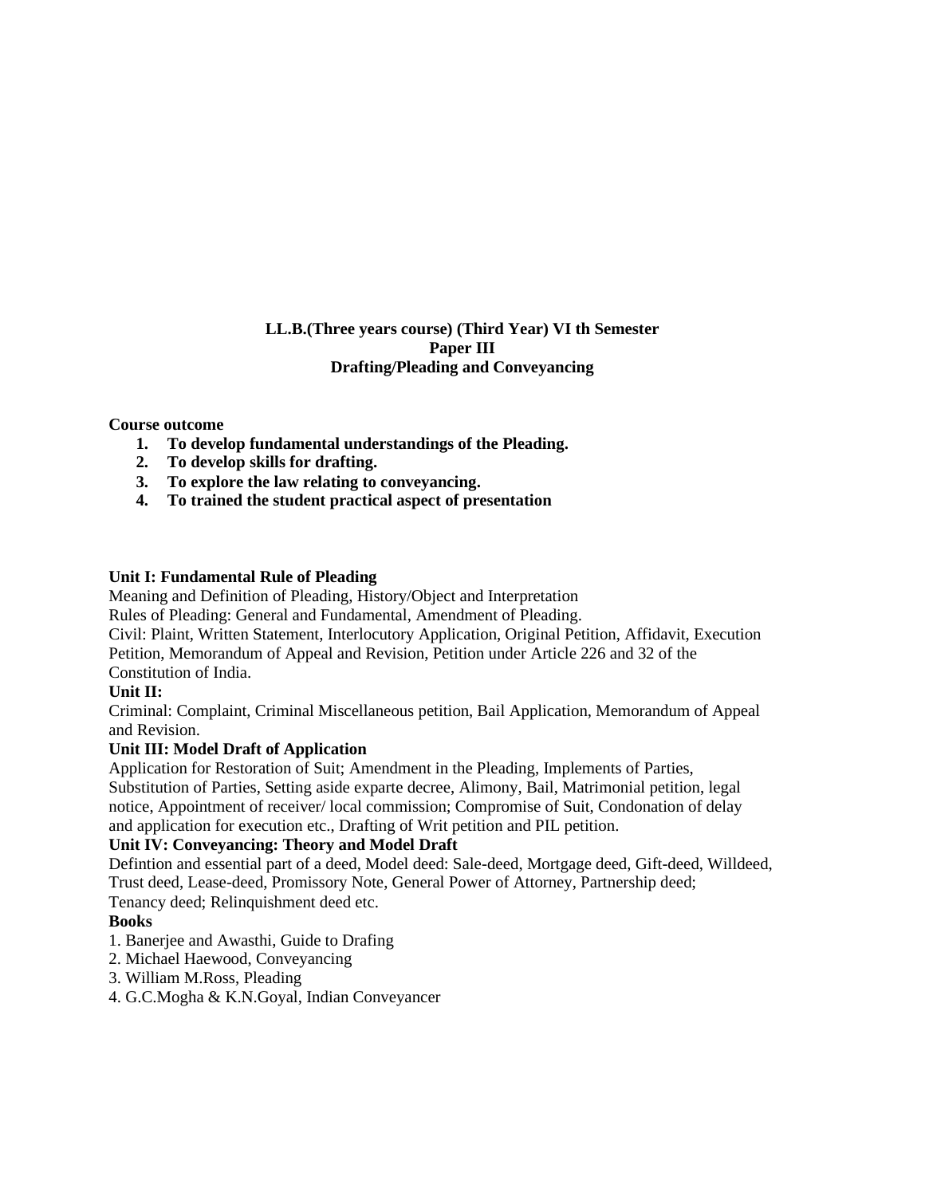**LL.B.(Three years course) (Third Year) VI th Semester**
**Paper III**
**Drafting/Pleading and Conveyancing**

**Course outcome**

1. **To develop fundamental understandings of the Pleading.**
2. **To develop skills for drafting.**
3. **To explore the law relating to conveyancing.**
4. **To trained the student practical aspect of presentation**

**Unit I: Fundamental Rule of Pleading**

Meaning and Definition of Pleading, History/Object and Interpretation
Rules of Pleading: General and Fundamental, Amendment of Pleading.
Civil: Plaint, Written Statement, Interlocutory Application, Original Petition, Affidavit, Execution Petition, Memorandum of Appeal and Revision, Petition under Article 226 and 32 of the Constitution of India.

**Unit II:**

Criminal: Complaint, Criminal Miscellaneous petition, Bail Application, Memorandum of Appeal and Revision.

**Unit III: Model Draft of Application**

Application for Restoration of Suit; Amendment in the Pleading, Implements of Parties, Substitution of Parties, Setting aside exparte decree, Alimony, Bail, Matrimonial petition, legal notice, Appointment of receiver/ local commission; Compromise of Suit, Condonation of delay and application for execution etc., Drafting of Writ petition and PIL petition.

**Unit IV: Conveyancing: Theory and Model Draft**

Defintion and essential part of a deed, Model deed: Sale-deed, Mortgage deed, Gift-deed, Willdeed, Trust deed, Lease-deed, Promissory Note, General Power of Attorney, Partnership deed; Tenancy deed; Relinquishment deed etc.

**Books**

1. Banerjee and Awasthi, Guide to Drafing
2. Michael Haewood, Conveyancing
3. William M.Ross, Pleading
4. G.C.Mogha & K.N.Goyal, Indian Conveyancer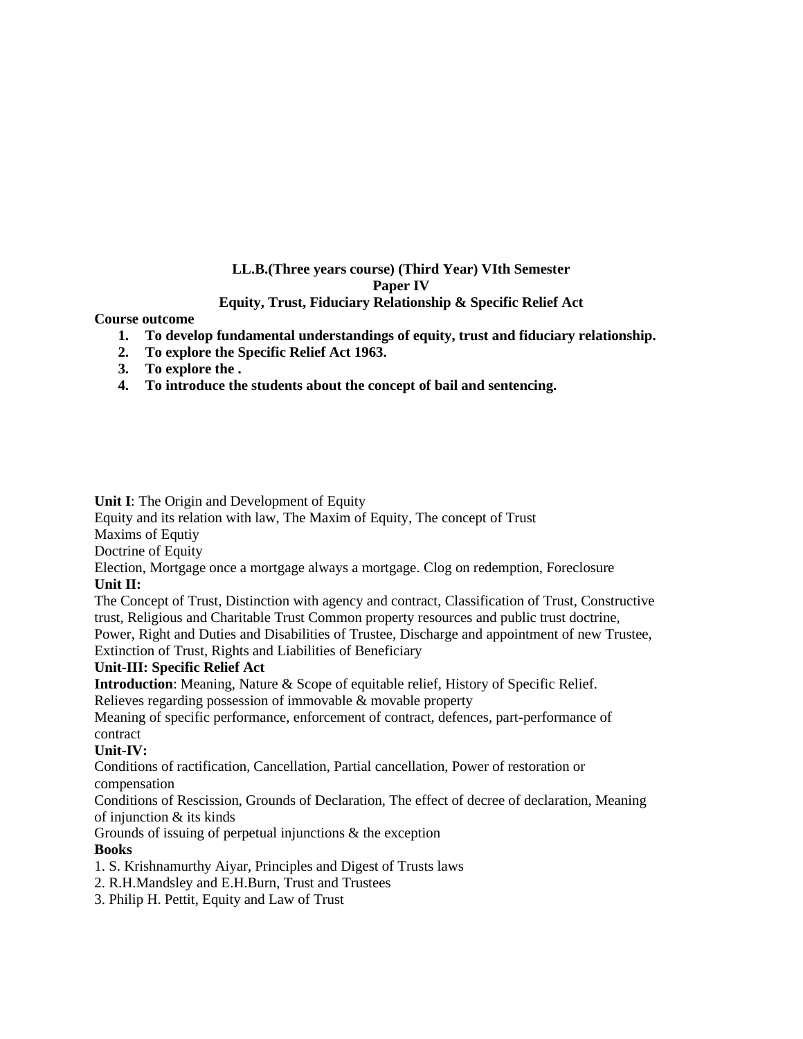**LL.B.(Three years course) (Third Year) VIth Semester**

**Paper IV**

**Equity, Trust, Fiduciary Relationship & Specific Relief Act**

**Course outcome**

1. **To develop fundamental understandings of equity, trust and fiduciary relationship.**
2. **To explore the Specific Relief Act 1963.**
3. **To explore the .**
4. **To introduce the students about the concept of bail and sentencing.**

**Unit I**: The Origin and Development of Equity

Equity and its relation with law, The Maxim of Equity, The concept of Trust

Maxims of Equtiy

Doctrine of Equity

Election, Mortgage once a mortgage always a mortgage. Clog on redemption, Foreclosure

**Unit II:**

The Concept of Trust, Distinction with agency and contract, Classification of Trust, Constructive trust, Religious and Charitable Trust Common property resources and public trust doctrine, Power, Right and Duties and Disabilities of Trustee, Discharge and appointment of new Trustee, Extinction of Trust, Rights and Liabilities of Beneficiary

**Unit-III: Specific Relief Act**

**Introduction**: Meaning, Nature & Scope of equitable relief, History of Specific Relief.

Relieves regarding possession of immovable & movable property

Meaning of specific performance, enforcement of contract, defences, part-performance of contract

**Unit-IV:**

Conditions of ractification, Cancellation, Partial cancellation, Power of restoration or compensation

Conditions of Rescission, Grounds of Declaration, The effect of decree of declaration, Meaning of injunction & its kinds

Grounds of issuing of perpetual injunctions & the exception

**Books**

1. S. Krishnamurthy Aiyar, Principles and Digest of Trusts laws
2. R.H.Mandsley and E.H.Burn, Trust and Trustees
3. Philip H. Pettit, Equity and Law of Trust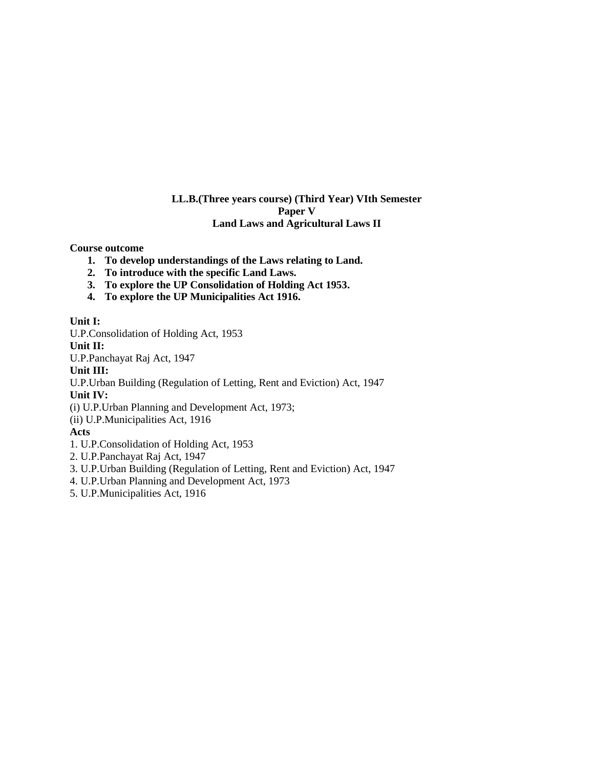**LL.B.(Three years course) (Third Year) VIth Semester**
**Paper V**
**Land Laws and Agricultural Laws II**

**Course outcome**

1. **To develop understandings of the Laws relating to Land.**
2. **To introduce with the specific Land Laws.**
3. **To explore the UP Consolidation of Holding Act 1953.**
4. **To explore the UP Municipalities Act 1916.**

**Unit I:**
U.P.Consolidation of Holding Act, 1953

**Unit II:**
U.P.Panchayat Raj Act, 1947

**Unit III:**
U.P.Urban Building (Regulation of Letting, Rent and Eviction) Act, 1947

**Unit IV:**
(i) U.P.Urban Planning and Development Act, 1973;
(ii) U.P.Municipalities Act, 1916

**Acts**
1. U.P.Consolidation of Holding Act, 1953
2. U.P.Panchayat Raj Act, 1947
3. U.P.Urban Building (Regulation of Letting, Rent and Eviction) Act, 1947
4. U.P.Urban Planning and Development Act, 1973
5. U.P.Municipalities Act, 1916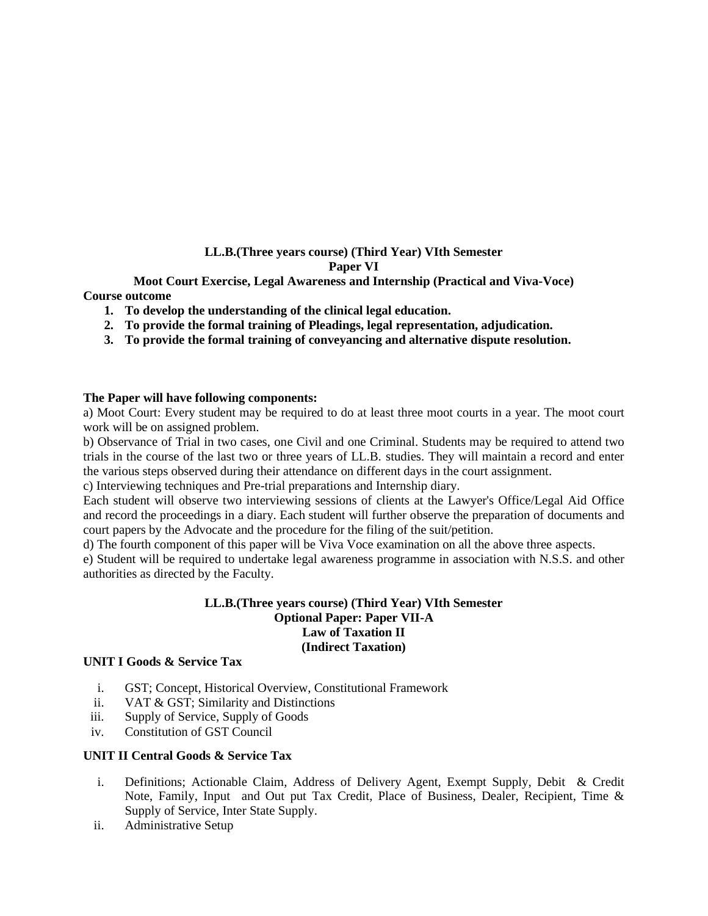**LL.B.(Three years course) (Third Year) VIth Semester**
**Paper VI**
**Moot Court Exercise, Legal Awareness and Internship (Practical and Viva-Voce)**

**Course outcome**

1. **To develop the understanding of the clinical legal education.**
2. **To provide the formal training of Pleadings, legal representation, adjudication.**
3. **To provide the formal training of conveyancing and alternative dispute resolution.**

**The Paper will have following components:**

a) Moot Court: Every student may be required to do at least three moot courts in a year. The moot court work will be on assigned problem.

b) Observance of Trial in two cases, one Civil and one Criminal. Students may be required to attend two trials in the course of the last two or three years of LL.B. studies. They will maintain a record and enter the various steps observed during their attendance on different days in the court assignment.

c) Interviewing techniques and Pre-trial preparations and Internship diary.

Each student will observe two interviewing sessions of clients at the Lawyer's Office/Legal Aid Office and record the proceedings in a diary. Each student will further observe the preparation of documents and court papers by the Advocate and the procedure for the filing of the suit/petition.

d) The fourth component of this paper will be Viva Voce examination on all the above three aspects.

e) Student will be required to undertake legal awareness programme in association with N.S.S. and other authorities as directed by the Faculty.

**LL.B.(Three years course) (Third Year) VIth Semester**
**Optional Paper: Paper VII-A**
**Law of Taxation II**
**(Indirect Taxation)**

**UNIT I Goods & Service Tax**

i. GST; Concept, Historical Overview, Constitutional Framework
ii. VAT & GST; Similarity and Distinctions
iii. Supply of Service, Supply of Goods
iv. Constitution of GST Council

**UNIT II Central Goods & Service Tax**

i. Definitions; Actionable Claim, Address of Delivery Agent, Exempt Supply, Debit & Credit Note, Family, Input and Out put Tax Credit, Place of Business, Dealer, Recipient, Time & Supply of Service, Inter State Supply.
ii. Administrative Setup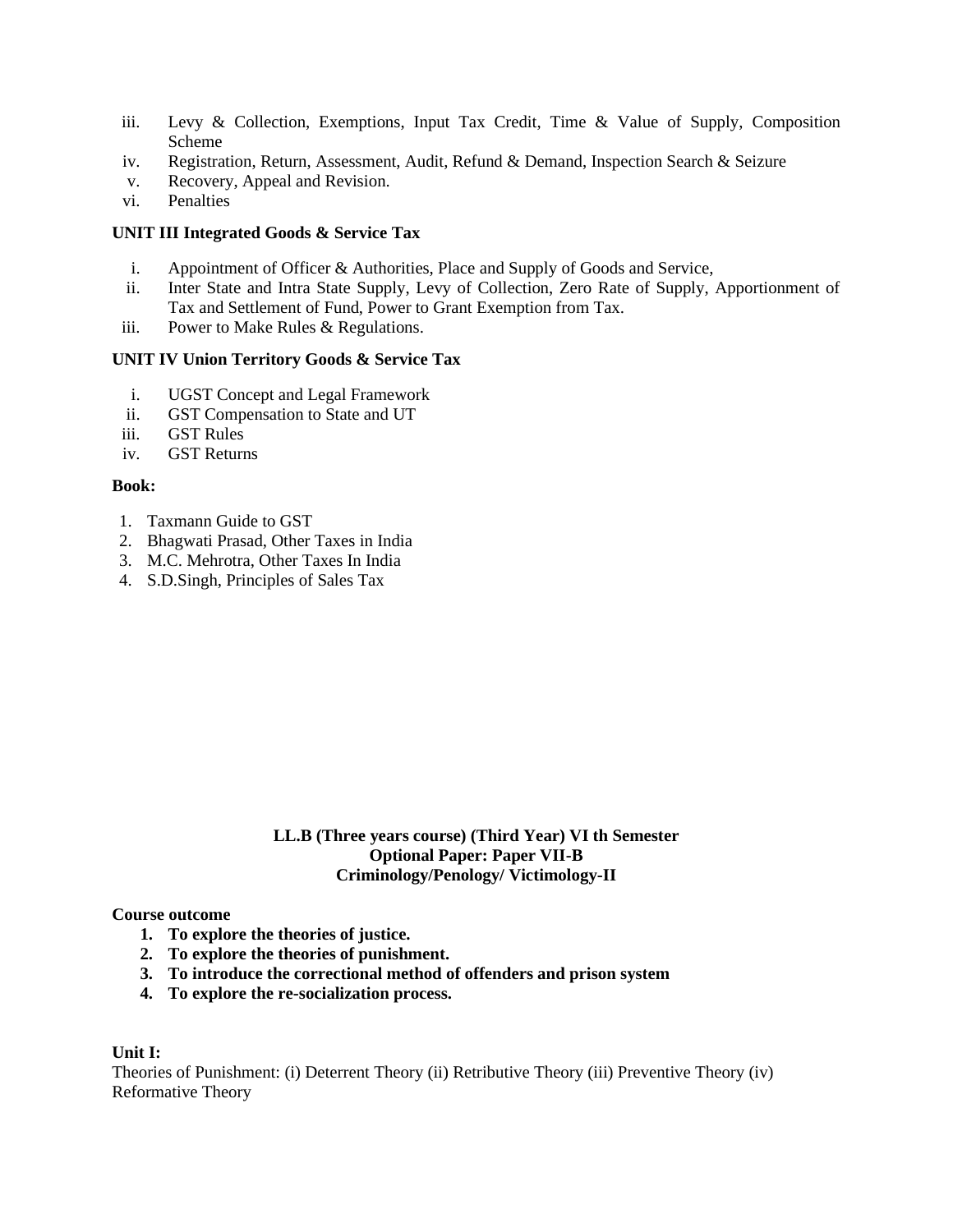iii. Levy & Collection, Exemptions, Input Tax Credit, Time & Value of Supply, Composition Scheme
iv. Registration, Return, Assessment, Audit, Refund & Demand, Inspection Search & Seizure
v. Recovery, Appeal and Revision.
vi. Penalties

**UNIT III Integrated Goods & Service Tax**

i. Appointment of Officer & Authorities, Place and Supply of Goods and Service,
ii. Inter State and Intra State Supply, Levy of Collection, Zero Rate of Supply, Apportionment of Tax and Settlement of Fund, Power to Grant Exemption from Tax.
iii. Power to Make Rules & Regulations.

**UNIT IV Union Territory Goods & Service Tax**

i. UGST Concept and Legal Framework
ii. GST Compensation to State and UT
iii. GST Rules
iv. GST Returns

**Book:**

1. Taxmann Guide to GST
2. Bhagwati Prasad, Other Taxes in India
3. M.C. Mehrotra, Other Taxes In India
4. S.D.Singh, Principles of Sales Tax

**LL.B (Three years course) (Third Year) VI th Semester**
**Optional Paper: Paper VII-B**
**Criminology/Penology/ Victimology-II**

**Course outcome**

1. **To explore the theories of justice.**
2. **To explore the theories of punishment.**
3. **To introduce the correctional method of offenders and prison system**
4. **To explore the re-socialization process.**

**Unit I:**
Theories of Punishment: (i) Deterrent Theory (ii) Retributive Theory (iii) Preventive Theory (iv) Reformative Theory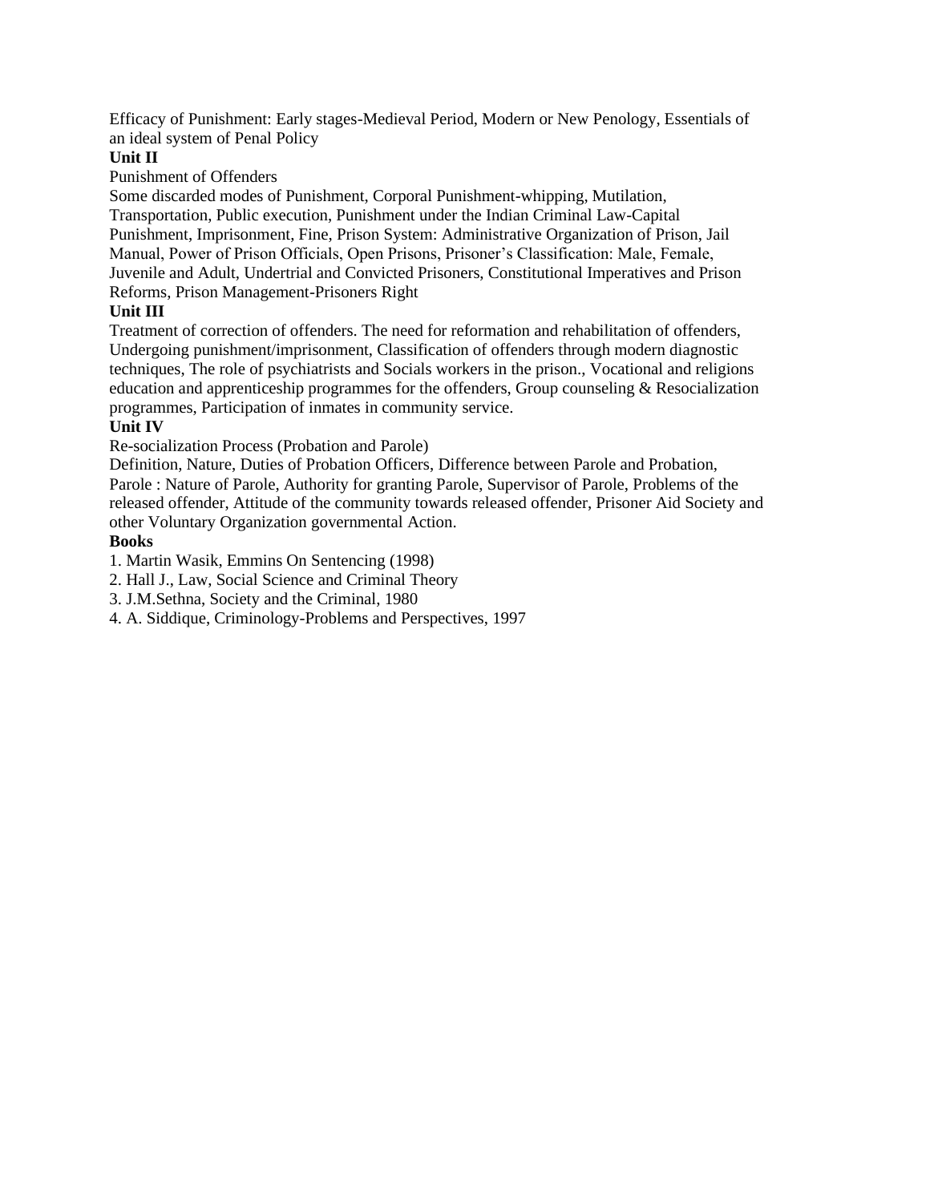Efficacy of Punishment: Early stages-Medieval Period, Modern or New Penology, Essentials of an ideal system of Penal Policy

**Unit II**

Punishment of Offenders

Some discarded modes of Punishment, Corporal Punishment-whipping, Mutilation, Transportation, Public execution, Punishment under the Indian Criminal Law-Capital Punishment, Imprisonment, Fine, Prison System: Administrative Organization of Prison, Jail Manual, Power of Prison Officials, Open Prisons, Prisoner's Classification: Male, Female, Juvenile and Adult, Undertrial and Convicted Prisoners, Constitutional Imperatives and Prison Reforms, Prison Management-Prisoners Right

**Unit III**

Treatment of correction of offenders. The need for reformation and rehabilitation of offenders, Undergoing punishment/imprisonment, Classification of offenders through modern diagnostic techniques, The role of psychiatrists and Socials workers in the prison., Vocational and religions education and apprenticeship programmes for the offenders, Group counseling & Resocialization programmes, Participation of inmates in community service.

**Unit IV**

Re-socialization Process (Probation and Parole)

Definition, Nature, Duties of Probation Officers, Difference between Parole and Probation, Parole : Nature of Parole, Authority for granting Parole, Supervisor of Parole, Problems of the released offender, Attitude of the community towards released offender, Prisoner Aid Society and other Voluntary Organization governmental Action.

**Books**

1. Martin Wasik, Emmins On Sentencing (1998)
2. Hall J., Law, Social Science and Criminal Theory
3. J.M.Sethna, Society and the Criminal, 1980
4. A. Siddique, Criminology-Problems and Perspectives, 1997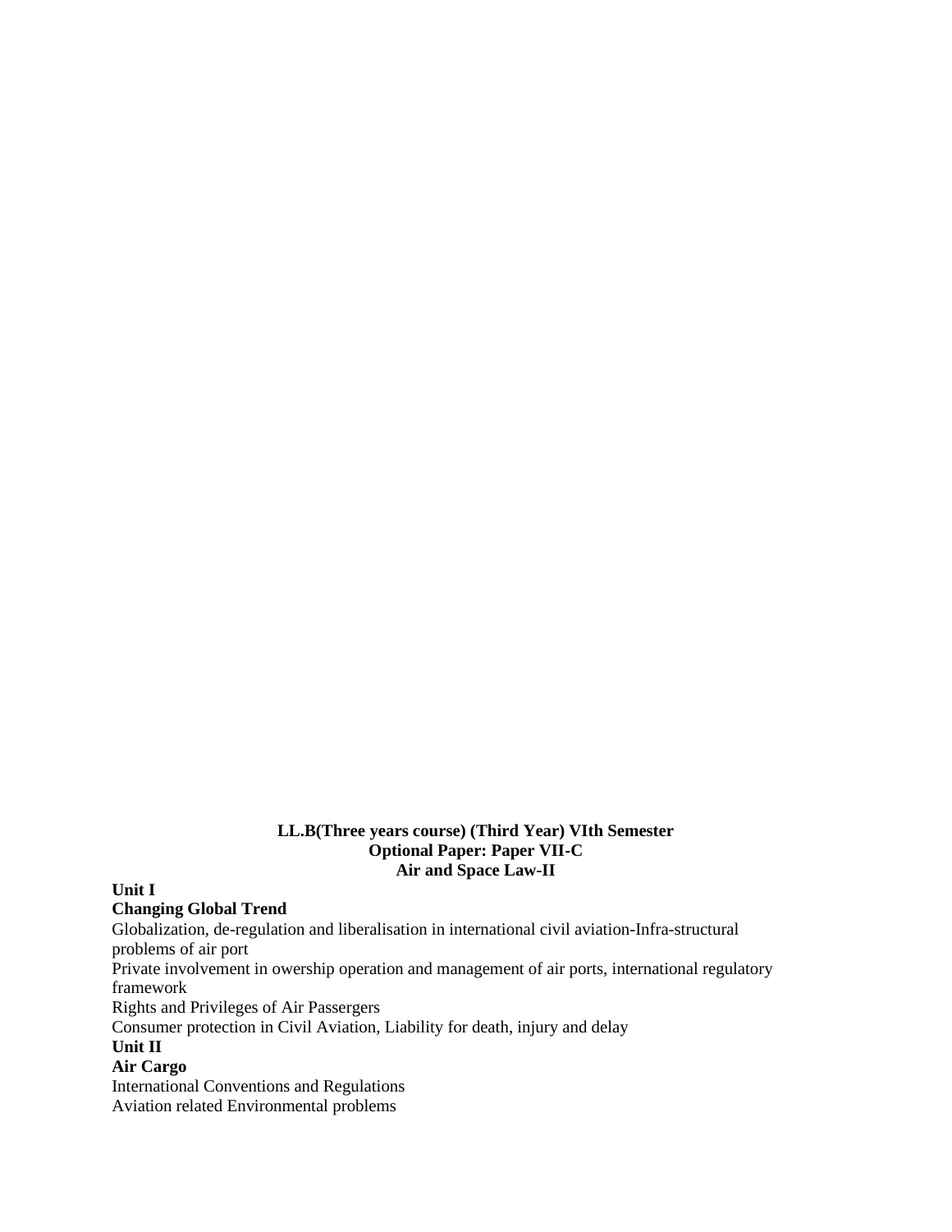**LL.B(Three years course) (Third Year) VIth Semester**
**Optional Paper: Paper VII-C**
**Air and Space Law-II**

**Unit I**

**Changing Global Trend**

Globalization, de-regulation and liberalisation in international civil aviation-Infra-structural problems of air port

Private involvement in owership operation and management of air ports, international regulatory framework

Rights and Privileges of Air Passergers

Consumer protection in Civil Aviation, Liability for death, injury and delay

**Unit II**

**Air Cargo**

International Conventions and Regulations

Aviation related Environmental problems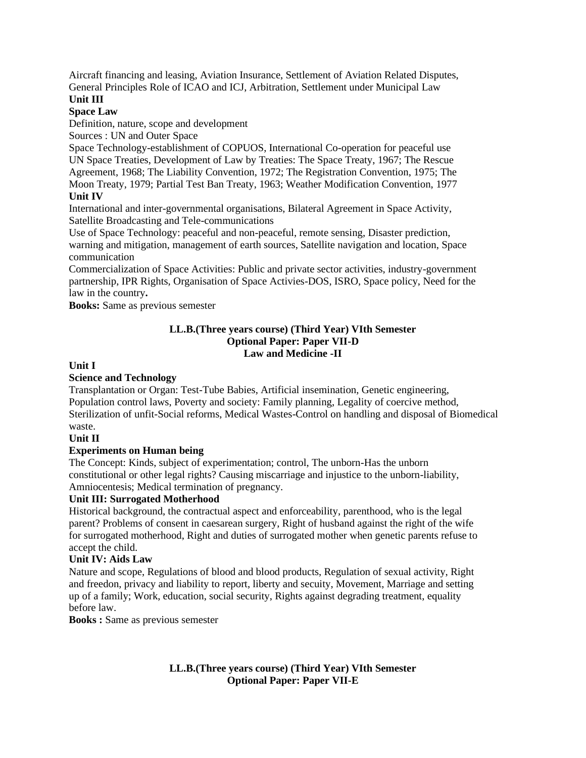Aircraft financing and leasing, Aviation Insurance, Settlement of Aviation Related Disputes, General Principles Role of ICAO and ICJ, Arbitration, Settlement under Municipal Law

**Unit III**

**Space Law**

Definition, nature, scope and development

Sources : UN and Outer Space

Space Technology-establishment of COPUOS, International Co-operation for peaceful use

UN Space Treaties, Development of Law by Treaties: The Space Treaty, 1967; The Rescue Agreement, 1968; The Liability Convention, 1972; The Registration Convention, 1975; The Moon Treaty, 1979; Partial Test Ban Treaty, 1963; Weather Modification Convention, 1977

**Unit IV**

International and inter-governmental organisations, Bilateral Agreement in Space Activity, Satellite Broadcasting and Tele-communications

Use of Space Technology: peaceful and non-peaceful, remote sensing, Disaster prediction, warning and mitigation, management of earth sources, Satellite navigation and location, Space communication

Commercialization of Space Activities: Public and private sector activities, industry-government partnership, IPR Rights, Organisation of Space Activies-DOS, ISRO, Space policy, Need for the law in the country**.**

**Books:** Same as previous semester

## LL.B.(Three years course) (Third Year) VIth Semester
## Optional Paper: Paper VII-D
## Law and Medicine -II

**Unit I**

**Science and Technology**

Transplantation or Organ: Test-Tube Babies, Artificial insemination, Genetic engineering, Population control laws, Poverty and society: Family planning, Legality of coercive method, Sterilization of unfit-Social reforms, Medical Wastes-Control on handling and disposal of Biomedical waste.

**Unit II**

**Experiments on Human being**

The Concept: Kinds, subject of experimentation; control, The unborn-Has the unborn constitutional or other legal rights? Causing miscarriage and injustice to the unborn-liability, Amniocentesis; Medical termination of pregnancy.

**Unit III: Surrogated Motherhood**

Historical background, the contractual aspect and enforceability, parenthood, who is the legal parent? Problems of consent in caesarean surgery, Right of husband against the right of the wife for surrogated motherhood, Right and duties of surrogated mother when genetic parents refuse to accept the child.

**Unit IV: Aids Law**

Nature and scope, Regulations of blood and blood products, Regulation of sexual activity, Right and freedon, privacy and liability to report, liberty and secuity, Movement, Marriage and setting up of a family; Work, education, social security, Rights against degrading treatment, equality before law.

**Books :** Same as previous semester

## LL.B.(Three years course) (Third Year) VIth Semester
## Optional Paper: Paper VII-E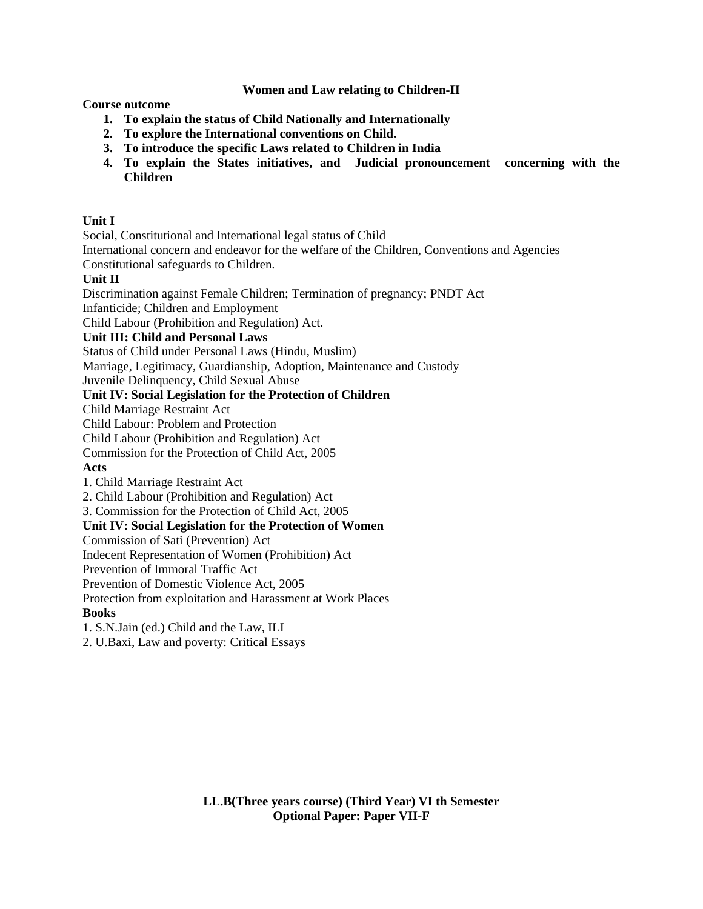## Women and Law relating to Children-II

**Course outcome**

1. **To explain the status of Child Nationally and Internationally**
2. **To explore the International conventions on Child.**
3. **To introduce the specific Laws related to Children in India**
4. **To explain the States initiatives, and Judicial pronouncement concerning with the Children**

**Unit I**

Social, Constitutional and International legal status of Child
International concern and endeavor for the welfare of the Children, Conventions and Agencies
Constitutional safeguards to Children.

**Unit II**

Discrimination against Female Children; Termination of pregnancy; PNDT Act
Infanticide; Children and Employment
Child Labour (Prohibition and Regulation) Act.

**Unit III: Child and Personal Laws**

Status of Child under Personal Laws (Hindu, Muslim)
Marriage, Legitimacy, Guardianship, Adoption, Maintenance and Custody
Juvenile Delinquency, Child Sexual Abuse

**Unit IV: Social Legislation for the Protection of Children**

Child Marriage Restraint Act
Child Labour: Problem and Protection
Child Labour (Prohibition and Regulation) Act
Commission for the Protection of Child Act, 2005

**Acts**

1. Child Marriage Restraint Act
2. Child Labour (Prohibition and Regulation) Act
3. Commission for the Protection of Child Act, 2005

**Unit IV: Social Legislation for the Protection of Women**

Commission of Sati (Prevention) Act
Indecent Representation of Women (Prohibition) Act
Prevention of Immoral Traffic Act
Prevention of Domestic Violence Act, 2005
Protection from exploitation and Harassment at Work Places

**Books**

1. S.N.Jain (ed.) Child and the Law, ILI
2. U.Baxi, Law and poverty: Critical Essays

**LL.B(Three years course) (Third Year) VI th Semester**
**Optional Paper: Paper VII-F**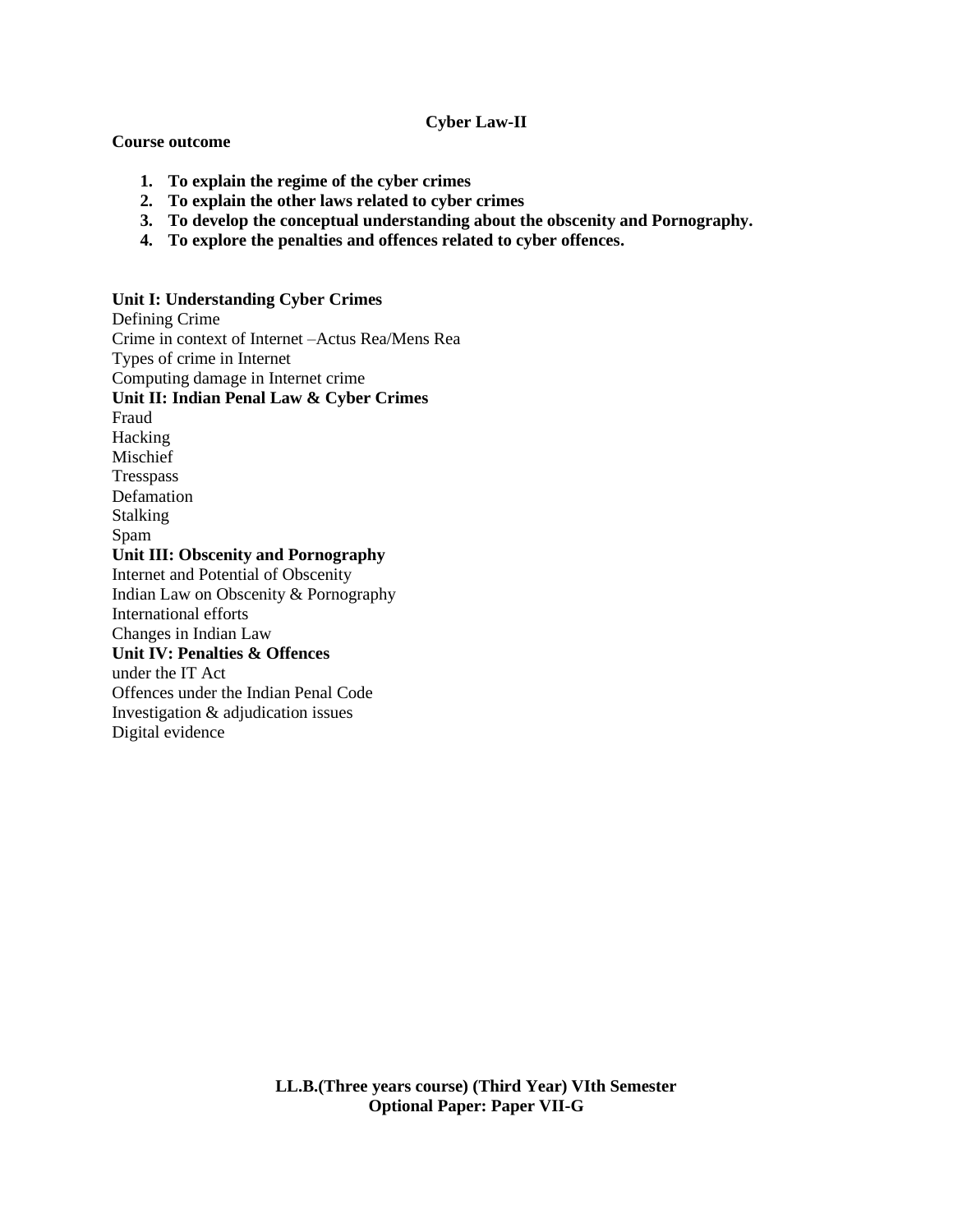# Cyber Law-II

**Course outcome**

1. **To explain the regime of the cyber crimes**
2. **To explain the other laws related to cyber crimes**
3. **To develop the conceptual understanding about the obscenity and Pornography.**
4. **To explore the penalties and offences related to cyber offences.**

**Unit I: Understanding Cyber Crimes**

Defining Crime
Crime in context of Internet –Actus Rea/Mens Rea
Types of crime in Internet
Computing damage in Internet crime

**Unit II: Indian Penal Law & Cyber Crimes**

Fraud
Hacking
Mischief
Tresspass
Defamation
Stalking
Spam

**Unit III: Obscenity and Pornography**

Internet and Potential of Obscenity
Indian Law on Obscenity & Pornography
International efforts
Changes in Indian Law

**Unit IV: Penalties & Offences**

under the IT Act
Offences under the Indian Penal Code
Investigation & adjudication issues
Digital evidence

**LL.B.(Three years course) (Third Year) VIth Semester**
**Optional Paper: Paper VII-G**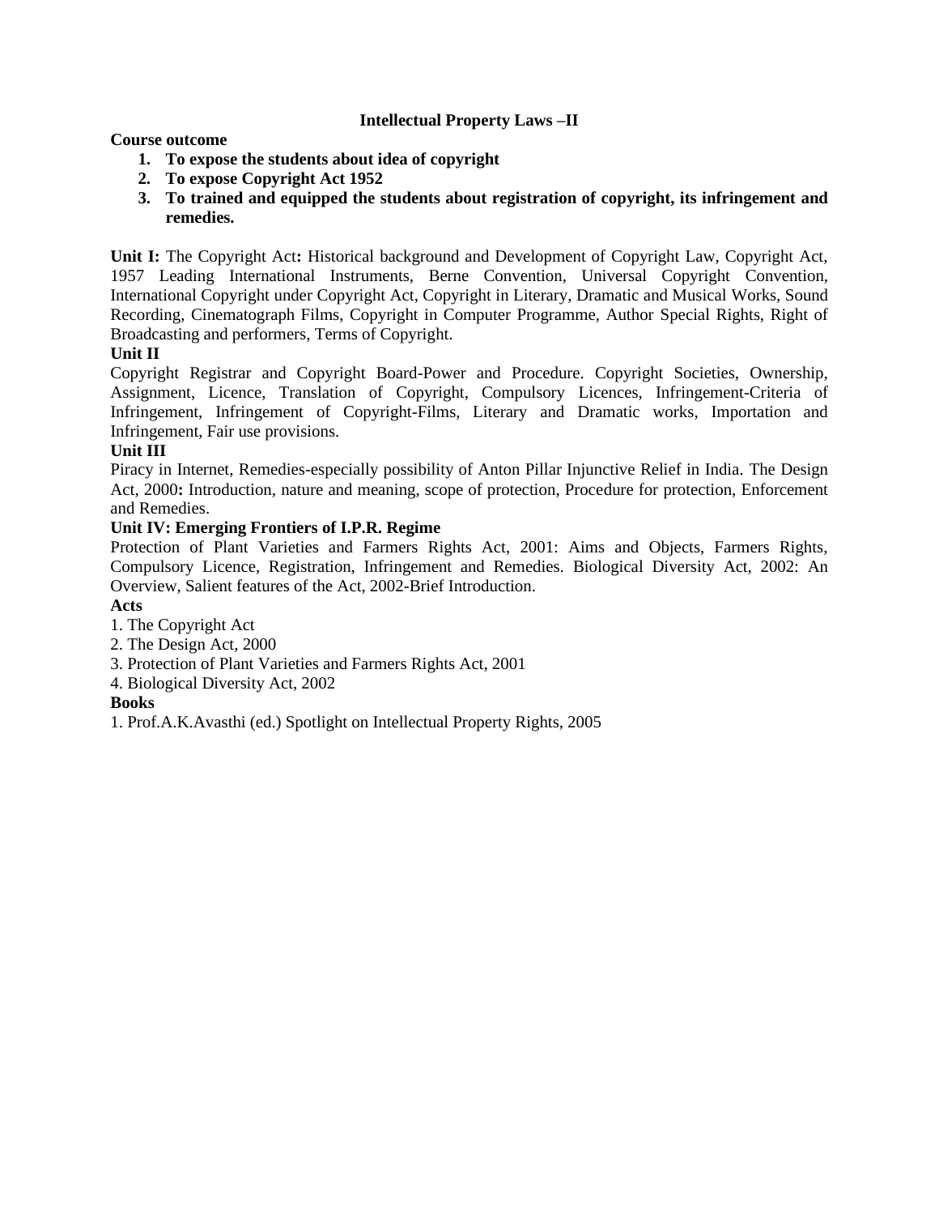## Intellectual Property Laws –II

**Course outcome**

1. **To expose the students about idea of copyright**
2. **To expose Copyright Act 1952**
3. **To trained and equipped the students about registration of copyright, its infringement and remedies.**

**Unit I:** The Copyright Act**:** Historical background and Development of Copyright Law, Copyright Act, 1957 Leading International Instruments, Berne Convention, Universal Copyright Convention, International Copyright under Copyright Act, Copyright in Literary, Dramatic and Musical Works, Sound Recording, Cinematograph Films, Copyright in Computer Programme, Author Special Rights, Right of Broadcasting and performers, Terms of Copyright.

**Unit II**

Copyright Registrar and Copyright Board-Power and Procedure. Copyright Societies, Ownership, Assignment, Licence, Translation of Copyright, Compulsory Licences, Infringement-Criteria of Infringement, Infringement of Copyright-Films, Literary and Dramatic works, Importation and Infringement, Fair use provisions.

**Unit III**

Piracy in Internet, Remedies-especially possibility of Anton Pillar Injunctive Relief in India. The Design Act, 2000**:** Introduction, nature and meaning, scope of protection, Procedure for protection, Enforcement and Remedies.

**Unit IV: Emerging Frontiers of I.P.R. Regime**

Protection of Plant Varieties and Farmers Rights Act, 2001: Aims and Objects, Farmers Rights, Compulsory Licence, Registration, Infringement and Remedies. Biological Diversity Act, 2002: An Overview, Salient features of the Act, 2002-Brief Introduction.

**Acts**

1. The Copyright Act
2. The Design Act, 2000
3. Protection of Plant Varieties and Farmers Rights Act, 2001
4. Biological Diversity Act, 2002

**Books**

1. Prof.A.K.Avasthi (ed.) Spotlight on Intellectual Property Rights, 2005